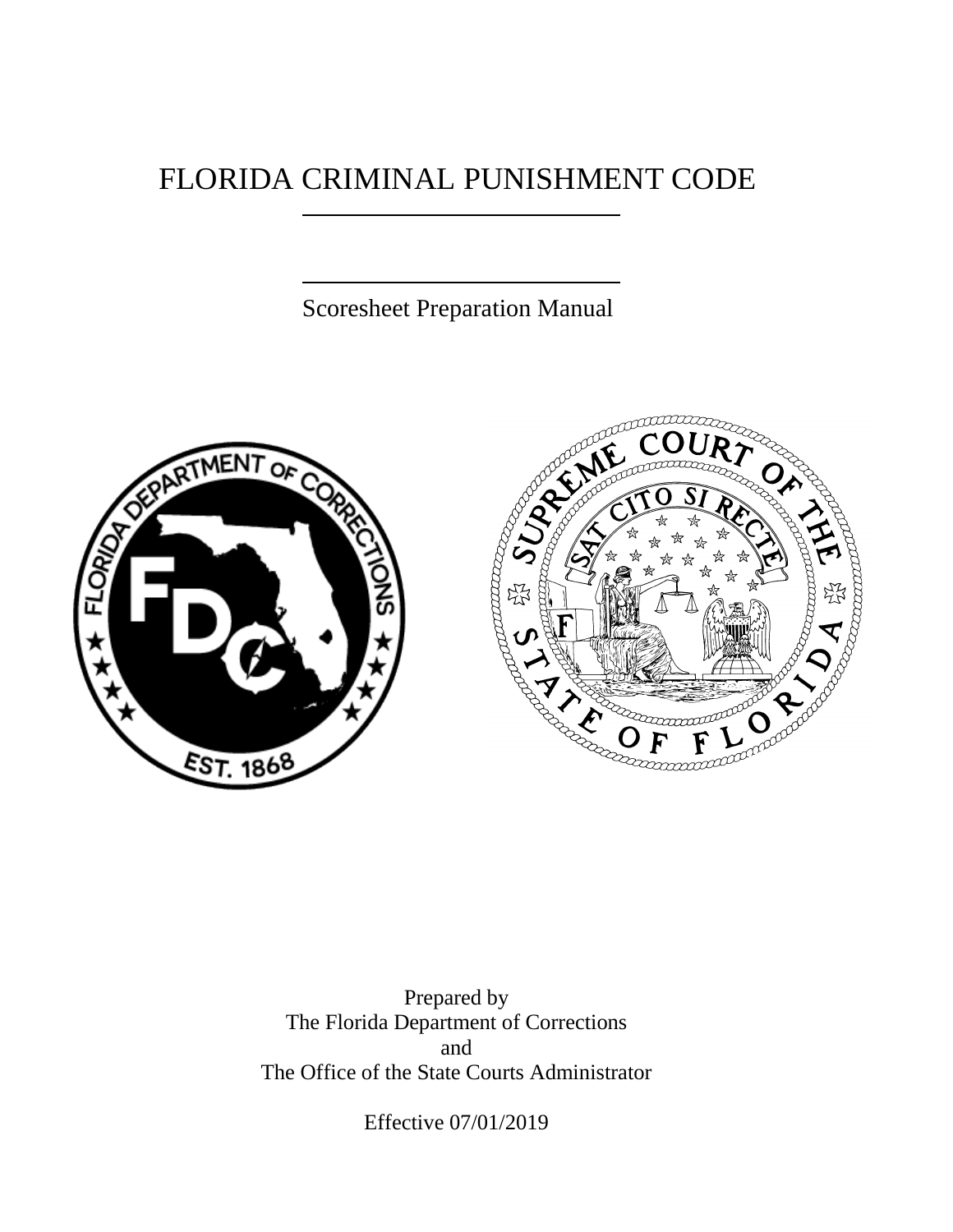# FLORIDA CRIMINAL PUNISHMENT CODE

Scoresheet Preparation Manual

Prepared by
The Florida Department of Corrections
and
The Office of the State Courts Administrator

Effective 07/01/2019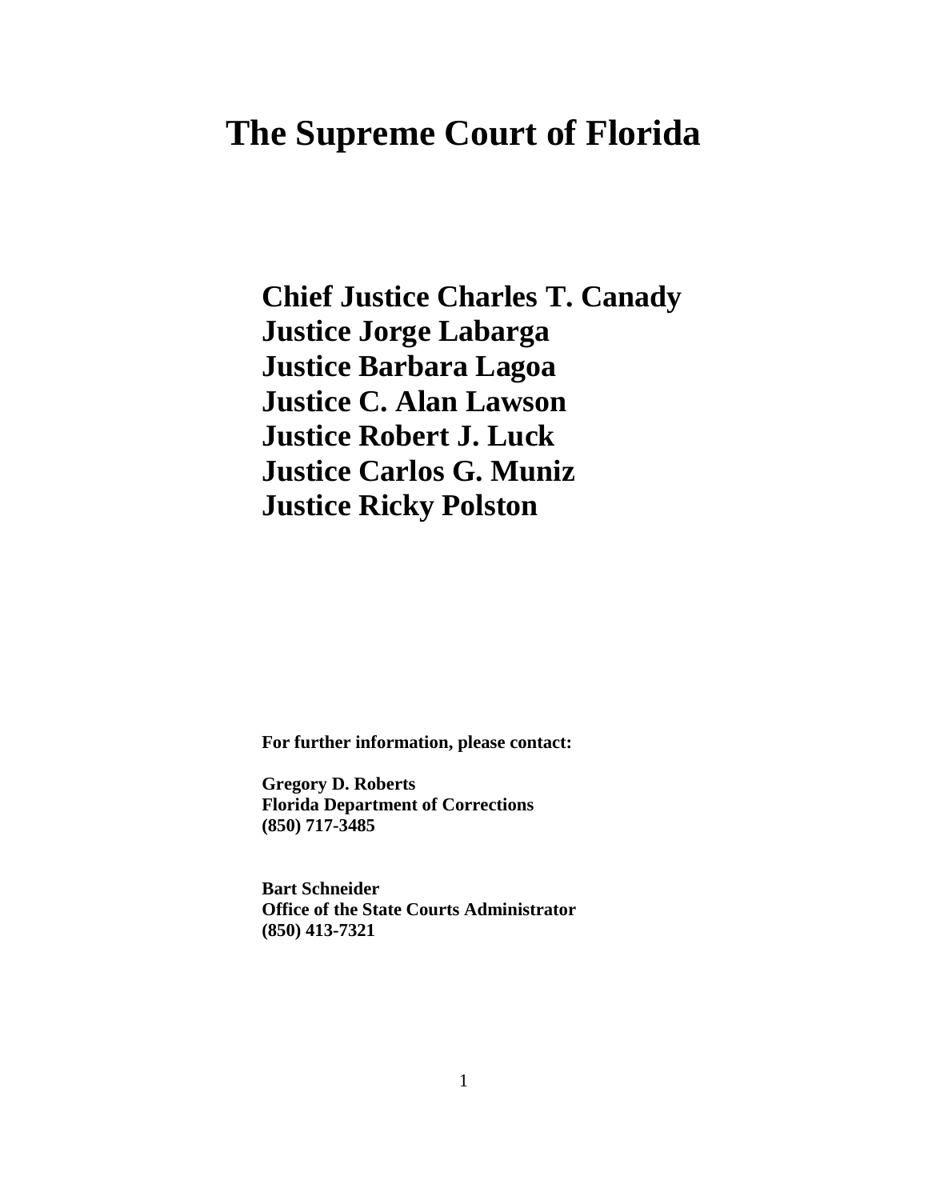# The Supreme Court of Florida

**Chief Justice Charles T. Canady**
**Justice Jorge Labarga**
**Justice Barbara Lagoa**
**Justice C. Alan Lawson**
**Justice Robert J. Luck**
**Justice Carlos G. Muniz**
**Justice Ricky Polston**

**For further information, please contact:**

**Gregory D. Roberts**
**Florida Department of Corrections**
**(850) 717-3485**

**Bart Schneider**
**Office of the State Courts Administrator**
**(850) 413-7321**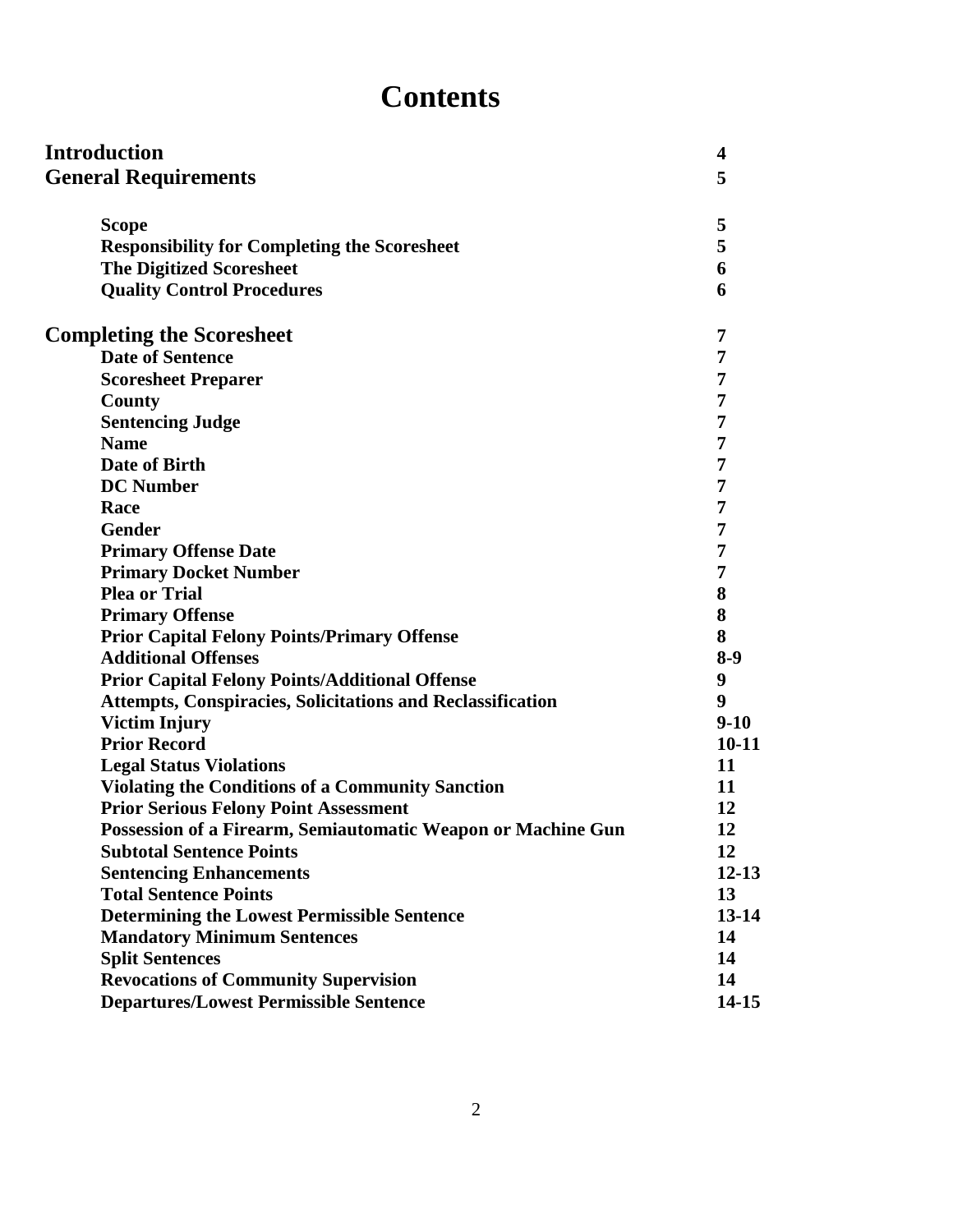# Contents

| | |
|---|---|
| **Introduction** | **4** |
| **General Requirements** | **5** |
| **Scope** | **5** |
| **Responsibility for Completing the Scoresheet** | **5** |
| **The Digitized Scoresheet** | **6** |
| **Quality Control Procedures** | **6** |
| **Completing the Scoresheet** | **7** |
| **Date of Sentence** | **7** |
| **Scoresheet Preparer** | **7** |
| **County** | **7** |
| **Sentencing Judge** | **7** |
| **Name** | **7** |
| **Date of Birth** | **7** |
| **DC Number** | **7** |
| **Race** | **7** |
| **Gender** | **7** |
| **Primary Offense Date** | **7** |
| **Primary Docket Number** | **7** |
| **Plea or Trial** | **8** |
| **Primary Offense** | **8** |
| **Prior Capital Felony Points/Primary Offense** | **8** |
| **Additional Offenses** | **8-9** |
| **Prior Capital Felony Points/Additional Offense** | **9** |
| **Attempts, Conspiracies, Solicitations and Reclassification** | **9** |
| **Victim Injury** | **9-10** |
| **Prior Record** | **10-11** |
| **Legal Status Violations** | **11** |
| **Violating the Conditions of a Community Sanction** | **11** |
| **Prior Serious Felony Point Assessment** | **12** |
| **Possession of a Firearm, Semiautomatic Weapon or Machine Gun** | **12** |
| **Subtotal Sentence Points** | **12** |
| **Sentencing Enhancements** | **12-13** |
| **Total Sentence Points** | **13** |
| **Determining the Lowest Permissible Sentence** | **13-14** |
| **Mandatory Minimum Sentences** | **14** |
| **Split Sentences** | **14** |
| **Revocations of Community Supervision** | **14** |
| **Departures/Lowest Permissible Sentence** | **14-15** |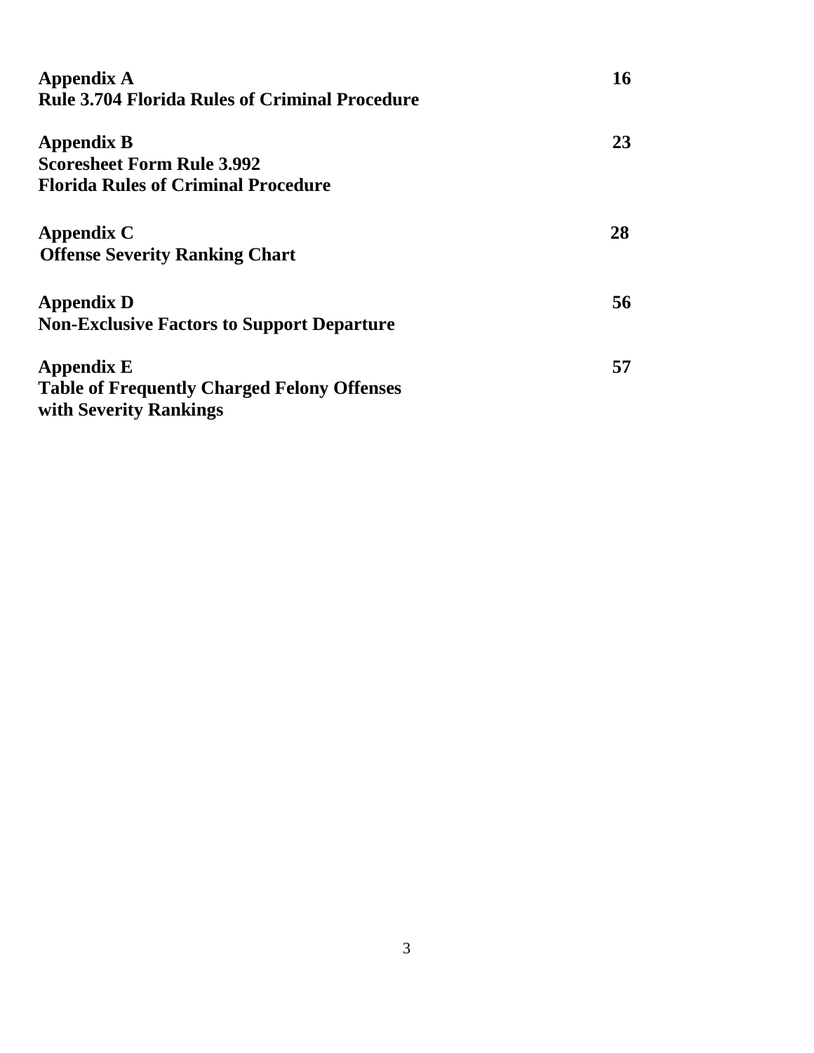**Appendix A** **16**
**Rule 3.704 Florida Rules of Criminal Procedure**

**Appendix B** **23**
**Scoresheet Form Rule 3.992**
**Florida Rules of Criminal Procedure**

**Appendix C** **28**
**Offense Severity Ranking Chart**

**Appendix D** **56**
**Non-Exclusive Factors to Support Departure**

**Appendix E** **57**
**Table of Frequently Charged Felony Offenses**
**with Severity Rankings**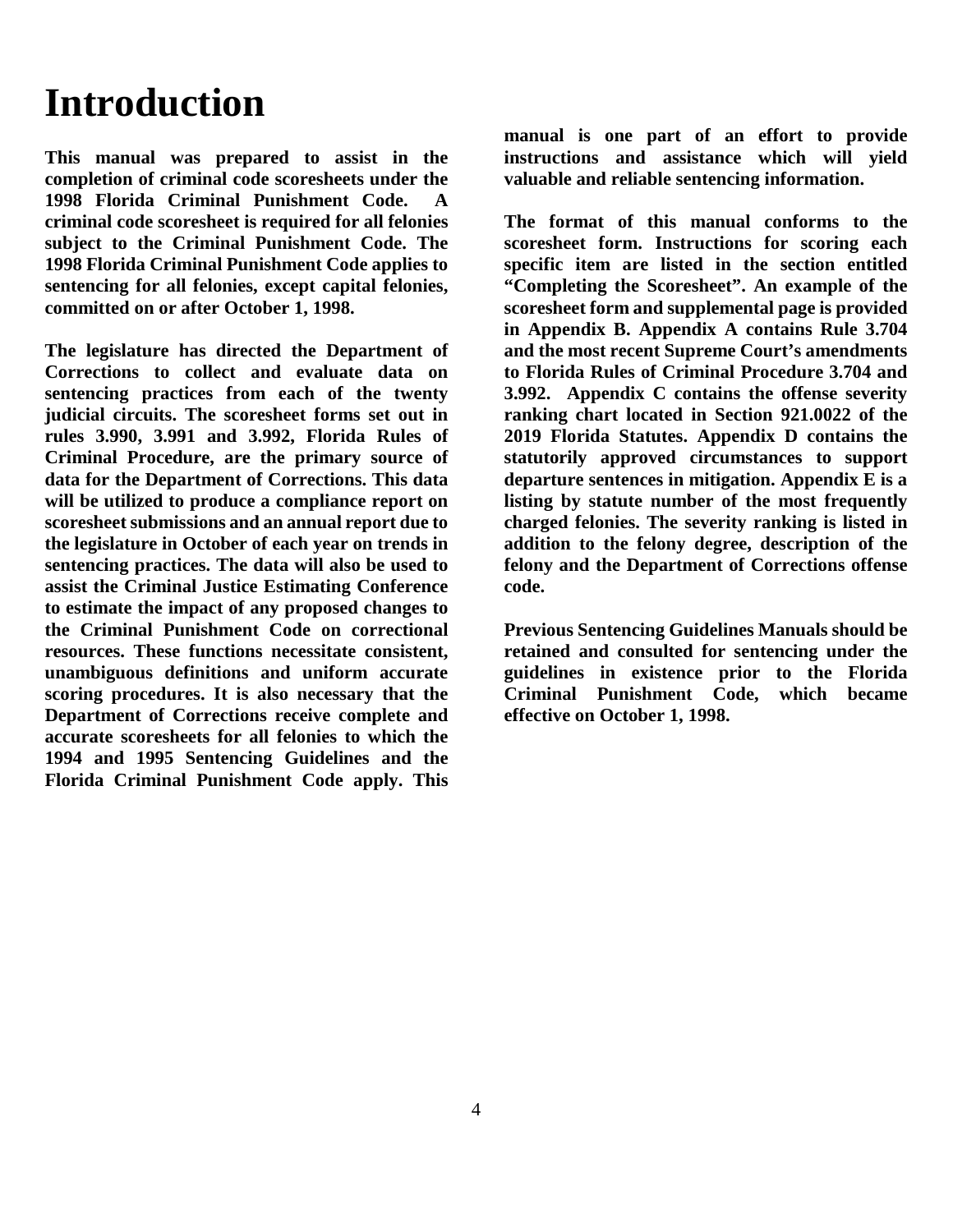# Introduction

**This manual was prepared to assist in the completion of criminal code scoresheets under the 1998 Florida Criminal Punishment Code. A criminal code scoresheet is required for all felonies subject to the Criminal Punishment Code. The 1998 Florida Criminal Punishment Code applies to sentencing for all felonies, except capital felonies, committed on or after October 1, 1998.**

**The legislature has directed the Department of Corrections to collect and evaluate data on sentencing practices from each of the twenty judicial circuits. The scoresheet forms set out in rules 3.990, 3.991 and 3.992, Florida Rules of Criminal Procedure, are the primary source of data for the Department of Corrections. This data will be utilized to produce a compliance report on scoresheet submissions and an annual report due to the legislature in October of each year on trends in sentencing practices. The data will also be used to assist the Criminal Justice Estimating Conference to estimate the impact of any proposed changes to the Criminal Punishment Code on correctional resources. These functions necessitate consistent, unambiguous definitions and uniform accurate scoring procedures. It is also necessary that the Department of Corrections receive complete and accurate scoresheets for all felonies to which the 1994 and 1995 Sentencing Guidelines and the Florida Criminal Punishment Code apply. This manual is one part of an effort to provide instructions and assistance which will yield valuable and reliable sentencing information.**

**The format of this manual conforms to the scoresheet form. Instructions for scoring each specific item are listed in the section entitled "Completing the Scoresheet". An example of the scoresheet form and supplemental page is provided in Appendix B. Appendix A contains Rule 3.704 and the most recent Supreme Court's amendments to Florida Rules of Criminal Procedure 3.704 and 3.992. Appendix C contains the offense severity ranking chart located in Section 921.0022 of the 2019 Florida Statutes. Appendix D contains the statutorily approved circumstances to support departure sentences in mitigation. Appendix E is a listing by statute number of the most frequently charged felonies. The severity ranking is listed in addition to the felony degree, description of the felony and the Department of Corrections offense code.**

**Previous Sentencing Guidelines Manuals should be retained and consulted for sentencing under the guidelines in existence prior to the Florida Criminal Punishment Code, which became effective on October 1, 1998.**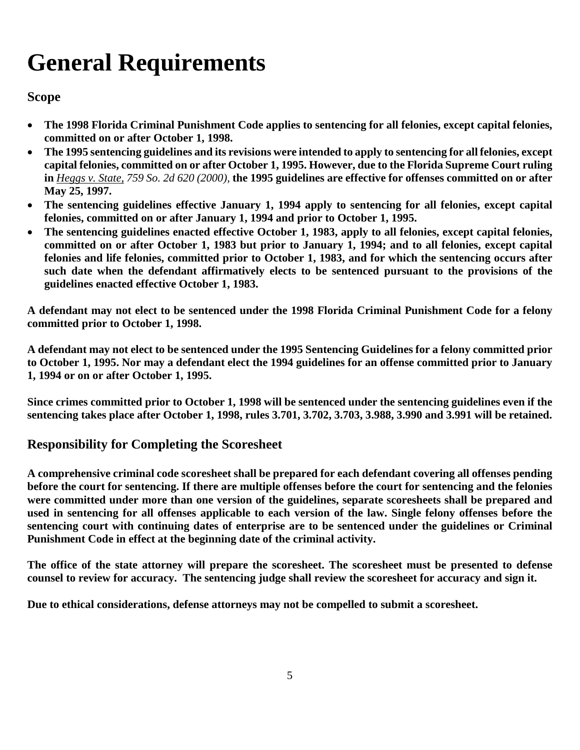# General Requirements

### Scope

- **The 1998 Florida Criminal Punishment Code applies to sentencing for all felonies, except capital felonies, committed on or after October 1, 1998.**
- **The 1995 sentencing guidelines and its revisions were intended to apply to sentencing for all felonies, except capital felonies, committed on or after October 1, 1995. However, due to the Florida Supreme Court ruling in** ***Heggs v. State,*** *759 So. 2d 620 (2000),* **the 1995 guidelines are effective for offenses committed on or after May 25, 1997.**
- **The sentencing guidelines effective January 1, 1994 apply to sentencing for all felonies, except capital felonies, committed on or after January 1, 1994 and prior to October 1, 1995.**
- **The sentencing guidelines enacted effective October 1, 1983, apply to all felonies, except capital felonies, committed on or after October 1, 1983 but prior to January 1, 1994; and to all felonies, except capital felonies and life felonies, committed prior to October 1, 1983, and for which the sentencing occurs after such date when the defendant affirmatively elects to be sentenced pursuant to the provisions of the guidelines enacted effective October 1, 1983.**

**A defendant may not elect to be sentenced under the 1998 Florida Criminal Punishment Code for a felony committed prior to October 1, 1998.**

**A defendant may not elect to be sentenced under the 1995 Sentencing Guidelines for a felony committed prior to October 1, 1995. Nor may a defendant elect the 1994 guidelines for an offense committed prior to January 1, 1994 or on or after October 1, 1995.**

**Since crimes committed prior to October 1, 1998 will be sentenced under the sentencing guidelines even if the sentencing takes place after October 1, 1998, rules 3.701, 3.702, 3.703, 3.988, 3.990 and 3.991 will be retained.**

## Responsibility for Completing the Scoresheet

**A comprehensive criminal code scoresheet shall be prepared for each defendant covering all offenses pending before the court for sentencing. If there are multiple offenses before the court for sentencing and the felonies were committed under more than one version of the guidelines, separate scoresheets shall be prepared and used in sentencing for all offenses applicable to each version of the law. Single felony offenses before the sentencing court with continuing dates of enterprise are to be sentenced under the guidelines or Criminal Punishment Code in effect at the beginning date of the criminal activity.**

**The office of the state attorney will prepare the scoresheet. The scoresheet must be presented to defense counsel to review for accuracy. The sentencing judge shall review the scoresheet for accuracy and sign it.**

**Due to ethical considerations, defense attorneys may not be compelled to submit a scoresheet.**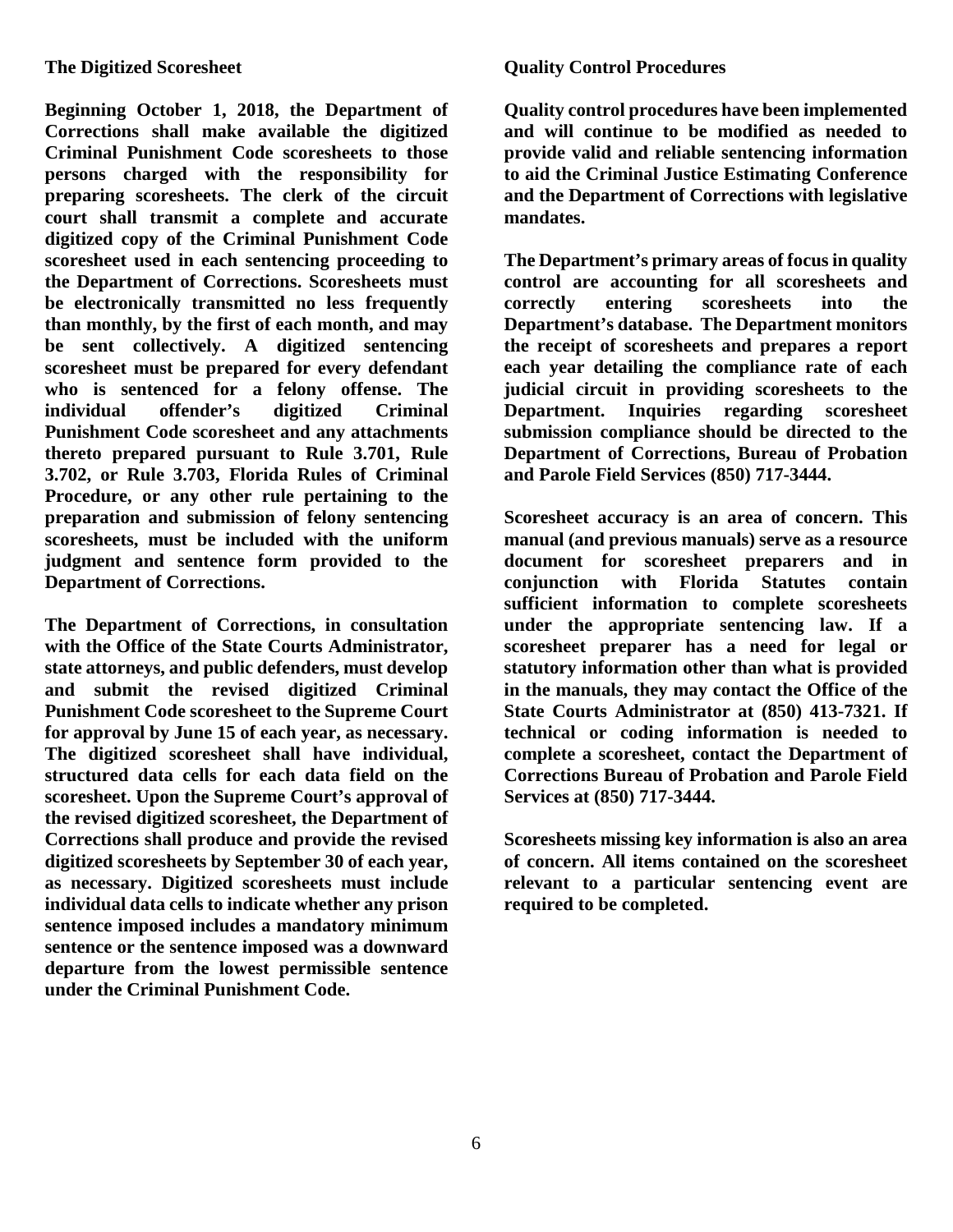## The Digitized Scoresheet

**Beginning October 1, 2018, the Department of Corrections shall make available the digitized Criminal Punishment Code scoresheets to those persons charged with the responsibility for preparing scoresheets. The clerk of the circuit court shall transmit a complete and accurate digitized copy of the Criminal Punishment Code scoresheet used in each sentencing proceeding to the Department of Corrections. Scoresheets must be electronically transmitted no less frequently than monthly, by the first of each month, and may be sent collectively. A digitized sentencing scoresheet must be prepared for every defendant who is sentenced for a felony offense. The individual offender's digitized Criminal Punishment Code scoresheet and any attachments thereto prepared pursuant to Rule 3.701, Rule 3.702, or Rule 3.703, Florida Rules of Criminal Procedure, or any other rule pertaining to the preparation and submission of felony sentencing scoresheets, must be included with the uniform judgment and sentence form provided to the Department of Corrections.**

**The Department of Corrections, in consultation with the Office of the State Courts Administrator, state attorneys, and public defenders, must develop and submit the revised digitized Criminal Punishment Code scoresheet to the Supreme Court for approval by June 15 of each year, as necessary. The digitized scoresheet shall have individual, structured data cells for each data field on the scoresheet. Upon the Supreme Court's approval of the revised digitized scoresheet, the Department of Corrections shall produce and provide the revised digitized scoresheets by September 30 of each year, as necessary. Digitized scoresheets must include individual data cells to indicate whether any prison sentence imposed includes a mandatory minimum sentence or the sentence imposed was a downward departure from the lowest permissible sentence under the Criminal Punishment Code.**

## Quality Control Procedures

**Quality control procedures have been implemented and will continue to be modified as needed to provide valid and reliable sentencing information to aid the Criminal Justice Estimating Conference and the Department of Corrections with legislative mandates.**

**The Department's primary areas of focus in quality control are accounting for all scoresheets and correctly entering scoresheets into the Department's database. The Department monitors the receipt of scoresheets and prepares a report each year detailing the compliance rate of each judicial circuit in providing scoresheets to the Department. Inquiries regarding scoresheet submission compliance should be directed to the Department of Corrections, Bureau of Probation and Parole Field Services (850) 717-3444.**

**Scoresheet accuracy is an area of concern. This manual (and previous manuals) serve as a resource document for scoresheet preparers and in conjunction with Florida Statutes contain sufficient information to complete scoresheets under the appropriate sentencing law. If a scoresheet preparer has a need for legal or statutory information other than what is provided in the manuals, they may contact the Office of the State Courts Administrator at (850) 413-7321. If technical or coding information is needed to complete a scoresheet, contact the Department of Corrections Bureau of Probation and Parole Field Services at (850) 717-3444.**

**Scoresheets missing key information is also an area of concern. All items contained on the scoresheet relevant to a particular sentencing event are required to be completed.**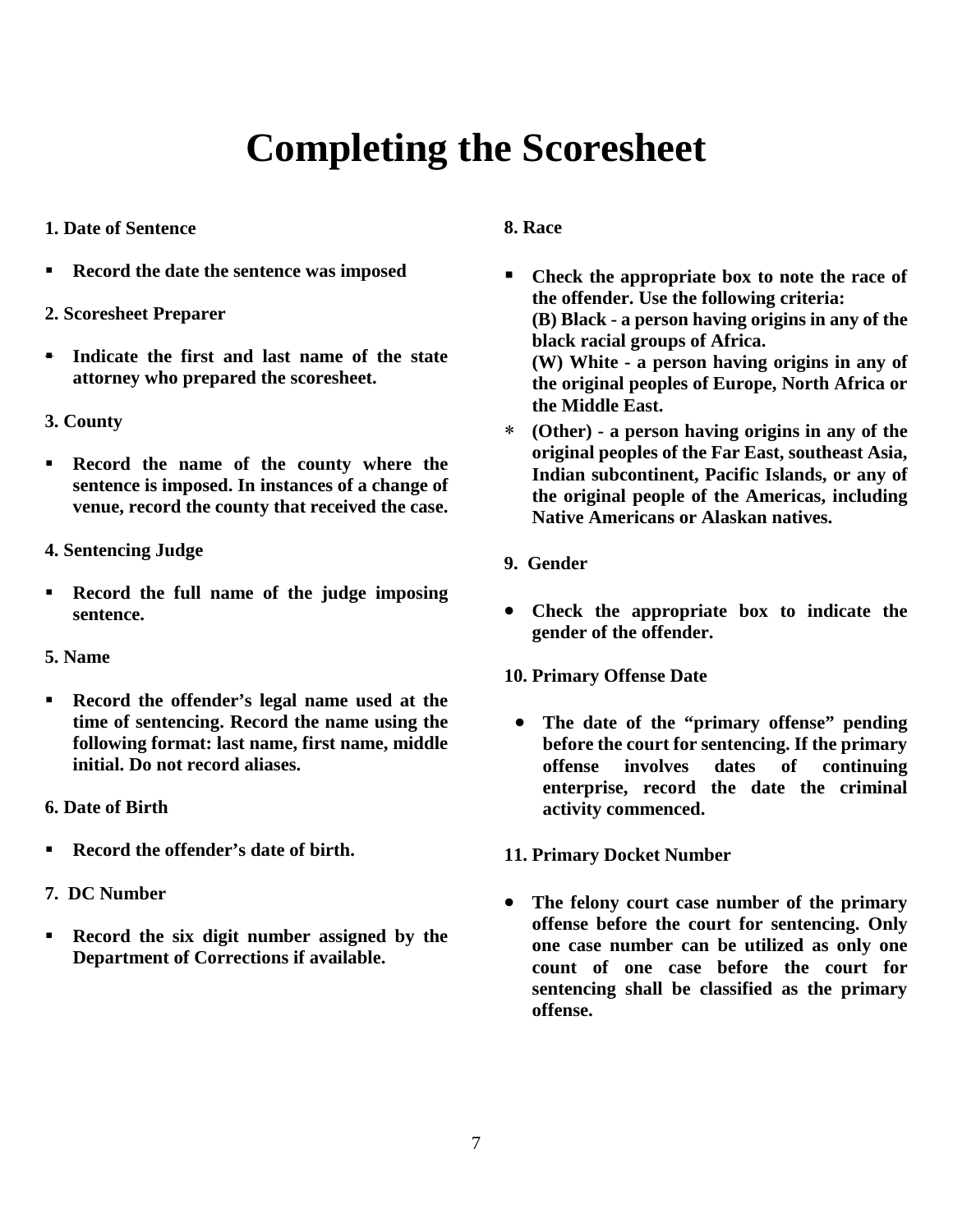# Completing the Scoresheet

**1. Date of Sentence**

- **Record the date the sentence was imposed**

**2. Scoresheet Preparer**

- **Indicate the first and last name of the state attorney who prepared the scoresheet.**

**3. County**

- **Record the name of the county where the sentence is imposed. In instances of a change of venue, record the county that received the case.**

**4. Sentencing Judge**

- **Record the full name of the judge imposing sentence.**

**5. Name**

- **Record the offender's legal name used at the time of sentencing. Record the name using the following format: last name, first name, middle initial. Do not record aliases.**

**6. Date of Birth**

- **Record the offender's date of birth.**

**7. DC Number**

- **Record the six digit number assigned by the Department of Corrections if available.**

**8. Race**

- **Check the appropriate box to note the race of the offender. Use the following criteria:**
  **(B) Black - a person having origins in any of the black racial groups of Africa.**
  **(W) White - a person having origins in any of the original peoples of Europe, North Africa or the Middle East.**
- **(Other) - a person having origins in any of the original peoples of the Far East, southeast Asia, Indian subcontinent, Pacific Islands, or any of the original people of the Americas, including Native Americans or Alaskan natives.**

**9. Gender**

- **Check the appropriate box to indicate the gender of the offender.**

**10. Primary Offense Date**

- **The date of the "primary offense" pending before the court for sentencing. If the primary offense involves dates of continuing enterprise, record the date the criminal activity commenced.**

**11. Primary Docket Number**

- **The felony court case number of the primary offense before the court for sentencing. Only one case number can be utilized as only one count of one case before the court for sentencing shall be classified as the primary offense.**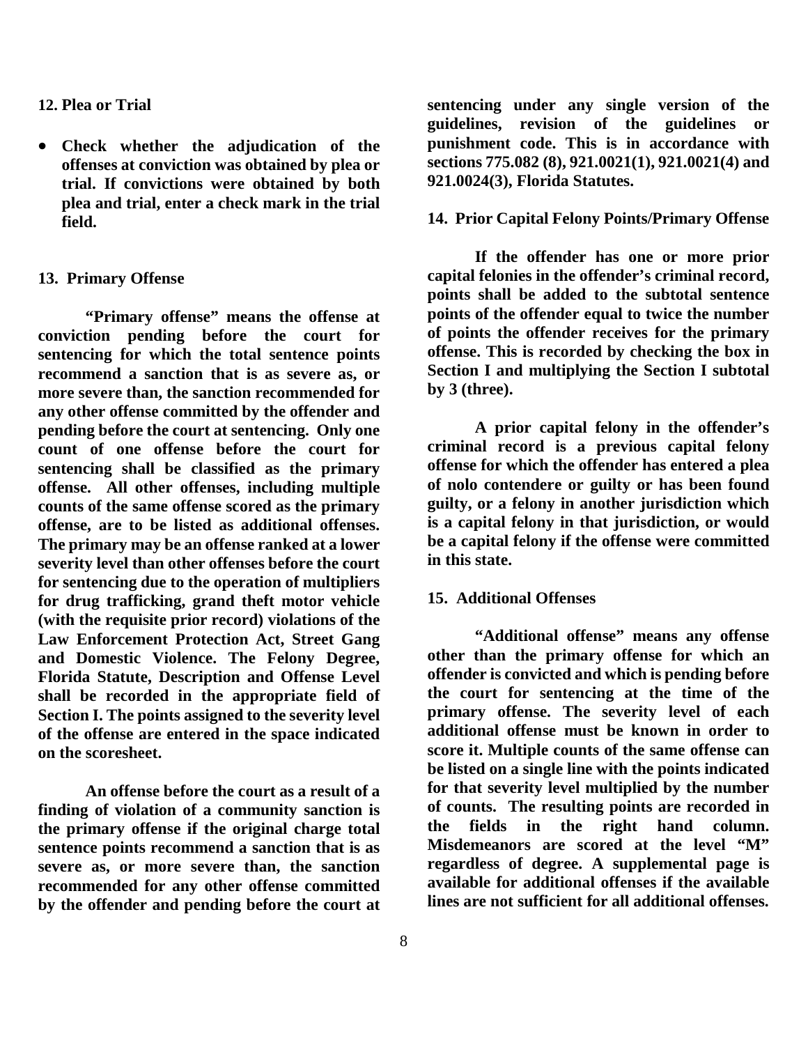### 12. Plea or Trial

- **Check whether the adjudication of the offenses at conviction was obtained by plea or trial. If convictions were obtained by both plea and trial, enter a check mark in the trial field.**

### 13. Primary Offense

**"Primary offense" means the offense at conviction pending before the court for sentencing for which the total sentence points recommend a sanction that is as severe as, or more severe than, the sanction recommended for any other offense committed by the offender and pending before the court at sentencing. Only one count of one offense before the court for sentencing shall be classified as the primary offense. All other offenses, including multiple counts of the same offense scored as the primary offense, are to be listed as additional offenses. The primary may be an offense ranked at a lower severity level than other offenses before the court for sentencing due to the operation of multipliers for drug trafficking, grand theft motor vehicle (with the requisite prior record) violations of the Law Enforcement Protection Act, Street Gang and Domestic Violence. The Felony Degree, Florida Statute, Description and Offense Level shall be recorded in the appropriate field of Section I. The points assigned to the severity level of the offense are entered in the space indicated on the scoresheet.**

**An offense before the court as a result of a finding of violation of a community sanction is the primary offense if the original charge total sentence points recommend a sanction that is as severe as, or more severe than, the sanction recommended for any other offense committed by the offender and pending before the court at sentencing under any single version of the guidelines, revision of the guidelines or punishment code. This is in accordance with sections 775.082 (8), 921.0021(1), 921.0021(4) and 921.0024(3), Florida Statutes.**

### 14. Prior Capital Felony Points/Primary Offense

**If the offender has one or more prior capital felonies in the offender's criminal record, points shall be added to the subtotal sentence points of the offender equal to twice the number of points the offender receives for the primary offense. This is recorded by checking the box in Section I and multiplying the Section I subtotal by 3 (three).**

**A prior capital felony in the offender's criminal record is a previous capital felony offense for which the offender has entered a plea of nolo contendere or guilty or has been found guilty, or a felony in another jurisdiction which is a capital felony in that jurisdiction, or would be a capital felony if the offense were committed in this state.**

### 15. Additional Offenses

**"Additional offense" means any offense other than the primary offense for which an offender is convicted and which is pending before the court for sentencing at the time of the primary offense. The severity level of each additional offense must be known in order to score it. Multiple counts of the same offense can be listed on a single line with the points indicated for that severity level multiplied by the number of counts. The resulting points are recorded in the fields in the right hand column. Misdemeanors are scored at the level "M" regardless of degree. A supplemental page is available for additional offenses if the available lines are not sufficient for all additional offenses.**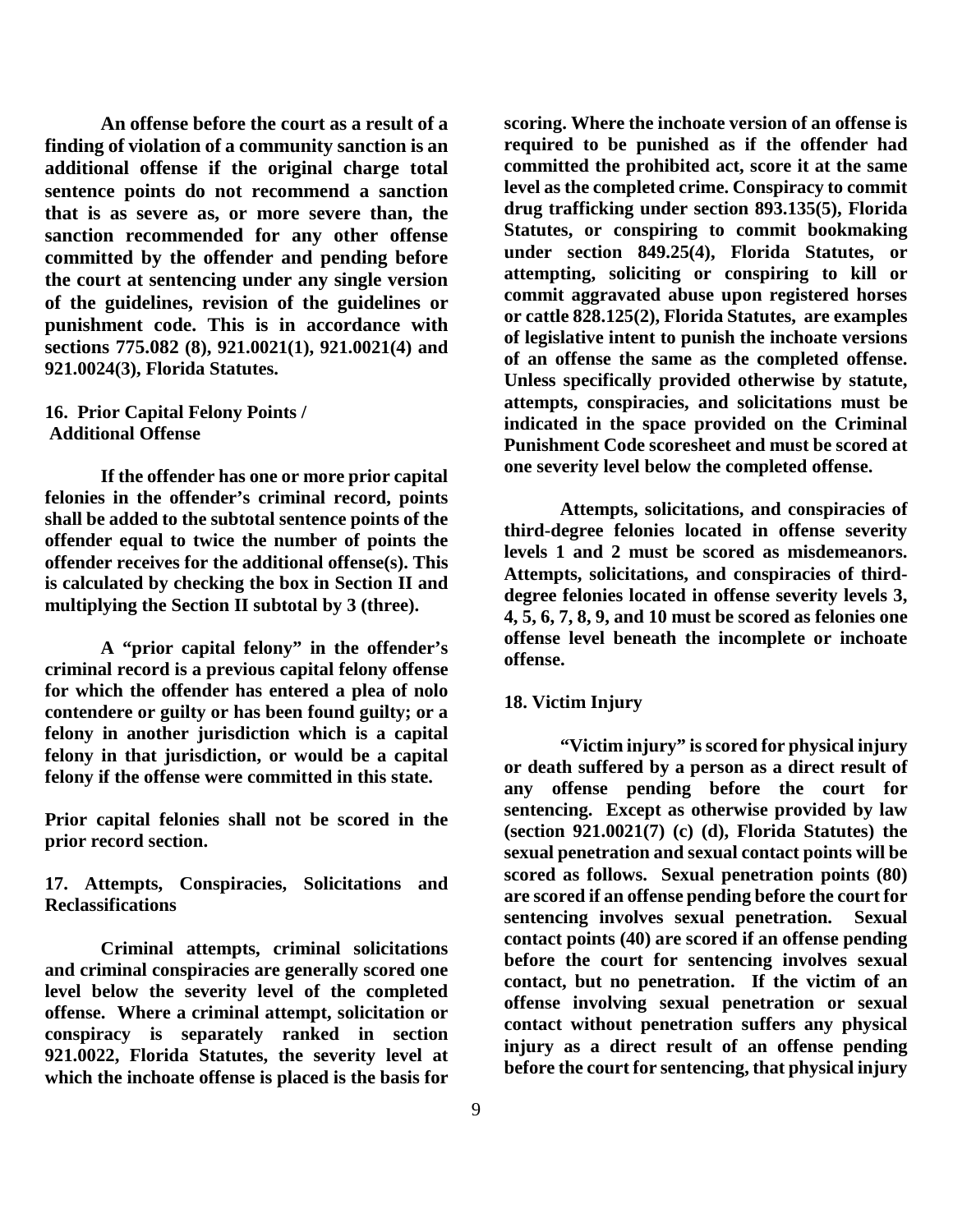**An offense before the court as a result of a finding of violation of a community sanction is an additional offense if the original charge total sentence points do not recommend a sanction that is as severe as, or more severe than, the sanction recommended for any other offense committed by the offender and pending before the court at sentencing under any single version of the guidelines, revision of the guidelines or punishment code. This is in accordance with sections 775.082 (8), 921.0021(1), 921.0021(4) and 921.0024(3), Florida Statutes.**

### 16. Prior Capital Felony Points / Additional Offense

**If the offender has one or more prior capital felonies in the offender's criminal record, points shall be added to the subtotal sentence points of the offender equal to twice the number of points the offender receives for the additional offense(s). This is calculated by checking the box in Section II and multiplying the Section II subtotal by 3 (three).**

**A "prior capital felony" in the offender's criminal record is a previous capital felony offense for which the offender has entered a plea of nolo contendere or guilty or has been found guilty; or a felony in another jurisdiction which is a capital felony in that jurisdiction, or would be a capital felony if the offense were committed in this state.**

**Prior capital felonies shall not be scored in the prior record section.**

### 17. Attempts, Conspiracies, Solicitations and Reclassifications

**Criminal attempts, criminal solicitations and criminal conspiracies are generally scored one level below the severity level of the completed offense. Where a criminal attempt, solicitation or conspiracy is separately ranked in section 921.0022, Florida Statutes, the severity level at which the inchoate offense is placed is the basis for scoring. Where the inchoate version of an offense is required to be punished as if the offender had committed the prohibited act, score it at the same level as the completed crime. Conspiracy to commit drug trafficking under section 893.135(5), Florida Statutes, or conspiring to commit bookmaking under section 849.25(4), Florida Statutes, or attempting, soliciting or conspiring to kill or commit aggravated abuse upon registered horses or cattle 828.125(2), Florida Statutes, are examples of legislative intent to punish the inchoate versions of an offense the same as the completed offense. Unless specifically provided otherwise by statute, attempts, conspiracies, and solicitations must be indicated in the space provided on the Criminal Punishment Code scoresheet and must be scored at one severity level below the completed offense.**

**Attempts, solicitations, and conspiracies of third-degree felonies located in offense severity levels 1 and 2 must be scored as misdemeanors. Attempts, solicitations, and conspiracies of third-degree felonies located in offense severity levels 3, 4, 5, 6, 7, 8, 9, and 10 must be scored as felonies one offense level beneath the incomplete or inchoate offense.**

### 18. Victim Injury

**"Victim injury" is scored for physical injury or death suffered by a person as a direct result of any offense pending before the court for sentencing. Except as otherwise provided by law (section 921.0021(7) (c) (d), Florida Statutes) the sexual penetration and sexual contact points will be scored as follows. Sexual penetration points (80) are scored if an offense pending before the court for sentencing involves sexual penetration. Sexual contact points (40) are scored if an offense pending before the court for sentencing involves sexual contact, but no penetration. If the victim of an offense involving sexual penetration or sexual contact without penetration suffers any physical injury as a direct result of an offense pending before the court for sentencing, that physical injury**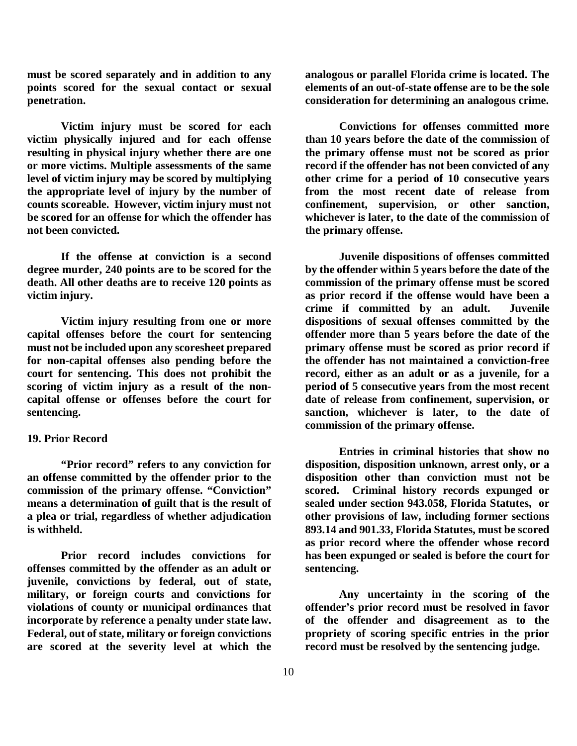**must be scored separately and in addition to any points scored for the sexual contact or sexual penetration.**

**Victim injury must be scored for each victim physically injured and for each offense resulting in physical injury whether there are one or more victims. Multiple assessments of the same level of victim injury may be scored by multiplying the appropriate level of injury by the number of counts scoreable. However, victim injury must not be scored for an offense for which the offender has not been convicted.**

**If the offense at conviction is a second degree murder, 240 points are to be scored for the death. All other deaths are to receive 120 points as victim injury.**

**Victim injury resulting from one or more capital offenses before the court for sentencing must not be included upon any scoresheet prepared for non-capital offenses also pending before the court for sentencing. This does not prohibit the scoring of victim injury as a result of the non-capital offense or offenses before the court for sentencing.**

**19. Prior Record**

**"Prior record" refers to any conviction for an offense committed by the offender prior to the commission of the primary offense. "Conviction" means a determination of guilt that is the result of a plea or trial, regardless of whether adjudication is withheld.**

**Prior record includes convictions for offenses committed by the offender as an adult or juvenile, convictions by federal, out of state, military, or foreign courts and convictions for violations of county or municipal ordinances that incorporate by reference a penalty under state law. Federal, out of state, military or foreign convictions are scored at the severity level at which the analogous or parallel Florida crime is located. The elements of an out-of-state offense are to be the sole consideration for determining an analogous crime.**

**Convictions for offenses committed more than 10 years before the date of the commission of the primary offense must not be scored as prior record if the offender has not been convicted of any other crime for a period of 10 consecutive years from the most recent date of release from confinement, supervision, or other sanction, whichever is later, to the date of the commission of the primary offense.**

**Juvenile dispositions of offenses committed by the offender within 5 years before the date of the commission of the primary offense must be scored as prior record if the offense would have been a crime if committed by an adult. Juvenile dispositions of sexual offenses committed by the offender more than 5 years before the date of the primary offense must be scored as prior record if the offender has not maintained a conviction-free record, either as an adult or as a juvenile, for a period of 5 consecutive years from the most recent date of release from confinement, supervision, or sanction, whichever is later, to the date of commission of the primary offense.**

**Entries in criminal histories that show no disposition, disposition unknown, arrest only, or a disposition other than conviction must not be scored. Criminal history records expunged or sealed under section 943.058, Florida Statutes, or other provisions of law, including former sections 893.14 and 901.33, Florida Statutes, must be scored as prior record where the offender whose record has been expunged or sealed is before the court for sentencing.**

**Any uncertainty in the scoring of the offender's prior record must be resolved in favor of the offender and disagreement as to the propriety of scoring specific entries in the prior record must be resolved by the sentencing judge.**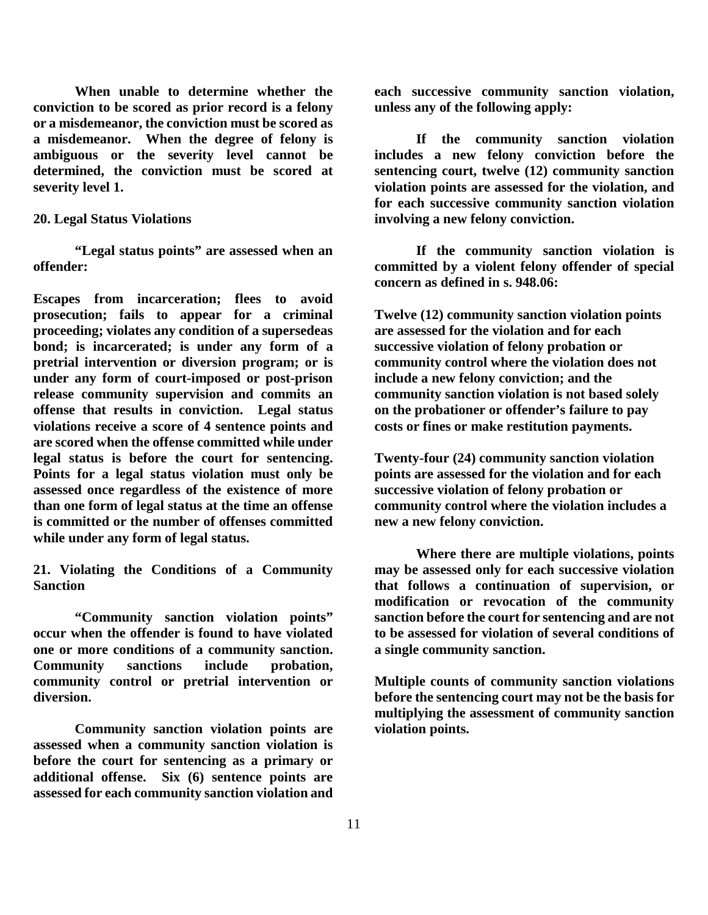**When unable to determine whether the conviction to be scored as prior record is a felony or a misdemeanor, the conviction must be scored as a misdemeanor. When the degree of felony is ambiguous or the severity level cannot be determined, the conviction must be scored at severity level 1.**

**20. Legal Status Violations**

**"Legal status points" are assessed when an offender:**

**Escapes from incarceration; flees to avoid prosecution; fails to appear for a criminal proceeding; violates any condition of a supersedeas bond; is incarcerated; is under any form of a pretrial intervention or diversion program; or is under any form of court-imposed or post-prison release community supervision and commits an offense that results in conviction. Legal status violations receive a score of 4 sentence points and are scored when the offense committed while under legal status is before the court for sentencing. Points for a legal status violation must only be assessed once regardless of the existence of more than one form of legal status at the time an offense is committed or the number of offenses committed while under any form of legal status.**

**21. Violating the Conditions of a Community Sanction**

**"Community sanction violation points" occur when the offender is found to have violated one or more conditions of a community sanction. Community sanctions include probation, community control or pretrial intervention or diversion.**

**Community sanction violation points are assessed when a community sanction violation is before the court for sentencing as a primary or additional offense. Six (6) sentence points are assessed for each community sanction violation and each successive community sanction violation, unless any of the following apply:**

**If the community sanction violation includes a new felony conviction before the sentencing court, twelve (12) community sanction violation points are assessed for the violation, and for each successive community sanction violation involving a new felony conviction.**

**If the community sanction violation is committed by a violent felony offender of special concern as defined in s. 948.06:**

**Twelve (12) community sanction violation points are assessed for the violation and for each successive violation of felony probation or community control where the violation does not include a new felony conviction; and the community sanction violation is not based solely on the probationer or offender's failure to pay costs or fines or make restitution payments.**

**Twenty-four (24) community sanction violation points are assessed for the violation and for each successive violation of felony probation or community control where the violation includes a new a new felony conviction.**

**Where there are multiple violations, points may be assessed only for each successive violation that follows a continuation of supervision, or modification or revocation of the community sanction before the court for sentencing and are not to be assessed for violation of several conditions of a single community sanction.**

**Multiple counts of community sanction violations before the sentencing court may not be the basis for multiplying the assessment of community sanction violation points.**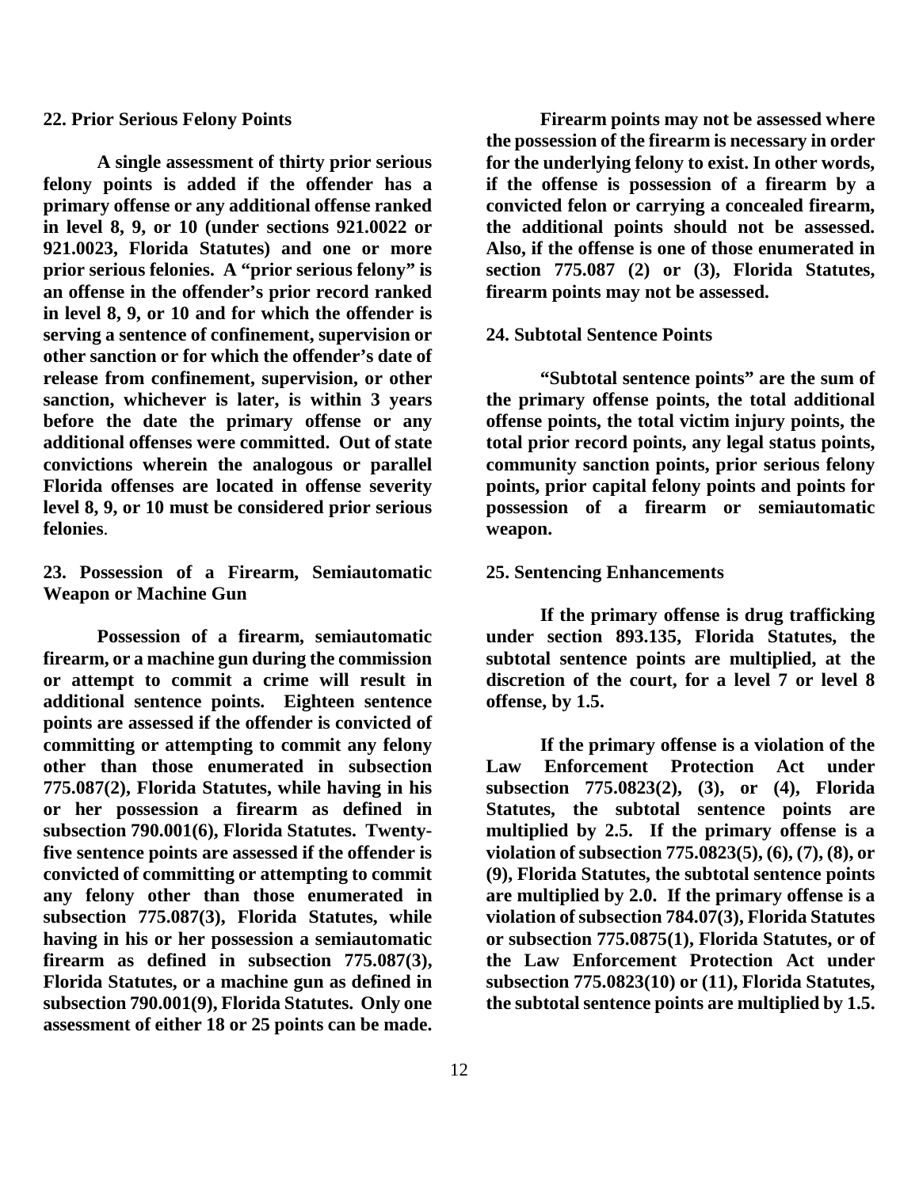**22. Prior Serious Felony Points**

**A single assessment of thirty prior serious felony points is added if the offender has a primary offense or any additional offense ranked in level 8, 9, or 10 (under sections 921.0022 or 921.0023, Florida Statutes) and one or more prior serious felonies. A "prior serious felony" is an offense in the offender's prior record ranked in level 8, 9, or 10 and for which the offender is serving a sentence of confinement, supervision or other sanction or for which the offender's date of release from confinement, supervision, or other sanction, whichever is later, is within 3 years before the date the primary offense or any additional offenses were committed. Out of state convictions wherein the analogous or parallel Florida offenses are located in offense severity level 8, 9, or 10 must be considered prior serious felonies**.

**23. Possession of a Firearm, Semiautomatic Weapon or Machine Gun**

**Possession of a firearm, semiautomatic firearm, or a machine gun during the commission or attempt to commit a crime will result in additional sentence points. Eighteen sentence points are assessed if the offender is convicted of committing or attempting to commit any felony other than those enumerated in subsection 775.087(2), Florida Statutes, while having in his or her possession a firearm as defined in subsection 790.001(6), Florida Statutes. Twenty-five sentence points are assessed if the offender is convicted of committing or attempting to commit any felony other than those enumerated in subsection 775.087(3), Florida Statutes, while having in his or her possession a semiautomatic firearm as defined in subsection 775.087(3), Florida Statutes, or a machine gun as defined in subsection 790.001(9), Florida Statutes. Only one assessment of either 18 or 25 points can be made.**

**Firearm points may not be assessed where the possession of the firearm is necessary in order for the underlying felony to exist. In other words, if the offense is possession of a firearm by a convicted felon or carrying a concealed firearm, the additional points should not be assessed. Also, if the offense is one of those enumerated in section 775.087 (2) or (3), Florida Statutes, firearm points may not be assessed.**

**24. Subtotal Sentence Points**

**"Subtotal sentence points" are the sum of the primary offense points, the total additional offense points, the total victim injury points, the total prior record points, any legal status points, community sanction points, prior serious felony points, prior capital felony points and points for possession of a firearm or semiautomatic weapon.**

**25. Sentencing Enhancements**

**If the primary offense is drug trafficking under section 893.135, Florida Statutes, the subtotal sentence points are multiplied, at the discretion of the court, for a level 7 or level 8 offense, by 1.5.**

**If the primary offense is a violation of the Law Enforcement Protection Act under subsection 775.0823(2), (3), or (4), Florida Statutes, the subtotal sentence points are multiplied by 2.5. If the primary offense is a violation of subsection 775.0823(5), (6), (7), (8), or (9), Florida Statutes, the subtotal sentence points are multiplied by 2.0. If the primary offense is a violation of subsection 784.07(3), Florida Statutes or subsection 775.0875(1), Florida Statutes, or of the Law Enforcement Protection Act under subsection 775.0823(10) or (11), Florida Statutes, the subtotal sentence points are multiplied by 1.5.**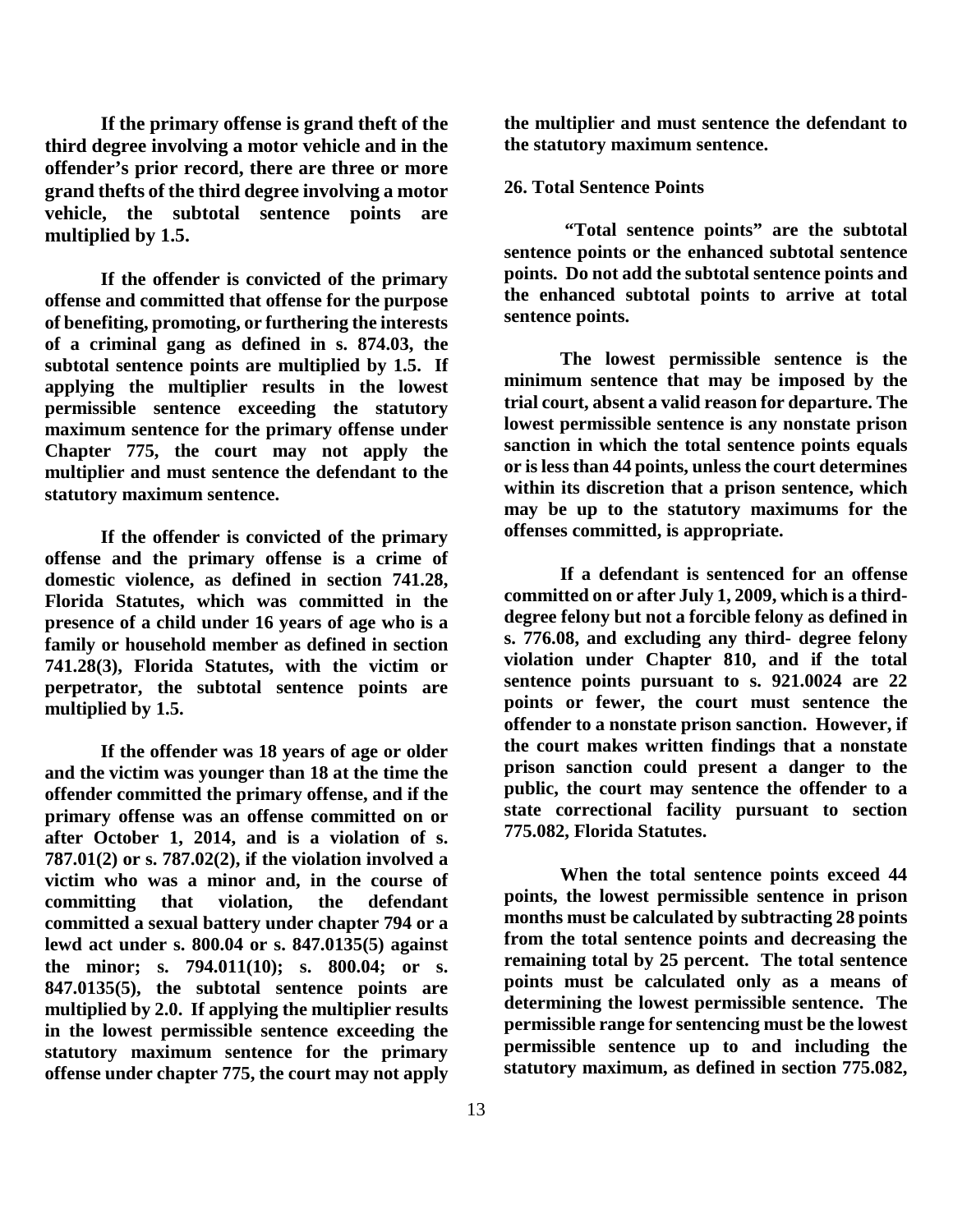**If the primary offense is grand theft of the third degree involving a motor vehicle and in the offender's prior record, there are three or more grand thefts of the third degree involving a motor vehicle, the subtotal sentence points are multiplied by 1.5.**

**If the offender is convicted of the primary offense and committed that offense for the purpose of benefiting, promoting, or furthering the interests of a criminal gang as defined in s. 874.03, the subtotal sentence points are multiplied by 1.5. If applying the multiplier results in the lowest permissible sentence exceeding the statutory maximum sentence for the primary offense under Chapter 775, the court may not apply the multiplier and must sentence the defendant to the statutory maximum sentence.**

**If the offender is convicted of the primary offense and the primary offense is a crime of domestic violence, as defined in section 741.28, Florida Statutes, which was committed in the presence of a child under 16 years of age who is a family or household member as defined in section 741.28(3), Florida Statutes, with the victim or perpetrator, the subtotal sentence points are multiplied by 1.5.**

**If the offender was 18 years of age or older and the victim was younger than 18 at the time the offender committed the primary offense, and if the primary offense was an offense committed on or after October 1, 2014, and is a violation of s. 787.01(2) or s. 787.02(2), if the violation involved a victim who was a minor and, in the course of committing that violation, the defendant committed a sexual battery under chapter 794 or a lewd act under s. 800.04 or s. 847.0135(5) against the minor; s. 794.011(10); s. 800.04; or s. 847.0135(5), the subtotal sentence points are multiplied by 2.0. If applying the multiplier results in the lowest permissible sentence exceeding the statutory maximum sentence for the primary offense under chapter 775, the court may not apply the multiplier and must sentence the defendant to the statutory maximum sentence.**

**26. Total Sentence Points**

**"Total sentence points" are the subtotal sentence points or the enhanced subtotal sentence points. Do not add the subtotal sentence points and the enhanced subtotal points to arrive at total sentence points.**

**The lowest permissible sentence is the minimum sentence that may be imposed by the trial court, absent a valid reason for departure. The lowest permissible sentence is any nonstate prison sanction in which the total sentence points equals or is less than 44 points, unless the court determines within its discretion that a prison sentence, which may be up to the statutory maximums for the offenses committed, is appropriate.**

**If a defendant is sentenced for an offense committed on or after July 1, 2009, which is a third-degree felony but not a forcible felony as defined in s. 776.08, and excluding any third- degree felony violation under Chapter 810, and if the total sentence points pursuant to s. 921.0024 are 22 points or fewer, the court must sentence the offender to a nonstate prison sanction. However, if the court makes written findings that a nonstate prison sanction could present a danger to the public, the court may sentence the offender to a state correctional facility pursuant to section 775.082, Florida Statutes.**

**When the total sentence points exceed 44 points, the lowest permissible sentence in prison months must be calculated by subtracting 28 points from the total sentence points and decreasing the remaining total by 25 percent. The total sentence points must be calculated only as a means of determining the lowest permissible sentence. The permissible range for sentencing must be the lowest permissible sentence up to and including the statutory maximum, as defined in section 775.082,**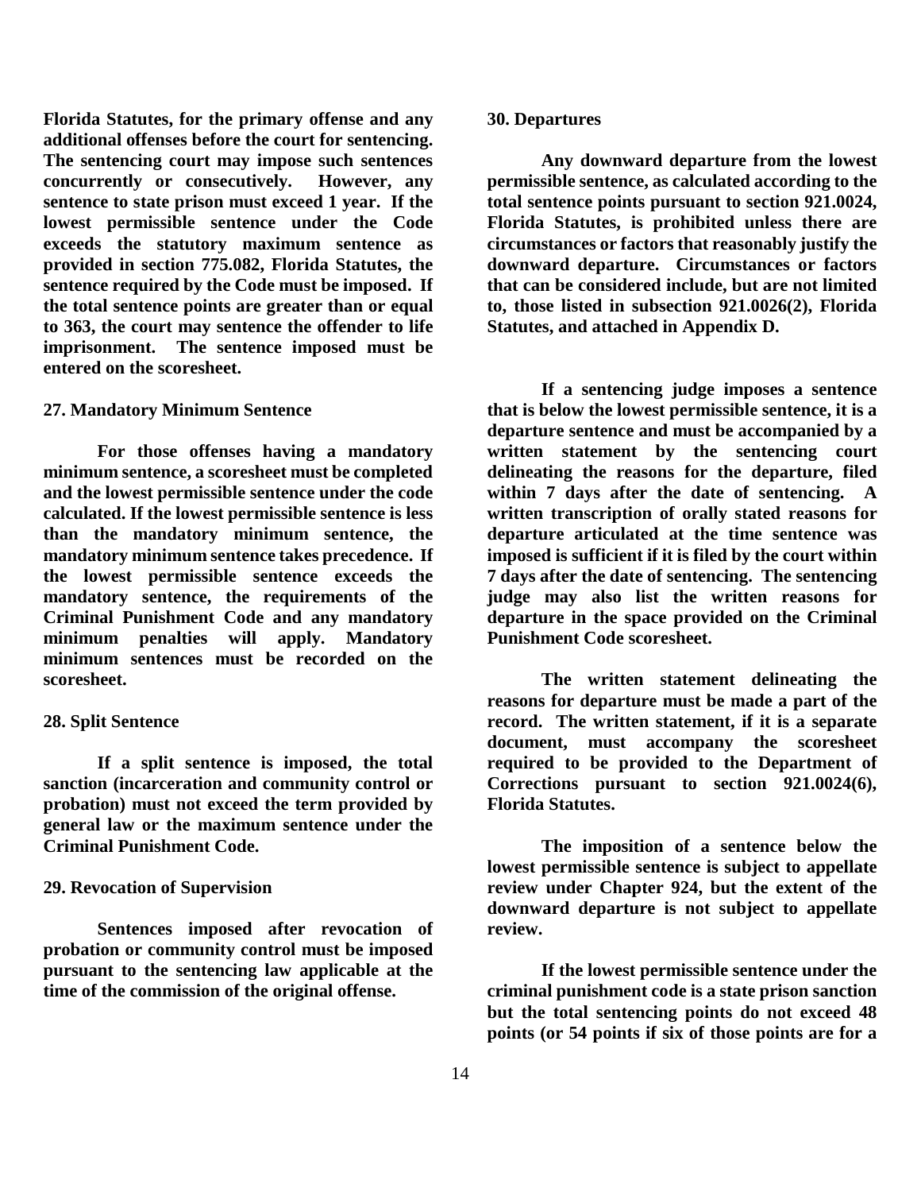**Florida Statutes, for the primary offense and any additional offenses before the court for sentencing. The sentencing court may impose such sentences concurrently or consecutively. However, any sentence to state prison must exceed 1 year. If the lowest permissible sentence under the Code exceeds the statutory maximum sentence as provided in section 775.082, Florida Statutes, the sentence required by the Code must be imposed. If the total sentence points are greater than or equal to 363, the court may sentence the offender to life imprisonment. The sentence imposed must be entered on the scoresheet.**

### 27. Mandatory Minimum Sentence

**For those offenses having a mandatory minimum sentence, a scoresheet must be completed and the lowest permissible sentence under the code calculated. If the lowest permissible sentence is less than the mandatory minimum sentence, the mandatory minimum sentence takes precedence. If the lowest permissible sentence exceeds the mandatory sentence, the requirements of the Criminal Punishment Code and any mandatory minimum penalties will apply. Mandatory minimum sentences must be recorded on the scoresheet.**

### 28. Split Sentence

**If a split sentence is imposed, the total sanction (incarceration and community control or probation) must not exceed the term provided by general law or the maximum sentence under the Criminal Punishment Code.**

### 29. Revocation of Supervision

**Sentences imposed after revocation of probation or community control must be imposed pursuant to the sentencing law applicable at the time of the commission of the original offense.**

### 30. Departures

**Any downward departure from the lowest permissible sentence, as calculated according to the total sentence points pursuant to section 921.0024, Florida Statutes, is prohibited unless there are circumstances or factors that reasonably justify the downward departure. Circumstances or factors that can be considered include, but are not limited to, those listed in subsection 921.0026(2), Florida Statutes, and attached in Appendix D.**

**If a sentencing judge imposes a sentence that is below the lowest permissible sentence, it is a departure sentence and must be accompanied by a written statement by the sentencing court delineating the reasons for the departure, filed within 7 days after the date of sentencing. A written transcription of orally stated reasons for departure articulated at the time sentence was imposed is sufficient if it is filed by the court within 7 days after the date of sentencing. The sentencing judge may also list the written reasons for departure in the space provided on the Criminal Punishment Code scoresheet.**

**The written statement delineating the reasons for departure must be made a part of the record. The written statement, if it is a separate document, must accompany the scoresheet required to be provided to the Department of Corrections pursuant to section 921.0024(6), Florida Statutes.**

**The imposition of a sentence below the lowest permissible sentence is subject to appellate review under Chapter 924, but the extent of the downward departure is not subject to appellate review.**

**If the lowest permissible sentence under the criminal punishment code is a state prison sanction but the total sentencing points do not exceed 48 points (or 54 points if six of those points are for a**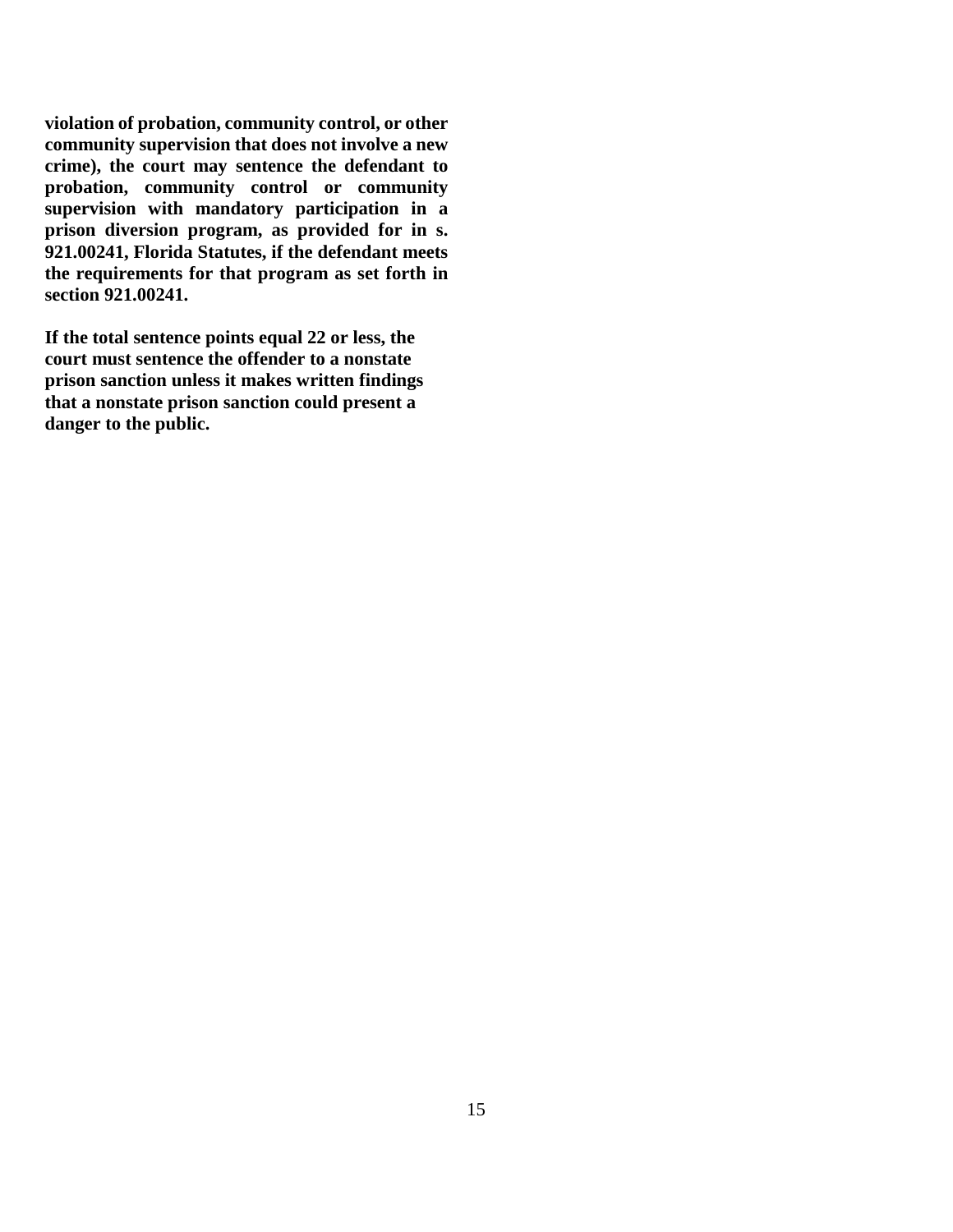**violation of probation, community control, or other community supervision that does not involve a new crime), the court may sentence the defendant to probation, community control or community supervision with mandatory participation in a prison diversion program, as provided for in s. 921.00241, Florida Statutes, if the defendant meets the requirements for that program as set forth in section 921.00241.**

**If the total sentence points equal 22 or less, the court must sentence the offender to a nonstate prison sanction unless it makes written findings that a nonstate prison sanction could present a danger to the public.**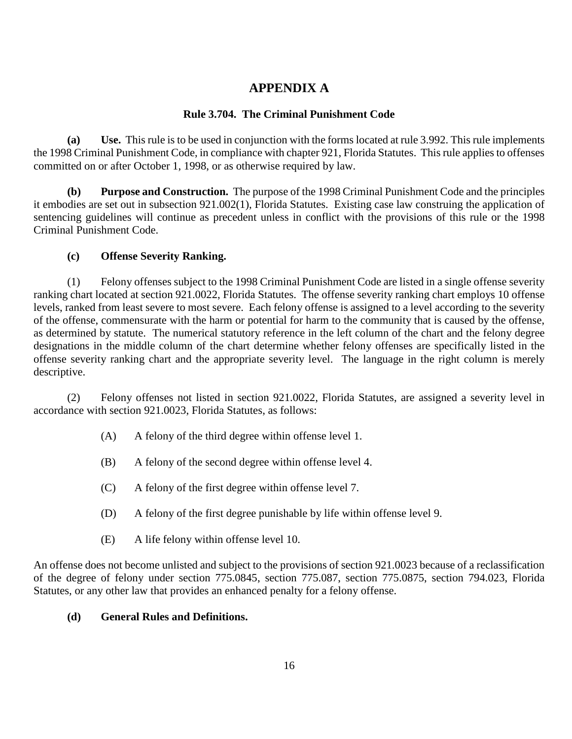# APPENDIX A

## Rule 3.704. The Criminal Punishment Code

**(a) Use.** This rule is to be used in conjunction with the forms located at rule 3.992. This rule implements the 1998 Criminal Punishment Code, in compliance with chapter 921, Florida Statutes. This rule applies to offenses committed on or after October 1, 1998, or as otherwise required by law.

**(b) Purpose and Construction.** The purpose of the 1998 Criminal Punishment Code and the principles it embodies are set out in subsection 921.002(1), Florida Statutes. Existing case law construing the application of sentencing guidelines will continue as precedent unless in conflict with the provisions of this rule or the 1998 Criminal Punishment Code.

**(c) Offense Severity Ranking.**

(1) Felony offenses subject to the 1998 Criminal Punishment Code are listed in a single offense severity ranking chart located at section 921.0022, Florida Statutes. The offense severity ranking chart employs 10 offense levels, ranked from least severe to most severe. Each felony offense is assigned to a level according to the severity of the offense, commensurate with the harm or potential for harm to the community that is caused by the offense, as determined by statute. The numerical statutory reference in the left column of the chart and the felony degree designations in the middle column of the chart determine whether felony offenses are specifically listed in the offense severity ranking chart and the appropriate severity level. The language in the right column is merely descriptive.

(2) Felony offenses not listed in section 921.0022, Florida Statutes, are assigned a severity level in accordance with section 921.0023, Florida Statutes, as follows:

(A) A felony of the third degree within offense level 1.

(B) A felony of the second degree within offense level 4.

(C) A felony of the first degree within offense level 7.

(D) A felony of the first degree punishable by life within offense level 9.

(E) A life felony within offense level 10.

An offense does not become unlisted and subject to the provisions of section 921.0023 because of a reclassification of the degree of felony under section 775.0845, section 775.087, section 775.0875, section 794.023, Florida Statutes, or any other law that provides an enhanced penalty for a felony offense.

**(d) General Rules and Definitions.**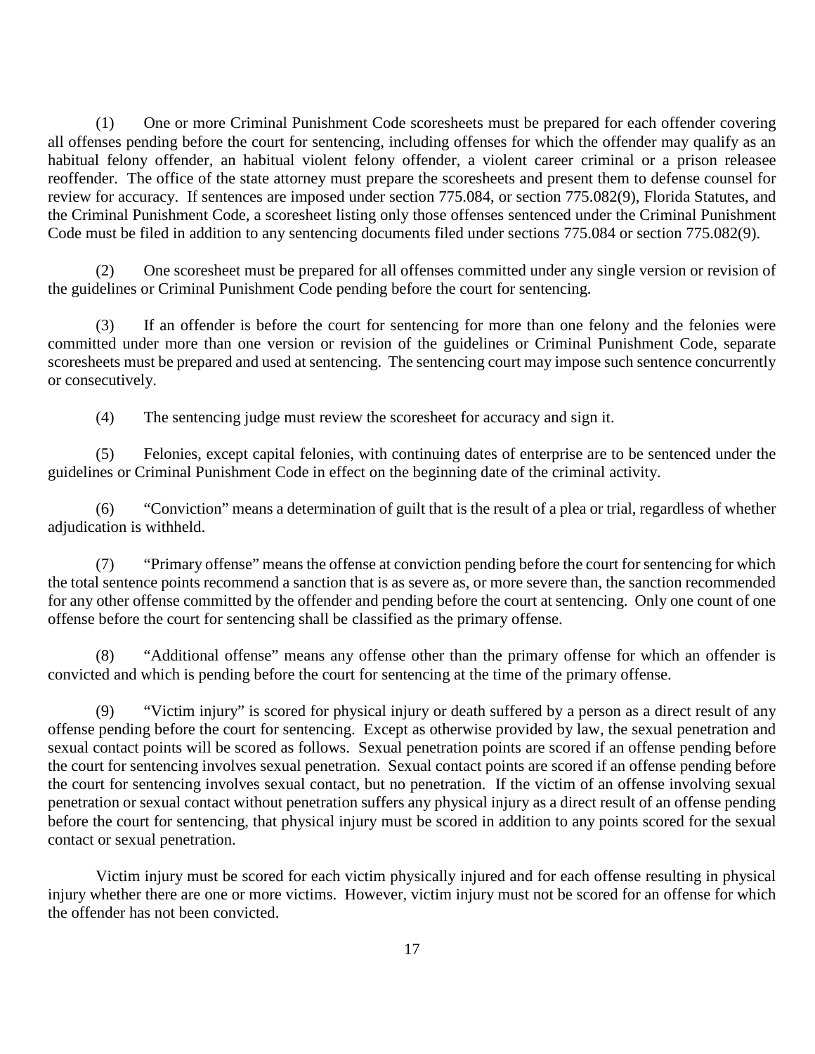(1) One or more Criminal Punishment Code scoresheets must be prepared for each offender covering all offenses pending before the court for sentencing, including offenses for which the offender may qualify as an habitual felony offender, an habitual violent felony offender, a violent career criminal or a prison releasee reoffender. The office of the state attorney must prepare the scoresheets and present them to defense counsel for review for accuracy. If sentences are imposed under section 775.084, or section 775.082(9), Florida Statutes, and the Criminal Punishment Code, a scoresheet listing only those offenses sentenced under the Criminal Punishment Code must be filed in addition to any sentencing documents filed under sections 775.084 or section 775.082(9).

(2) One scoresheet must be prepared for all offenses committed under any single version or revision of the guidelines or Criminal Punishment Code pending before the court for sentencing.

(3) If an offender is before the court for sentencing for more than one felony and the felonies were committed under more than one version or revision of the guidelines or Criminal Punishment Code, separate scoresheets must be prepared and used at sentencing. The sentencing court may impose such sentence concurrently or consecutively.

(4) The sentencing judge must review the scoresheet for accuracy and sign it.

(5) Felonies, except capital felonies, with continuing dates of enterprise are to be sentenced under the guidelines or Criminal Punishment Code in effect on the beginning date of the criminal activity.

(6) "Conviction" means a determination of guilt that is the result of a plea or trial, regardless of whether adjudication is withheld.

(7) "Primary offense" means the offense at conviction pending before the court for sentencing for which the total sentence points recommend a sanction that is as severe as, or more severe than, the sanction recommended for any other offense committed by the offender and pending before the court at sentencing. Only one count of one offense before the court for sentencing shall be classified as the primary offense.

(8) "Additional offense" means any offense other than the primary offense for which an offender is convicted and which is pending before the court for sentencing at the time of the primary offense.

(9) "Victim injury" is scored for physical injury or death suffered by a person as a direct result of any offense pending before the court for sentencing. Except as otherwise provided by law, the sexual penetration and sexual contact points will be scored as follows. Sexual penetration points are scored if an offense pending before the court for sentencing involves sexual penetration. Sexual contact points are scored if an offense pending before the court for sentencing involves sexual contact, but no penetration. If the victim of an offense involving sexual penetration or sexual contact without penetration suffers any physical injury as a direct result of an offense pending before the court for sentencing, that physical injury must be scored in addition to any points scored for the sexual contact or sexual penetration.

Victim injury must be scored for each victim physically injured and for each offense resulting in physical injury whether there are one or more victims. However, victim injury must not be scored for an offense for which the offender has not been convicted.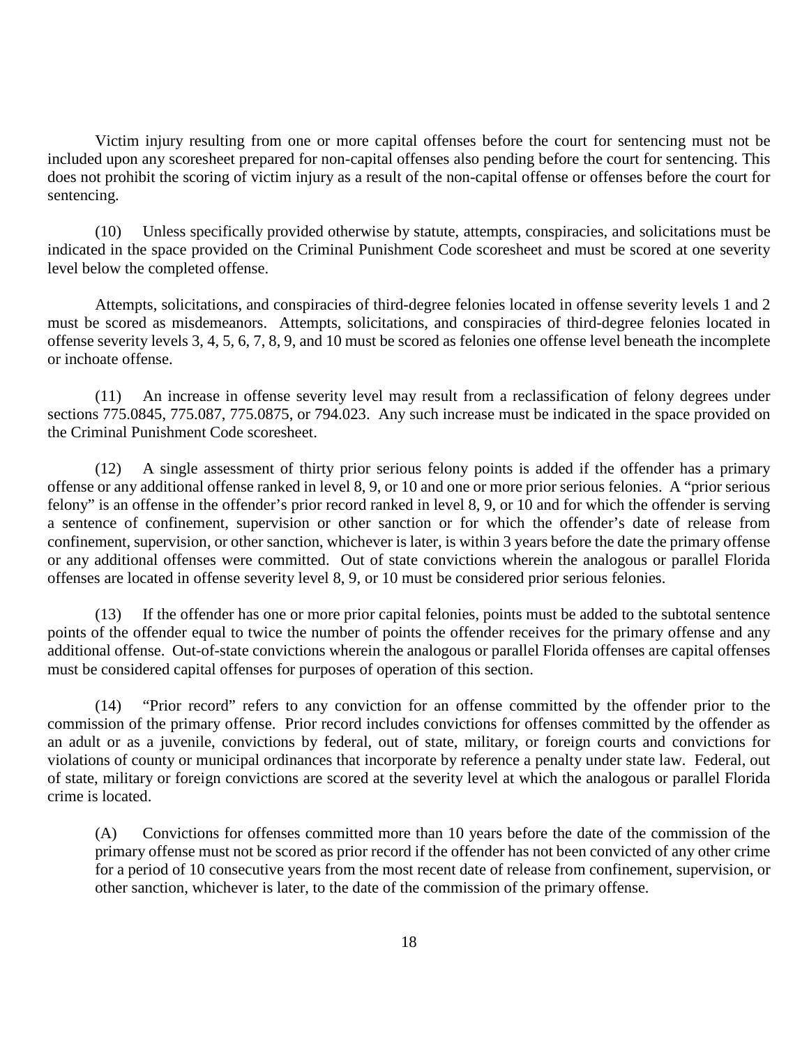Victim injury resulting from one or more capital offenses before the court for sentencing must not be included upon any scoresheet prepared for non-capital offenses also pending before the court for sentencing. This does not prohibit the scoring of victim injury as a result of the non-capital offense or offenses before the court for sentencing.

(10) Unless specifically provided otherwise by statute, attempts, conspiracies, and solicitations must be indicated in the space provided on the Criminal Punishment Code scoresheet and must be scored at one severity level below the completed offense.

Attempts, solicitations, and conspiracies of third-degree felonies located in offense severity levels 1 and 2 must be scored as misdemeanors. Attempts, solicitations, and conspiracies of third-degree felonies located in offense severity levels 3, 4, 5, 6, 7, 8, 9, and 10 must be scored as felonies one offense level beneath the incomplete or inchoate offense.

(11) An increase in offense severity level may result from a reclassification of felony degrees under sections 775.0845, 775.087, 775.0875, or 794.023. Any such increase must be indicated in the space provided on the Criminal Punishment Code scoresheet.

(12) A single assessment of thirty prior serious felony points is added if the offender has a primary offense or any additional offense ranked in level 8, 9, or 10 and one or more prior serious felonies. A "prior serious felony" is an offense in the offender's prior record ranked in level 8, 9, or 10 and for which the offender is serving a sentence of confinement, supervision or other sanction or for which the offender's date of release from confinement, supervision, or other sanction, whichever is later, is within 3 years before the date the primary offense or any additional offenses were committed. Out of state convictions wherein the analogous or parallel Florida offenses are located in offense severity level 8, 9, or 10 must be considered prior serious felonies.

(13) If the offender has one or more prior capital felonies, points must be added to the subtotal sentence points of the offender equal to twice the number of points the offender receives for the primary offense and any additional offense. Out-of-state convictions wherein the analogous or parallel Florida offenses are capital offenses must be considered capital offenses for purposes of operation of this section.

(14) "Prior record" refers to any conviction for an offense committed by the offender prior to the commission of the primary offense. Prior record includes convictions for offenses committed by the offender as an adult or as a juvenile, convictions by federal, out of state, military, or foreign courts and convictions for violations of county or municipal ordinances that incorporate by reference a penalty under state law. Federal, out of state, military or foreign convictions are scored at the severity level at which the analogous or parallel Florida crime is located.

(A) Convictions for offenses committed more than 10 years before the date of the commission of the primary offense must not be scored as prior record if the offender has not been convicted of any other crime for a period of 10 consecutive years from the most recent date of release from confinement, supervision, or other sanction, whichever is later, to the date of the commission of the primary offense.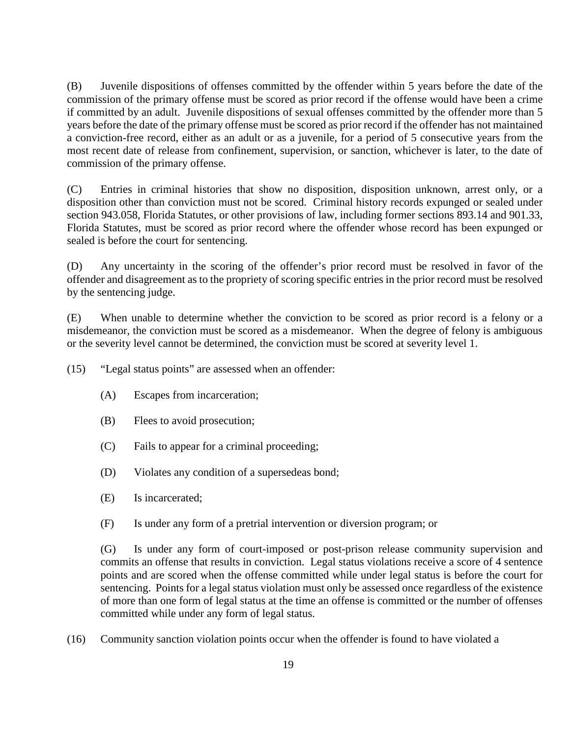(B) Juvenile dispositions of offenses committed by the offender within 5 years before the date of the commission of the primary offense must be scored as prior record if the offense would have been a crime if committed by an adult. Juvenile dispositions of sexual offenses committed by the offender more than 5 years before the date of the primary offense must be scored as prior record if the offender has not maintained a conviction-free record, either as an adult or as a juvenile, for a period of 5 consecutive years from the most recent date of release from confinement, supervision, or sanction, whichever is later, to the date of commission of the primary offense.

(C) Entries in criminal histories that show no disposition, disposition unknown, arrest only, or a disposition other than conviction must not be scored. Criminal history records expunged or sealed under section 943.058, Florida Statutes, or other provisions of law, including former sections 893.14 and 901.33, Florida Statutes, must be scored as prior record where the offender whose record has been expunged or sealed is before the court for sentencing.

(D) Any uncertainty in the scoring of the offender's prior record must be resolved in favor of the offender and disagreement as to the propriety of scoring specific entries in the prior record must be resolved by the sentencing judge.

(E) When unable to determine whether the conviction to be scored as prior record is a felony or a misdemeanor, the conviction must be scored as a misdemeanor. When the degree of felony is ambiguous or the severity level cannot be determined, the conviction must be scored at severity level 1.

(15) "Legal status points" are assessed when an offender:

(A) Escapes from incarceration;

(B) Flees to avoid prosecution;

(C) Fails to appear for a criminal proceeding;

(D) Violates any condition of a supersedeas bond;

(E) Is incarcerated;

(F) Is under any form of a pretrial intervention or diversion program; or

(G) Is under any form of court-imposed or post-prison release community supervision and commits an offense that results in conviction. Legal status violations receive a score of 4 sentence points and are scored when the offense committed while under legal status is before the court for sentencing. Points for a legal status violation must only be assessed once regardless of the existence of more than one form of legal status at the time an offense is committed or the number of offenses committed while under any form of legal status.

(16) Community sanction violation points occur when the offender is found to have violated a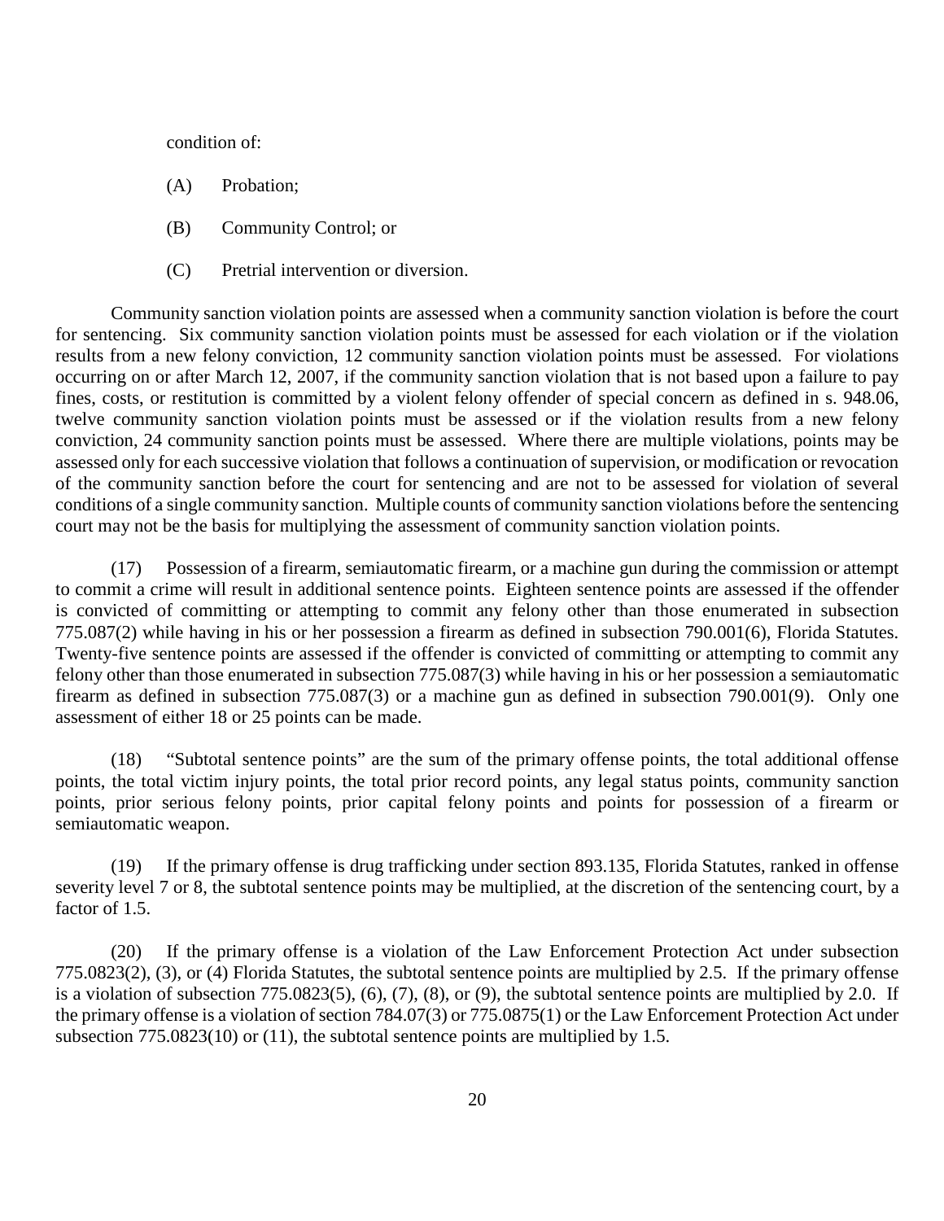condition of:

(A) Probation;

(B) Community Control; or

(C) Pretrial intervention or diversion.

Community sanction violation points are assessed when a community sanction violation is before the court for sentencing. Six community sanction violation points must be assessed for each violation or if the violation results from a new felony conviction, 12 community sanction violation points must be assessed. For violations occurring on or after March 12, 2007, if the community sanction violation that is not based upon a failure to pay fines, costs, or restitution is committed by a violent felony offender of special concern as defined in s. 948.06, twelve community sanction violation points must be assessed or if the violation results from a new felony conviction, 24 community sanction points must be assessed. Where there are multiple violations, points may be assessed only for each successive violation that follows a continuation of supervision, or modification or revocation of the community sanction before the court for sentencing and are not to be assessed for violation of several conditions of a single community sanction. Multiple counts of community sanction violations before the sentencing court may not be the basis for multiplying the assessment of community sanction violation points.

(17) Possession of a firearm, semiautomatic firearm, or a machine gun during the commission or attempt to commit a crime will result in additional sentence points. Eighteen sentence points are assessed if the offender is convicted of committing or attempting to commit any felony other than those enumerated in subsection 775.087(2) while having in his or her possession a firearm as defined in subsection 790.001(6), Florida Statutes. Twenty-five sentence points are assessed if the offender is convicted of committing or attempting to commit any felony other than those enumerated in subsection 775.087(3) while having in his or her possession a semiautomatic firearm as defined in subsection 775.087(3) or a machine gun as defined in subsection 790.001(9). Only one assessment of either 18 or 25 points can be made.

(18) "Subtotal sentence points" are the sum of the primary offense points, the total additional offense points, the total victim injury points, the total prior record points, any legal status points, community sanction points, prior serious felony points, prior capital felony points and points for possession of a firearm or semiautomatic weapon.

(19) If the primary offense is drug trafficking under section 893.135, Florida Statutes, ranked in offense severity level 7 or 8, the subtotal sentence points may be multiplied, at the discretion of the sentencing court, by a factor of 1.5.

(20) If the primary offense is a violation of the Law Enforcement Protection Act under subsection 775.0823(2), (3), or (4) Florida Statutes, the subtotal sentence points are multiplied by 2.5. If the primary offense is a violation of subsection 775.0823(5), (6), (7), (8), or (9), the subtotal sentence points are multiplied by 2.0. If the primary offense is a violation of section 784.07(3) or 775.0875(1) or the Law Enforcement Protection Act under subsection 775.0823(10) or (11), the subtotal sentence points are multiplied by 1.5.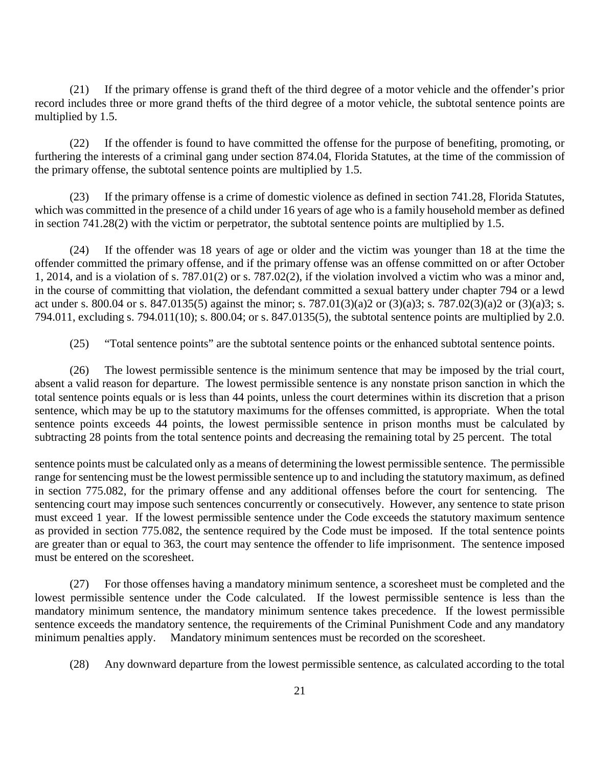(21) If the primary offense is grand theft of the third degree of a motor vehicle and the offender's prior record includes three or more grand thefts of the third degree of a motor vehicle, the subtotal sentence points are multiplied by 1.5.

(22) If the offender is found to have committed the offense for the purpose of benefiting, promoting, or furthering the interests of a criminal gang under section 874.04, Florida Statutes, at the time of the commission of the primary offense, the subtotal sentence points are multiplied by 1.5.

(23) If the primary offense is a crime of domestic violence as defined in section 741.28, Florida Statutes, which was committed in the presence of a child under 16 years of age who is a family household member as defined in section 741.28(2) with the victim or perpetrator, the subtotal sentence points are multiplied by 1.5.

(24) If the offender was 18 years of age or older and the victim was younger than 18 at the time the offender committed the primary offense, and if the primary offense was an offense committed on or after October 1, 2014, and is a violation of s. 787.01(2) or s. 787.02(2), if the violation involved a victim who was a minor and, in the course of committing that violation, the defendant committed a sexual battery under chapter 794 or a lewd act under s. 800.04 or s. 847.0135(5) against the minor; s. 787.01(3)(a)2 or (3)(a)3; s. 787.02(3)(a)2 or (3)(a)3; s. 794.011, excluding s. 794.011(10); s. 800.04; or s. 847.0135(5), the subtotal sentence points are multiplied by 2.0.

(25) "Total sentence points" are the subtotal sentence points or the enhanced subtotal sentence points.

(26) The lowest permissible sentence is the minimum sentence that may be imposed by the trial court, absent a valid reason for departure. The lowest permissible sentence is any nonstate prison sanction in which the total sentence points equals or is less than 44 points, unless the court determines within its discretion that a prison sentence, which may be up to the statutory maximums for the offenses committed, is appropriate. When the total sentence points exceeds 44 points, the lowest permissible sentence in prison months must be calculated by subtracting 28 points from the total sentence points and decreasing the remaining total by 25 percent. The total sentence points must be calculated only as a means of determining the lowest permissible sentence. The permissible range for sentencing must be the lowest permissible sentence up to and including the statutory maximum, as defined in section 775.082, for the primary offense and any additional offenses before the court for sentencing. The sentencing court may impose such sentences concurrently or consecutively. However, any sentence to state prison must exceed 1 year. If the lowest permissible sentence under the Code exceeds the statutory maximum sentence as provided in section 775.082, the sentence required by the Code must be imposed. If the total sentence points are greater than or equal to 363, the court may sentence the offender to life imprisonment. The sentence imposed must be entered on the scoresheet.

(27) For those offenses having a mandatory minimum sentence, a scoresheet must be completed and the lowest permissible sentence under the Code calculated. If the lowest permissible sentence is less than the mandatory minimum sentence, the mandatory minimum sentence takes precedence. If the lowest permissible sentence exceeds the mandatory sentence, the requirements of the Criminal Punishment Code and any mandatory minimum penalties apply. Mandatory minimum sentences must be recorded on the scoresheet.

(28) Any downward departure from the lowest permissible sentence, as calculated according to the total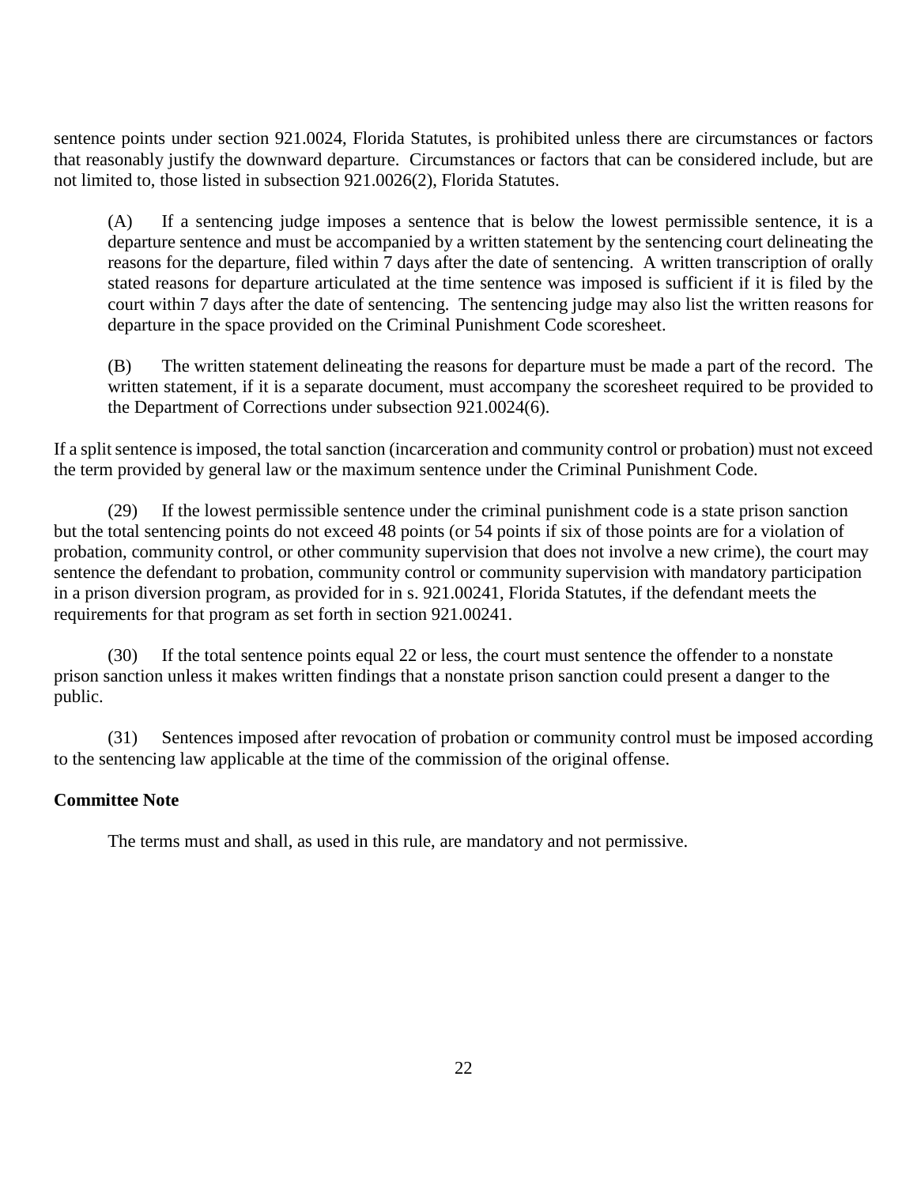sentence points under section 921.0024, Florida Statutes, is prohibited unless there are circumstances or factors that reasonably justify the downward departure. Circumstances or factors that can be considered include, but are not limited to, those listed in subsection 921.0026(2), Florida Statutes.

> (A) If a sentencing judge imposes a sentence that is below the lowest permissible sentence, it is a departure sentence and must be accompanied by a written statement by the sentencing court delineating the reasons for the departure, filed within 7 days after the date of sentencing. A written transcription of orally stated reasons for departure articulated at the time sentence was imposed is sufficient if it is filed by the court within 7 days after the date of sentencing. The sentencing judge may also list the written reasons for departure in the space provided on the Criminal Punishment Code scoresheet.
>
> (B) The written statement delineating the reasons for departure must be made a part of the record. The written statement, if it is a separate document, must accompany the scoresheet required to be provided to the Department of Corrections under subsection 921.0024(6).

If a split sentence is imposed, the total sanction (incarceration and community control or probation) must not exceed the term provided by general law or the maximum sentence under the Criminal Punishment Code.

(29) If the lowest permissible sentence under the criminal punishment code is a state prison sanction but the total sentencing points do not exceed 48 points (or 54 points if six of those points are for a violation of probation, community control, or other community supervision that does not involve a new crime), the court may sentence the defendant to probation, community control or community supervision with mandatory participation in a prison diversion program, as provided for in s. 921.00241, Florida Statutes, if the defendant meets the requirements for that program as set forth in section 921.00241.

(30) If the total sentence points equal 22 or less, the court must sentence the offender to a nonstate prison sanction unless it makes written findings that a nonstate prison sanction could present a danger to the public.

(31) Sentences imposed after revocation of probation or community control must be imposed according to the sentencing law applicable at the time of the commission of the original offense.

**Committee Note**

The terms must and shall, as used in this rule, are mandatory and not permissive.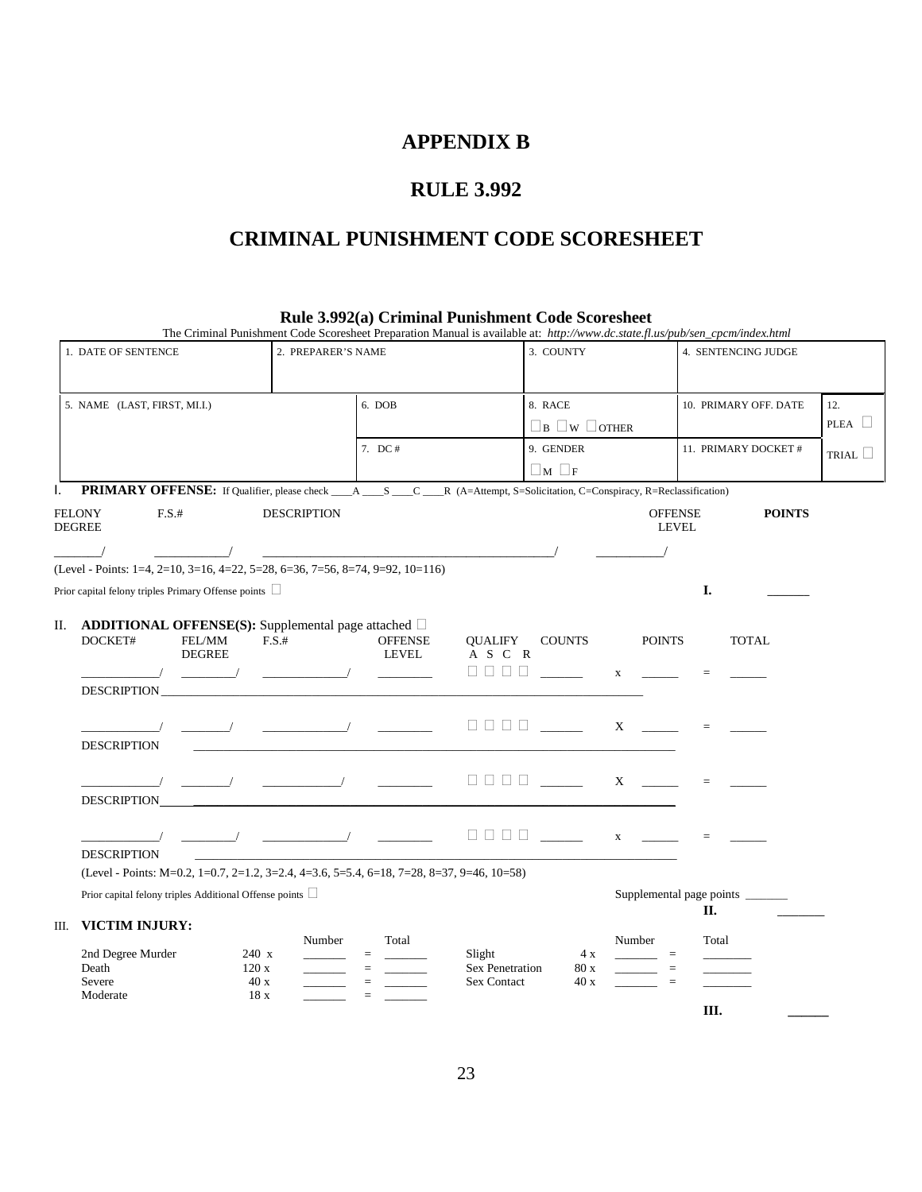# APPENDIX B

# RULE 3.992

# CRIMINAL PUNISHMENT CODE SCORESHEET

### Rule 3.992(a) Criminal Punishment Code Scoresheet

The Criminal Punishment Code Scoresheet Preparation Manual is available at: *http://www.dc.state.fl.us/pub/sen_cpcm/index.html*

| 1. DATE OF SENTENCE | 2. PREPARER'S NAME | | 3. COUNTY | 4. SENTENCING JUDGE | |
|---|---|---|---|---|---|
| 5. NAME (LAST, FIRST, MI.I.) | | 6. DOB | 8. RACE ☐B ☐W ☐OTHER | 10. PRIMARY OFF. DATE | 12. PLEA ☐ |
| | | 7. DC # | 9. GENDER ☐M ☐F | 11. PRIMARY DOCKET # | TRIAL ☐ |

I. **PRIMARY OFFENSE:** If Qualifier, please check ____A ____S ____C ____R (A=Attempt, S=Solicitation, C=Conspiracy, R=Reclassification)

| FELONY DEGREE | F.S.# | DESCRIPTION | OFFENSE LEVEL | POINTS |
|---|---|---|---|---|
| _______/ | ___________/ | _____________________________________________/ | __________/ | |

(Level - Points: 1=4, 2=10, 3=16, 4=22, 5=28, 6=36, 7=56, 8=74, 9=92, 10=116)

Prior capital felony triples Primary Offense points ☐

**I.** ______

II. **ADDITIONAL OFFENSE(S):** Supplemental page attached ☐

| DOCKET# | FEL/MM DEGREE | F.S.# | OFFENSE LEVEL | QUALIFY A S C R | COUNTS | | POINTS | | TOTAL |
|---|---|---|---|---|---|---|---|---|---|
| ___________/ | ________/ | ____________/ | ________ | ☐ ☐ ☐ ☐ | ______ | x | ______ | = | ______ |
| DESCRIPTION_______________________________________________ | | | | | | | | | |
| ___________/ | ________/ | ____________/ | ________ | ☐ ☐ ☐ ☐ | ______ | X | ______ | = | ______ |
| DESCRIPTION_______________________________________________ | | | | | | | | | |
| ___________/ | ________/ | ____________/ | ________ | ☐ ☐ ☐ ☐ | ______ | X | ______ | = | ______ |
| DESCRIPTION_______________________________________________ | | | | | | | | | |
| ___________/ | ________/ | ____________/ | ________ | ☐ ☐ ☐ ☐ | ______ | x | ______ | = | ______ |
| DESCRIPTION_______________________________________________ | | | | | | | | | |

(Level - Points: M=0.2, 1=0.7, 2=1.2, 3=2.4, 4=3.6, 5=5.4, 6=18, 7=28, 8=37, 9=46, 10=58)

Prior capital felony triples Additional Offense points ☐

Supplemental page points _______

**II.** _______

III. **VICTIM INJURY:**

| | | Number | | Total | | | Number | | Total |
|---|---|---|---|---|---|---|---|---|---|
| 2nd Degree Murder | 240 x | ______ | = | ______ | Slight | 4 x | ______ | = | _______ |
| Death | 120 x | ______ | = | ______ | Sex Penetration | 80 x | ______ | = | _______ |
| Severe | 40 x | ______ | = | ______ | Sex Contact | 40 x | ______ | = | _______ |
| Moderate | 18 x | ______ | = | ______ | | | | | |

**III.** ______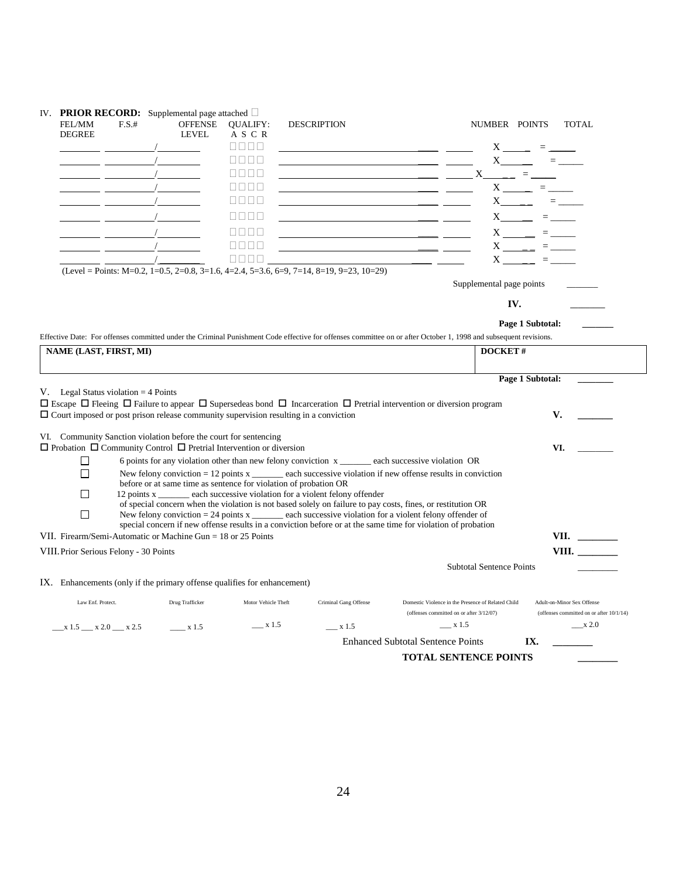IV. **PRIOR RECORD:** Supplemental page attached ☐

| FEL/MM DEGREE | F.S.# | OFFENSE LEVEL | QUALIFY: A S C R | DESCRIPTION | NUMBER | POINTS | TOTAL |
|---|---|---|---|---|---|---|---|
| ______ | ______/ | ______ | ☐☐☐☐ | ______ | ____ ____ | X ____ | = ____ |
| ______ | ______/ | ______ | ☐☐☐☐ | ______ | ____ ____ | X ____ | = ____ |
| ______ | ______/ | ______ | ☐☐☐☐ | ______ | ____ ____ | X ____ | = ____ |
| ______ | ______/ | ______ | ☐☐☐☐ | ______ | ____ ____ | X ____ | = ____ |
| ______ | ______/ | ______ | ☐☐☐☐ | ______ | ____ ____ | X ____ | = ____ |
| ______ | ______/ | ______ | ☐☐☐☐ | ______ | ____ ____ | X ____ | = ____ |
| ______ | ______/ | ______ | ☐☐☐☐ | ______ | ____ ____ | X ____ | = ____ |
| ______ | ______/ | ______ | ☐☐☐☐ | ______ | ____ ____ | X ____ | = ____ |
| ______ | ______/ | ______ | ☐☐☐☐ | ______ | ____ ____ | X ____ | = ____ |

(Level = Points: M=0.2, 1=0.5, 2=0.8, 3=1.6, 4=2.4, 5=3.6, 6=9, 7=14, 8=19, 9=23, 10=29)

Supplemental page points _______

**IV.** _______

**Page 1 Subtotal:** _______

Effective Date: For offenses committed under the Criminal Punishment Code effective for offenses committee on or after October 1, 1998 and subsequent revisions.

| NAME (LAST, FIRST, MI) | DOCKET # |
|---|---|
| | |

**Page 1 Subtotal:** _______

V. Legal Status violation = 4 Points

☐ Escape ☐ Fleeing ☐ Failure to appear ☐ Supersedeas bond ☐ Incarceration ☐ Pretrial intervention or diversion program

☐ Court imposed or post prison release community supervision resulting in a conviction **V.** _______

VI. Community Sanction violation before the court for sentencing

☐ Probation ☐ Community Control ☐ Pretrial Intervention or diversion **VI.** _______

- ☐ 6 points for any violation other than new felony conviction x _______ each successive violation OR
- ☐ New felony conviction = 12 points x _______ each successive violation if new offense results in conviction before or at same time as sentence for violation of probation OR
- ☐ 12 points x _______ each successive violation for a violent felony offender of special concern when the violation is not based solely on failure to pay costs, fines, or restitution OR
- ☐ New felony conviction = 24 points x _______ each successive violation for a violent felony offender of special concern if new offense results in a conviction before or at the same time for violation of probation

VII. Firearm/Semi-Automatic or Machine Gun = 18 or 25 Points **VII.** _______

VIII. Prior Serious Felony - 30 Points **VIII.** _______

Subtotal Sentence Points _______

IX. Enhancements (only if the primary offense qualifies for enhancement)

| Law Enf. Protect. | Drug Trafficker | Motor Vehicle Theft | Criminal Gang Offense | Domestic Violence in the Presence of Related Child (offenses committed on or after 3/12/07) | Adult-on-Minor Sex Offense (offenses committed on or after 10/1/14) |
|---|---|---|---|---|---|
| ___x 1.5 ___ x 2.0 ___ x 2.5 | ____ x 1.5 | ___ x 1.5 | ___ x 1.5 | ___ x 1.5 | ___x 2.0 |

Enhanced Subtotal Sentence Points **IX.** _______

**TOTAL SENTENCE POINTS** _______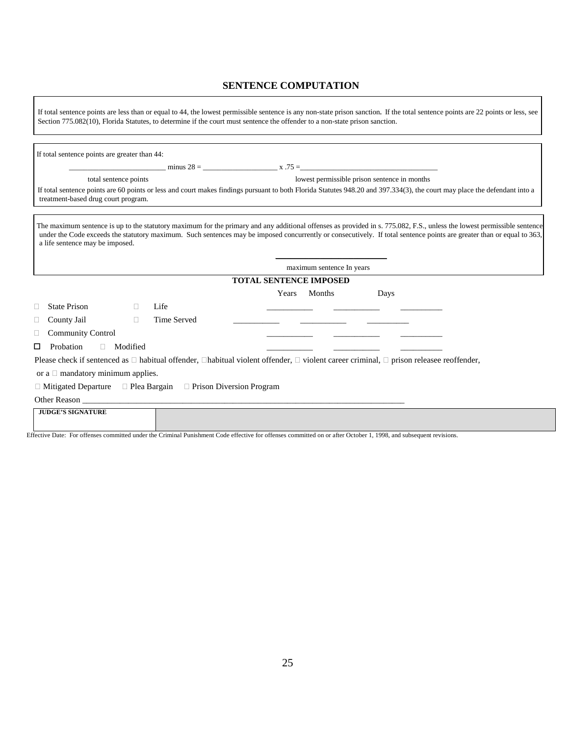## SENTENCE COMPUTATION

If total sentence points are less than or equal to 44, the lowest permissible sentence is any non-state prison sanction. If the total sentence points are 22 points or less, see Section 775.082(10), Florida Statutes, to determine if the court must sentence the offender to a non-state prison sanction.

---

If total sentence points are greater than 44:

__________________________ minus 28 = ____________________ x .75 =_____________________________________

total sentence points &nbsp;&nbsp;&nbsp;&nbsp;&nbsp;&nbsp;&nbsp;&nbsp;&nbsp;&nbsp;&nbsp;&nbsp;&nbsp;&nbsp;&nbsp;&nbsp;&nbsp;&nbsp;&nbsp;&nbsp; lowest permissible prison sentence in months

If total sentence points are 60 points or less and court makes findings pursuant to both Florida Statutes 948.20 and 397.334(3), the court may place the defendant into a treatment-based drug court program.

---

The maximum sentence is up to the statutory maximum for the primary and any additional offenses as provided in s. 775.082, F.S., unless the lowest permissible sentence under the Code exceeds the statutory maximum. Such sentences may be imposed concurrently or consecutively. If total sentence points are greater than or equal to 363, a life sentence may be imposed.

__________________________

maximum sentence In years

### TOTAL SENTENCE IMPOSED

| | | Years | Months | Days |
|---|---|---|---|---|
| ☐ State Prison | ☐ Life | ___________ | ___________ | __________ |
| ☐ County Jail | ☐ Time Served | ___________ | ___________ | __________ |
| ☐ Community Control | | ___________ | ___________ | __________ |
| ☐ Probation | ☐ Modified | ___________ | ___________ | __________ |

Please check if sentenced as ☐ habitual offender, ☐habitual violent offender, ☐ violent career criminal, ☐ prison releasee reoffender, or a ☐ mandatory minimum applies.

☐ Mitigated Departure &nbsp;&nbsp; ☐ Plea Bargain &nbsp;&nbsp; ☐ Prison Diversion Program

Other Reason ___________________________________________________________________________

| JUDGE'S SIGNATURE | |
|---|---|

Effective Date: For offenses committed under the Criminal Punishment Code effective for offenses committed on or after October 1, 1998, and subsequent revisions.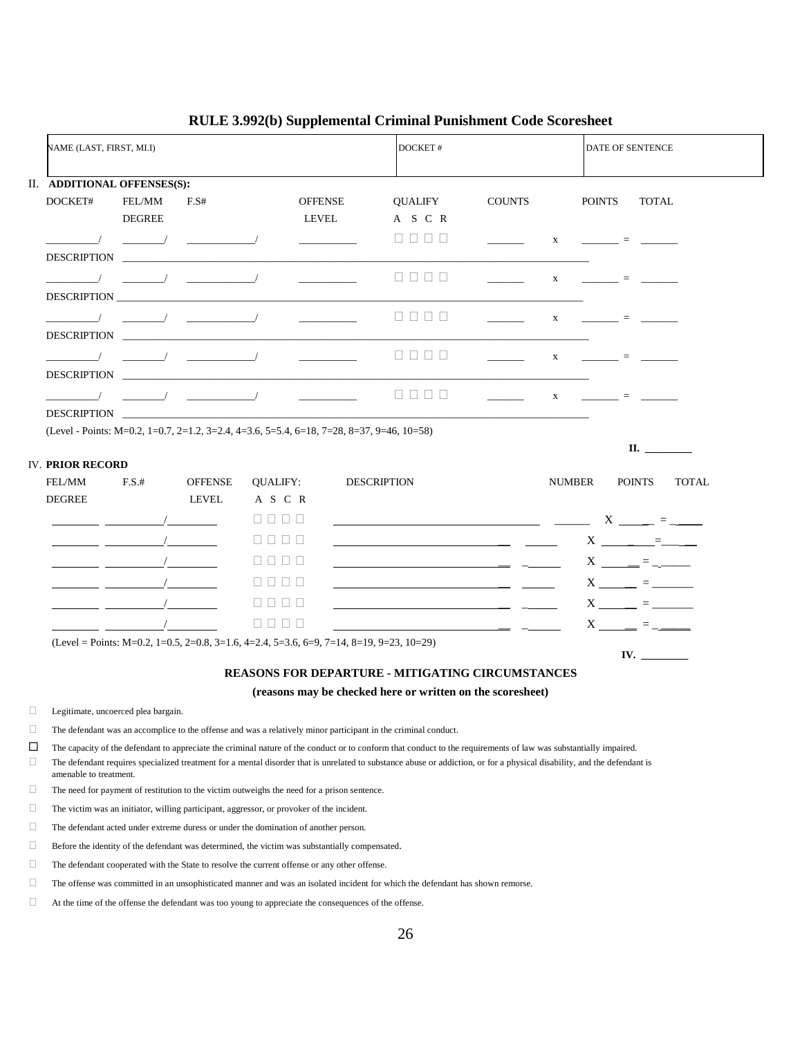# RULE 3.992(b) Supplemental Criminal Punishment Code Scoresheet

| NAME (LAST, FIRST, MI.I) | DOCKET # | DATE OF SENTENCE |
|---|---|---|
| | | |

## II. ADDITIONAL OFFENSES(S):

| DOCKET# | FEL/MM DEGREE | F.S# | OFFENSE LEVEL | QUALIFY A S C R | COUNTS | | POINTS | | TOTAL |
|---|---|---|---|---|---|---|---|---|---|
| ________/ | _______/ | ___________/ | _________ | ☐ ☐ ☐ ☐ | ______ | x | ______ | = | ______ |
| DESCRIPTION ______________________________ | | | | | | | | | |
| ________/ | _______/ | ___________/ | _________ | ☐ ☐ ☐ ☐ | ______ | x | ______ | = | ______ |
| DESCRIPTION ______________________________ | | | | | | | | | |
| ________/ | _______/ | ___________/ | _________ | ☐ ☐ ☐ ☐ | ______ | x | ______ | = | ______ |
| DESCRIPTION ______________________________ | | | | | | | | | |
| ________/ | _______/ | ___________/ | _________ | ☐ ☐ ☐ ☐ | ______ | x | ______ | = | ______ |
| DESCRIPTION ______________________________ | | | | | | | | | |
| ________/ | _______/ | ___________/ | _________ | ☐ ☐ ☐ ☐ | ______ | x | ______ | = | ______ |
| DESCRIPTION ______________________________ | | | | | | | | | |

(Level - Points: M=0.2, 1=0.7, 2=1.2, 3=2.4, 4=3.6, 5=5.4, 6=18, 7=28, 8=37, 9=46, 10=58)

**II.** ________

## IV. PRIOR RECORD

| FEL/MM DEGREE | F.S.# | OFFENSE LEVEL | QUALIFY: A S C R | DESCRIPTION | NUMBER | | POINTS | | TOTAL |
|---|---|---|---|---|---|---|---|---|---|
| _______ | _________/ | ________ | ☐ ☐ ☐ ☐ | ______________________ | ______ | X | ______ | = | ______ |
| _______ | _________/ | ________ | ☐ ☐ ☐ ☐ | ______________________ | ______ | X | ______ | = | ______ |
| _______ | _________/ | ________ | ☐ ☐ ☐ ☐ | ______________________ | ______ | X | ______ | = | ______ |
| _______ | _________/ | ________ | ☐ ☐ ☐ ☐ | ______________________ | ______ | X | ______ | = | ______ |
| _______ | _________/ | ________ | ☐ ☐ ☐ ☐ | ______________________ | ______ | X | ______ | = | ______ |
| _______ | _________/ | ________ | ☐ ☐ ☐ ☐ | ______________________ | ______ | X | ______ | = | ______ |

(Level = Points: M=0.2, 1=0.5, 2=0.8, 3=1.6, 4=2.4, 5=3.6, 6=9, 7=14, 8=19, 9=23, 10=29)

**IV.** ________

### REASONS FOR DEPARTURE - MITIGATING CIRCUMSTANCES

**(reasons may be checked here or written on the scoresheet)**

- ☐ Legitimate, uncoerced plea bargain.
- ☐ The defendant was an accomplice to the offense and was a relatively minor participant in the criminal conduct.
- ☐ The capacity of the defendant to appreciate the criminal nature of the conduct or to conform that conduct to the requirements of law was substantially impaired.
- ☐ The defendant requires specialized treatment for a mental disorder that is unrelated to substance abuse or addiction, or for a physical disability, and the defendant is amenable to treatment.
- ☐ The need for payment of restitution to the victim outweighs the need for a prison sentence.
- ☐ The victim was an initiator, willing participant, aggressor, or provoker of the incident.
- ☐ The defendant acted under extreme duress or under the domination of another person.
- ☐ Before the identity of the defendant was determined, the victim was substantially compensated.
- ☐ The defendant cooperated with the State to resolve the current offense or any other offense.
- ☐ The offense was committed in an unsophisticated manner and was an isolated incident for which the defendant has shown remorse.
- ☐ At the time of the offense the defendant was too young to appreciate the consequences of the offense.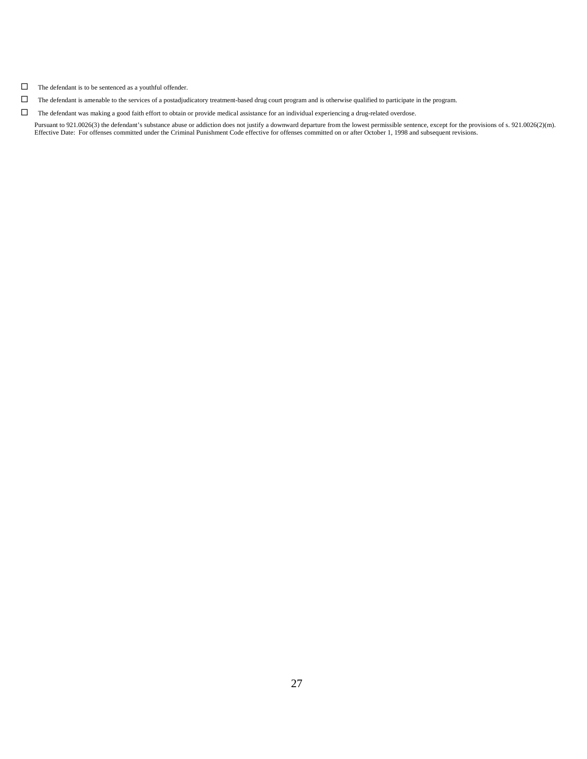- ☐ The defendant is to be sentenced as a youthful offender.
- ☐ The defendant is amenable to the services of a postadjudicatory treatment-based drug court program and is otherwise qualified to participate in the program.
- ☐ The defendant was making a good faith effort to obtain or provide medical assistance for an individual experiencing a drug-related overdose.

Pursuant to 921.0026(3) the defendant's substance abuse or addiction does not justify a downward departure from the lowest permissible sentence, except for the provisions of s. 921.0026(2)(m).
Effective Date: For offenses committed under the Criminal Punishment Code effective for offenses committed on or after October 1, 1998 and subsequent revisions.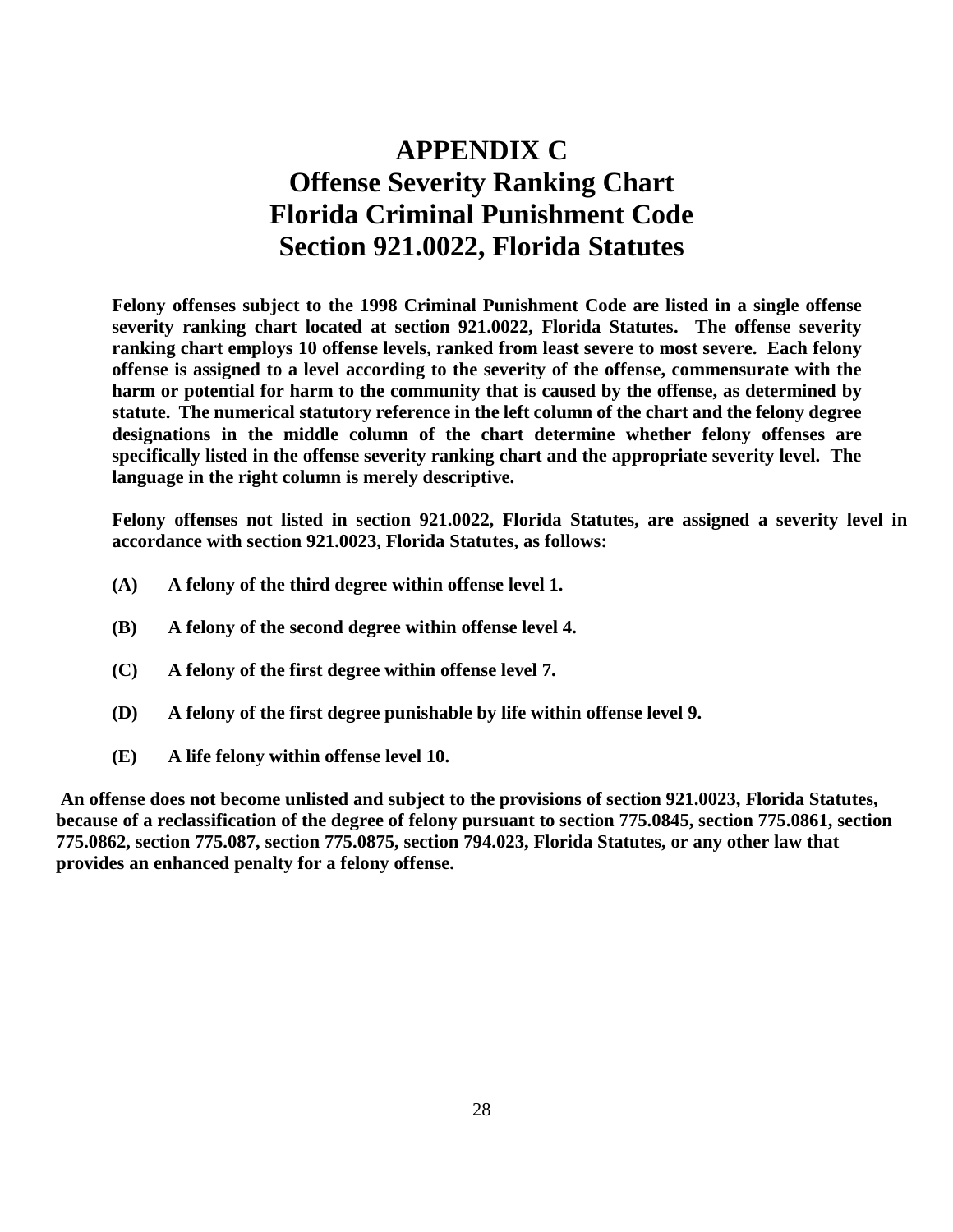# APPENDIX C
# Offense Severity Ranking Chart
# Florida Criminal Punishment Code
# Section 921.0022, Florida Statutes

**Felony offenses subject to the 1998 Criminal Punishment Code are listed in a single offense severity ranking chart located at section 921.0022, Florida Statutes. The offense severity ranking chart employs 10 offense levels, ranked from least severe to most severe. Each felony offense is assigned to a level according to the severity of the offense, commensurate with the harm or potential for harm to the community that is caused by the offense, as determined by statute. The numerical statutory reference in the left column of the chart and the felony degree designations in the middle column of the chart determine whether felony offenses are specifically listed in the offense severity ranking chart and the appropriate severity level. The language in the right column is merely descriptive.**

**Felony offenses not listed in section 921.0022, Florida Statutes, are assigned a severity level in accordance with section 921.0023, Florida Statutes, as follows:**

**(A) A felony of the third degree within offense level 1.**

**(B) A felony of the second degree within offense level 4.**

**(C) A felony of the first degree within offense level 7.**

**(D) A felony of the first degree punishable by life within offense level 9.**

**(E) A life felony within offense level 10.**

**An offense does not become unlisted and subject to the provisions of section 921.0023, Florida Statutes, because of a reclassification of the degree of felony pursuant to section 775.0845, section 775.0861, section 775.0862, section 775.087, section 775.0875, section 794.023, Florida Statutes, or any other law that provides an enhanced penalty for a felony offense.**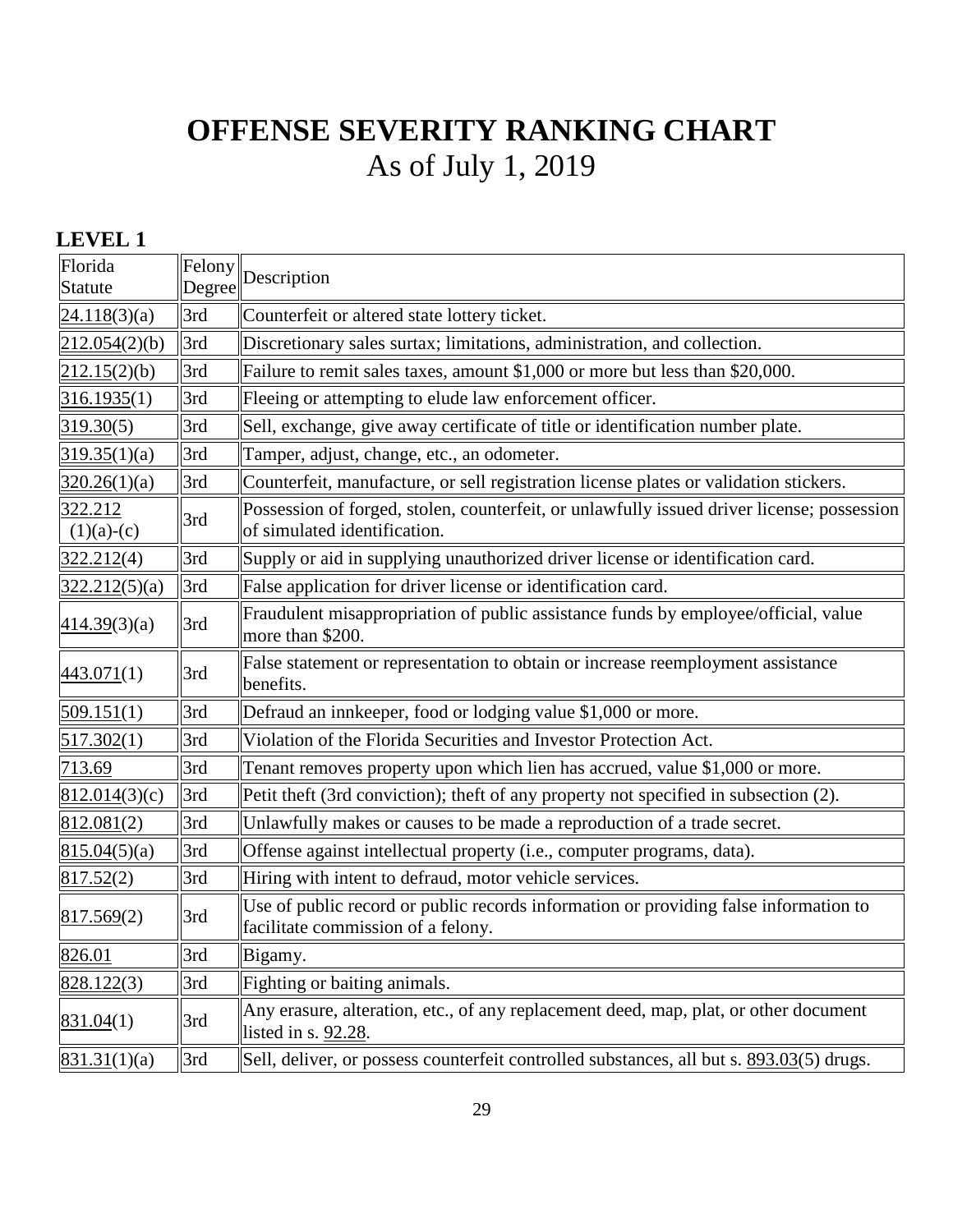# OFFENSE SEVERITY RANKING CHART

As of July 1, 2019

## LEVEL 1

| Florida Statute | Felony Degree | Description |
|---|---|---|
| 24.118(3)(a) | 3rd | Counterfeit or altered state lottery ticket. |
| 212.054(2)(b) | 3rd | Discretionary sales surtax; limitations, administration, and collection. |
| 212.15(2)(b) | 3rd | Failure to remit sales taxes, amount $1,000 or more but less than $20,000. |
| 316.1935(1) | 3rd | Fleeing or attempting to elude law enforcement officer. |
| 319.30(5) | 3rd | Sell, exchange, give away certificate of title or identification number plate. |
| 319.35(1)(a) | 3rd | Tamper, adjust, change, etc., an odometer. |
| 320.26(1)(a) | 3rd | Counterfeit, manufacture, or sell registration license plates or validation stickers. |
| 322.212 (1)(a)-(c) | 3rd | Possession of forged, stolen, counterfeit, or unlawfully issued driver license; possession of simulated identification. |
| 322.212(4) | 3rd | Supply or aid in supplying unauthorized driver license or identification card. |
| 322.212(5)(a) | 3rd | False application for driver license or identification card. |
| 414.39(3)(a) | 3rd | Fraudulent misappropriation of public assistance funds by employee/official, value more than $200. |
| 443.071(1) | 3rd | False statement or representation to obtain or increase reemployment assistance benefits. |
| 509.151(1) | 3rd | Defraud an innkeeper, food or lodging value $1,000 or more. |
| 517.302(1) | 3rd | Violation of the Florida Securities and Investor Protection Act. |
| 713.69 | 3rd | Tenant removes property upon which lien has accrued, value $1,000 or more. |
| 812.014(3)(c) | 3rd | Petit theft (3rd conviction); theft of any property not specified in subsection (2). |
| 812.081(2) | 3rd | Unlawfully makes or causes to be made a reproduction of a trade secret. |
| 815.04(5)(a) | 3rd | Offense against intellectual property (i.e., computer programs, data). |
| 817.52(2) | 3rd | Hiring with intent to defraud, motor vehicle services. |
| 817.569(2) | 3rd | Use of public record or public records information or providing false information to facilitate commission of a felony. |
| 826.01 | 3rd | Bigamy. |
| 828.122(3) | 3rd | Fighting or baiting animals. |
| 831.04(1) | 3rd | Any erasure, alteration, etc., of any replacement deed, map, plat, or other document listed in s. 92.28. |
| 831.31(1)(a) | 3rd | Sell, deliver, or possess counterfeit controlled substances, all but s. 893.03(5) drugs. |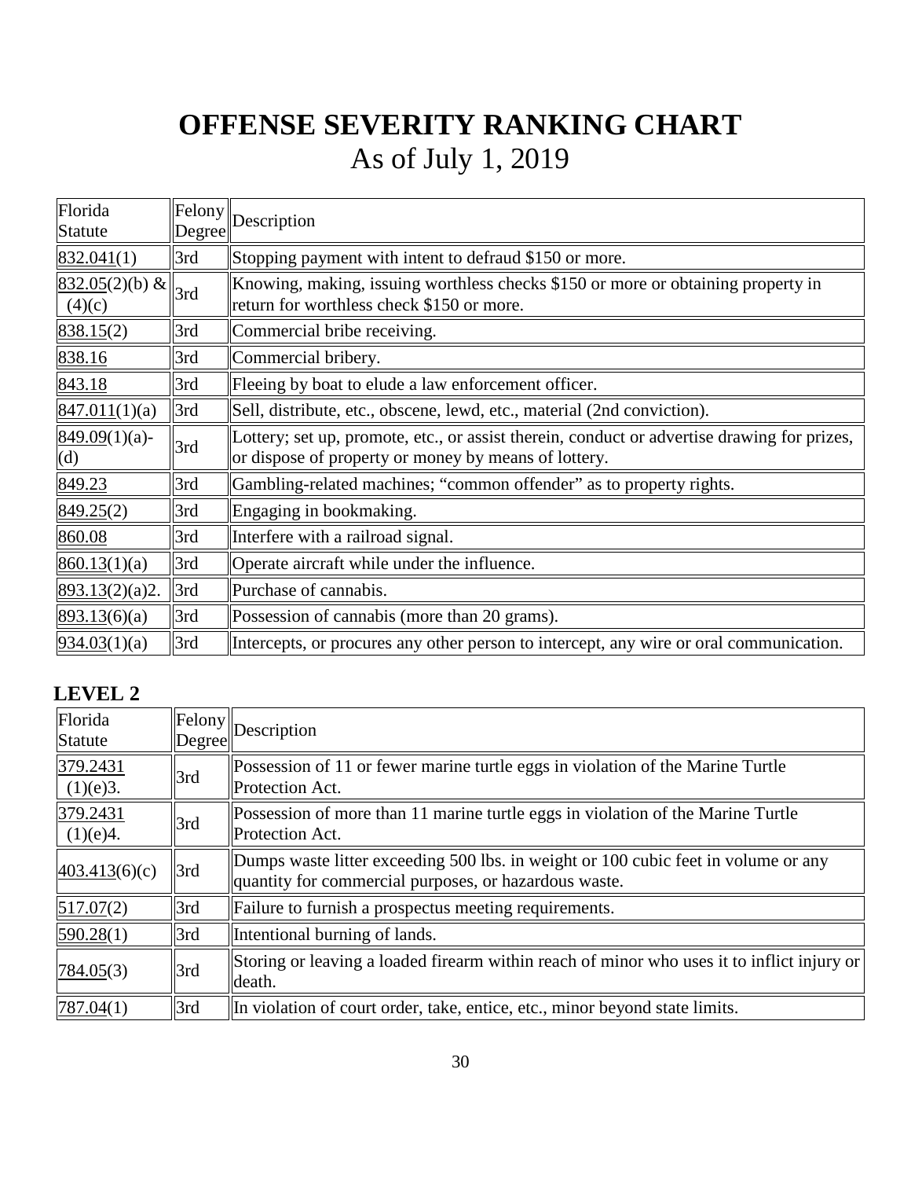# OFFENSE SEVERITY RANKING CHART

As of July 1, 2019

| Florida Statute | Felony Degree | Description |
|---|---|---|
| 832.041(1) | 3rd | Stopping payment with intent to defraud $150 or more. |
| 832.05(2)(b) & (4)(c) | 3rd | Knowing, making, issuing worthless checks $150 or more or obtaining property in return for worthless check $150 or more. |
| 838.15(2) | 3rd | Commercial bribe receiving. |
| 838.16 | 3rd | Commercial bribery. |
| 843.18 | 3rd | Fleeing by boat to elude a law enforcement officer. |
| 847.011(1)(a) | 3rd | Sell, distribute, etc., obscene, lewd, etc., material (2nd conviction). |
| 849.09(1)(a)-(d) | 3rd | Lottery; set up, promote, etc., or assist therein, conduct or advertise drawing for prizes, or dispose of property or money by means of lottery. |
| 849.23 | 3rd | Gambling-related machines; "common offender" as to property rights. |
| 849.25(2) | 3rd | Engaging in bookmaking. |
| 860.08 | 3rd | Interfere with a railroad signal. |
| 860.13(1)(a) | 3rd | Operate aircraft while under the influence. |
| 893.13(2)(a)2. | 3rd | Purchase of cannabis. |
| 893.13(6)(a) | 3rd | Possession of cannabis (more than 20 grams). |
| 934.03(1)(a) | 3rd | Intercepts, or procures any other person to intercept, any wire or oral communication. |

## LEVEL 2

| Florida Statute | Felony Degree | Description |
|---|---|---|
| 379.2431 (1)(e)3. | 3rd | Possession of 11 or fewer marine turtle eggs in violation of the Marine Turtle Protection Act. |
| 379.2431 (1)(e)4. | 3rd | Possession of more than 11 marine turtle eggs in violation of the Marine Turtle Protection Act. |
| 403.413(6)(c) | 3rd | Dumps waste litter exceeding 500 lbs. in weight or 100 cubic feet in volume or any quantity for commercial purposes, or hazardous waste. |
| 517.07(2) | 3rd | Failure to furnish a prospectus meeting requirements. |
| 590.28(1) | 3rd | Intentional burning of lands. |
| 784.05(3) | 3rd | Storing or leaving a loaded firearm within reach of minor who uses it to inflict injury or death. |
| 787.04(1) | 3rd | In violation of court order, take, entice, etc., minor beyond state limits. |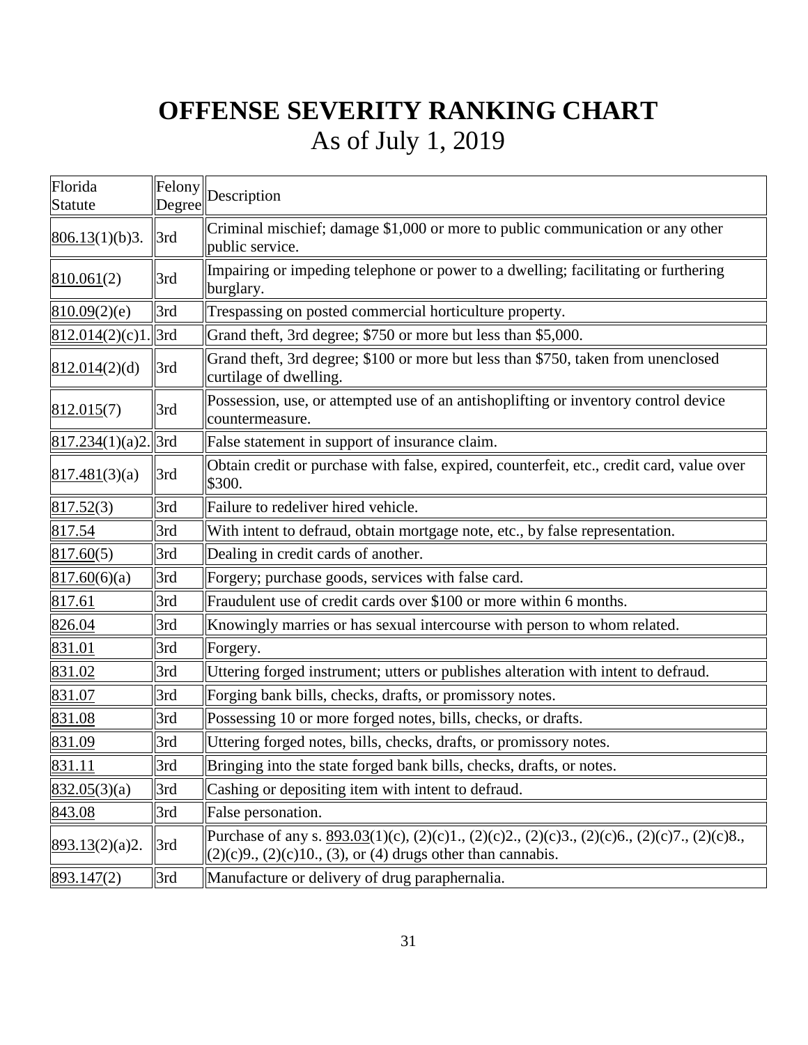# OFFENSE SEVERITY RANKING CHART
As of July 1, 2019

| Florida Statute | Felony Degree | Description |
|---|---|---|
| 806.13(1)(b)3. | 3rd | Criminal mischief; damage $1,000 or more to public communication or any other public service. |
| 810.061(2) | 3rd | Impairing or impeding telephone or power to a dwelling; facilitating or furthering burglary. |
| 810.09(2)(e) | 3rd | Trespassing on posted commercial horticulture property. |
| 812.014(2)(c)1. | 3rd | Grand theft, 3rd degree; $750 or more but less than $5,000. |
| 812.014(2)(d) | 3rd | Grand theft, 3rd degree; $100 or more but less than $750, taken from unenclosed curtilage of dwelling. |
| 812.015(7) | 3rd | Possession, use, or attempted use of an antishoplifting or inventory control device countermeasure. |
| 817.234(1)(a)2. | 3rd | False statement in support of insurance claim. |
| 817.481(3)(a) | 3rd | Obtain credit or purchase with false, expired, counterfeit, etc., credit card, value over $300. |
| 817.52(3) | 3rd | Failure to redeliver hired vehicle. |
| 817.54 | 3rd | With intent to defraud, obtain mortgage note, etc., by false representation. |
| 817.60(5) | 3rd | Dealing in credit cards of another. |
| 817.60(6)(a) | 3rd | Forgery; purchase goods, services with false card. |
| 817.61 | 3rd | Fraudulent use of credit cards over $100 or more within 6 months. |
| 826.04 | 3rd | Knowingly marries or has sexual intercourse with person to whom related. |
| 831.01 | 3rd | Forgery. |
| 831.02 | 3rd | Uttering forged instrument; utters or publishes alteration with intent to defraud. |
| 831.07 | 3rd | Forging bank bills, checks, drafts, or promissory notes. |
| 831.08 | 3rd | Possessing 10 or more forged notes, bills, checks, or drafts. |
| 831.09 | 3rd | Uttering forged notes, bills, checks, drafts, or promissory notes. |
| 831.11 | 3rd | Bringing into the state forged bank bills, checks, drafts, or notes. |
| 832.05(3)(a) | 3rd | Cashing or depositing item with intent to defraud. |
| 843.08 | 3rd | False personation. |
| 893.13(2)(a)2. | 3rd | Purchase of any s. 893.03(1)(c), (2)(c)1., (2)(c)2., (2)(c)3., (2)(c)6., (2)(c)7., (2)(c)8., (2)(c)9., (2)(c)10., (3), or (4) drugs other than cannabis. |
| 893.147(2) | 3rd | Manufacture or delivery of drug paraphernalia. |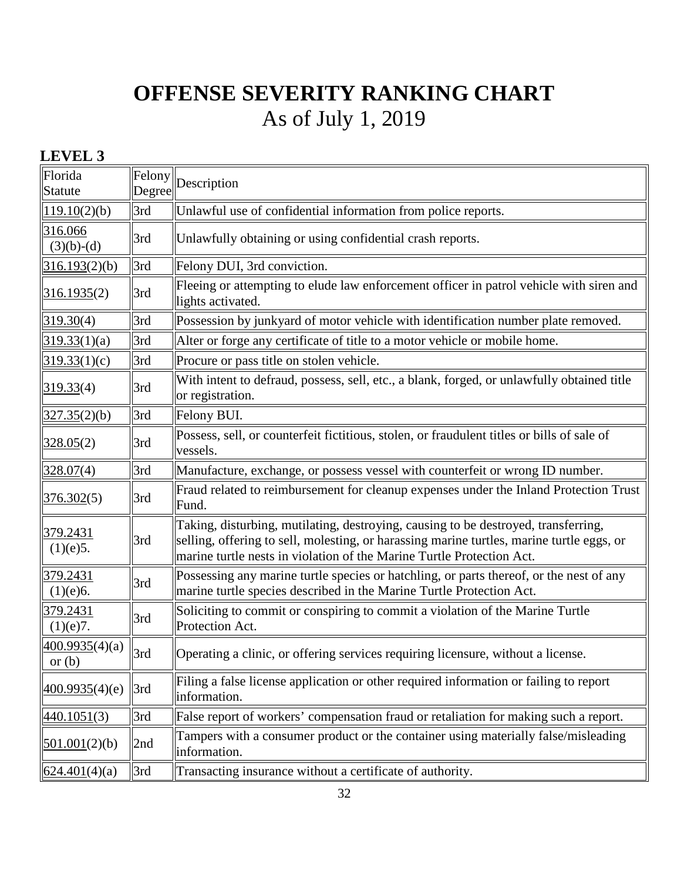# OFFENSE SEVERITY RANKING CHART
## As of July 1, 2019

### LEVEL 3

| Florida Statute | Felony Degree | Description |
|---|---|---|
| 119.10(2)(b) | 3rd | Unlawful use of confidential information from police reports. |
| 316.066 (3)(b)-(d) | 3rd | Unlawfully obtaining or using confidential crash reports. |
| 316.193(2)(b) | 3rd | Felony DUI, 3rd conviction. |
| 316.1935(2) | 3rd | Fleeing or attempting to elude law enforcement officer in patrol vehicle with siren and lights activated. |
| 319.30(4) | 3rd | Possession by junkyard of motor vehicle with identification number plate removed. |
| 319.33(1)(a) | 3rd | Alter or forge any certificate of title to a motor vehicle or mobile home. |
| 319.33(1)(c) | 3rd | Procure or pass title on stolen vehicle. |
| 319.33(4) | 3rd | With intent to defraud, possess, sell, etc., a blank, forged, or unlawfully obtained title or registration. |
| 327.35(2)(b) | 3rd | Felony BUI. |
| 328.05(2) | 3rd | Possess, sell, or counterfeit fictitious, stolen, or fraudulent titles or bills of sale of vessels. |
| 328.07(4) | 3rd | Manufacture, exchange, or possess vessel with counterfeit or wrong ID number. |
| 376.302(5) | 3rd | Fraud related to reimbursement for cleanup expenses under the Inland Protection Trust Fund. |
| 379.2431 (1)(e)5. | 3rd | Taking, disturbing, mutilating, destroying, causing to be destroyed, transferring, selling, offering to sell, molesting, or harassing marine turtles, marine turtle eggs, or marine turtle nests in violation of the Marine Turtle Protection Act. |
| 379.2431 (1)(e)6. | 3rd | Possessing any marine turtle species or hatchling, or parts thereof, or the nest of any marine turtle species described in the Marine Turtle Protection Act. |
| 379.2431 (1)(e)7. | 3rd | Soliciting to commit or conspiring to commit a violation of the Marine Turtle Protection Act. |
| 400.9935(4)(a) or (b) | 3rd | Operating a clinic, or offering services requiring licensure, without a license. |
| 400.9935(4)(e) | 3rd | Filing a false license application or other required information or failing to report information. |
| 440.1051(3) | 3rd | False report of workers' compensation fraud or retaliation for making such a report. |
| 501.001(2)(b) | 2nd | Tampers with a consumer product or the container using materially false/misleading information. |
| 624.401(4)(a) | 3rd | Transacting insurance without a certificate of authority. |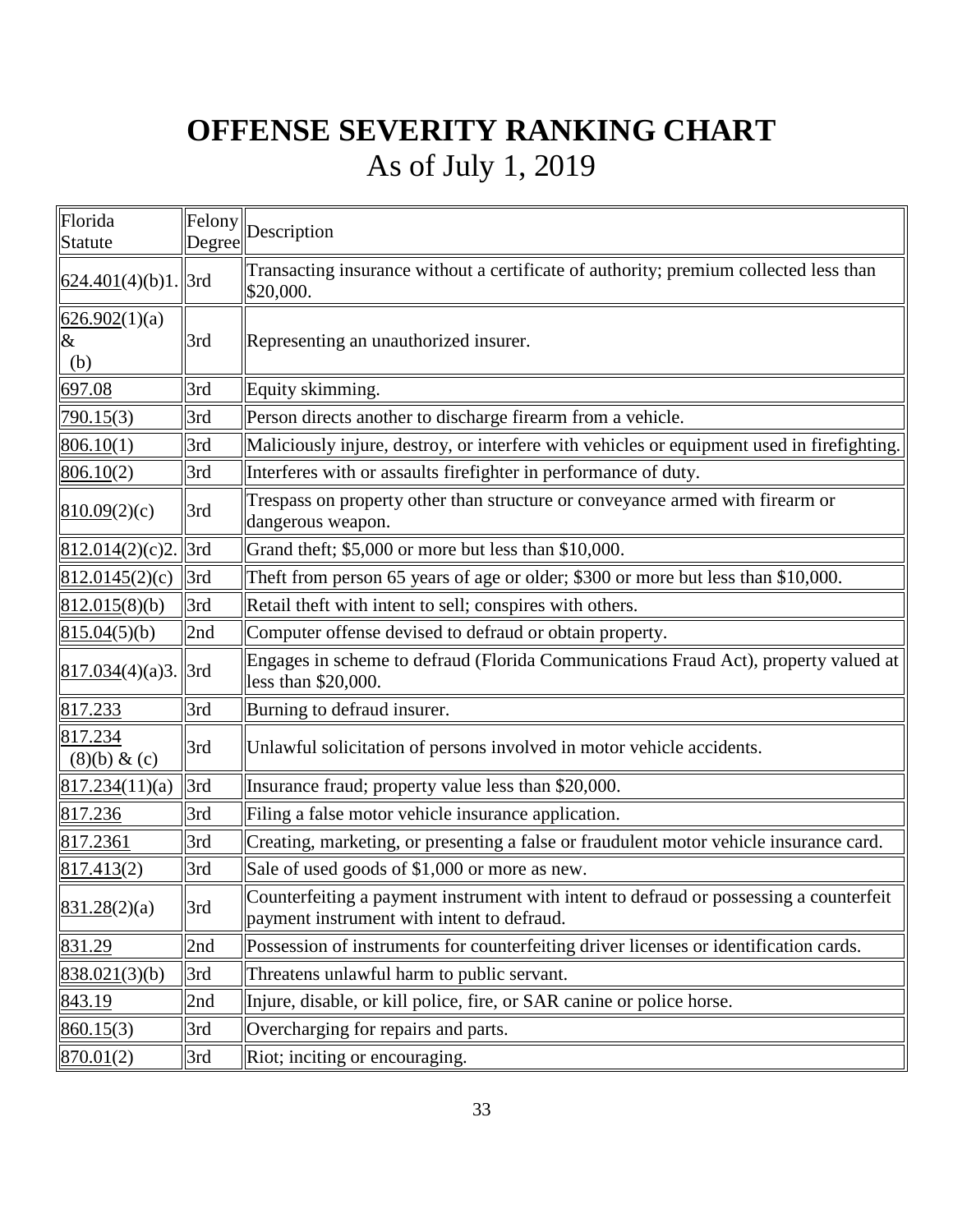# OFFENSE SEVERITY RANKING CHART

As of July 1, 2019

| Florida Statute | Felony Degree | Description |
|---|---|---|
| 624.401(4)(b)1. | 3rd | Transacting insurance without a certificate of authority; premium collected less than $20,000. |
| 626.902(1)(a) & (b) | 3rd | Representing an unauthorized insurer. |
| 697.08 | 3rd | Equity skimming. |
| 790.15(3) | 3rd | Person directs another to discharge firearm from a vehicle. |
| 806.10(1) | 3rd | Maliciously injure, destroy, or interfere with vehicles or equipment used in firefighting. |
| 806.10(2) | 3rd | Interferes with or assaults firefighter in performance of duty. |
| 810.09(2)(c) | 3rd | Trespass on property other than structure or conveyance armed with firearm or dangerous weapon. |
| 812.014(2)(c)2. | 3rd | Grand theft; $5,000 or more but less than $10,000. |
| 812.0145(2)(c) | 3rd | Theft from person 65 years of age or older; $300 or more but less than $10,000. |
| 812.015(8)(b) | 3rd | Retail theft with intent to sell; conspires with others. |
| 815.04(5)(b) | 2nd | Computer offense devised to defraud or obtain property. |
| 817.034(4)(a)3. | 3rd | Engages in scheme to defraud (Florida Communications Fraud Act), property valued at less than $20,000. |
| 817.233 | 3rd | Burning to defraud insurer. |
| 817.234 (8)(b) & (c) | 3rd | Unlawful solicitation of persons involved in motor vehicle accidents. |
| 817.234(11)(a) | 3rd | Insurance fraud; property value less than $20,000. |
| 817.236 | 3rd | Filing a false motor vehicle insurance application. |
| 817.2361 | 3rd | Creating, marketing, or presenting a false or fraudulent motor vehicle insurance card. |
| 817.413(2) | 3rd | Sale of used goods of $1,000 or more as new. |
| 831.28(2)(a) | 3rd | Counterfeiting a payment instrument with intent to defraud or possessing a counterfeit payment instrument with intent to defraud. |
| 831.29 | 2nd | Possession of instruments for counterfeiting driver licenses or identification cards. |
| 838.021(3)(b) | 3rd | Threatens unlawful harm to public servant. |
| 843.19 | 2nd | Injure, disable, or kill police, fire, or SAR canine or police horse. |
| 860.15(3) | 3rd | Overcharging for repairs and parts. |
| 870.01(2) | 3rd | Riot; inciting or encouraging. |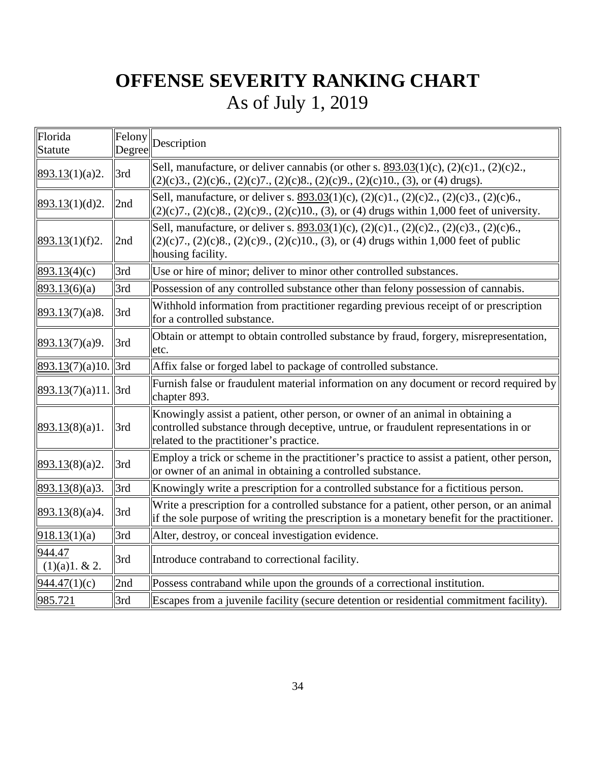# OFFENSE SEVERITY RANKING CHART

As of July 1, 2019

| Florida Statute | Felony Degree | Description |
|---|---|---|
| 893.13(1)(a)2. | 3rd | Sell, manufacture, or deliver cannabis (or other s. 893.03(1)(c), (2)(c)1., (2)(c)2., (2)(c)3., (2)(c)6., (2)(c)7., (2)(c)8., (2)(c)9., (2)(c)10., (3), or (4) drugs). |
| 893.13(1)(d)2. | 2nd | Sell, manufacture, or deliver s. 893.03(1)(c), (2)(c)1., (2)(c)2., (2)(c)3., (2)(c)6., (2)(c)7., (2)(c)8., (2)(c)9., (2)(c)10., (3), or (4) drugs within 1,000 feet of university. |
| 893.13(1)(f)2. | 2nd | Sell, manufacture, or deliver s. 893.03(1)(c), (2)(c)1., (2)(c)2., (2)(c)3., (2)(c)6., (2)(c)7., (2)(c)8., (2)(c)9., (2)(c)10., (3), or (4) drugs within 1,000 feet of public housing facility. |
| 893.13(4)(c) | 3rd | Use or hire of minor; deliver to minor other controlled substances. |
| 893.13(6)(a) | 3rd | Possession of any controlled substance other than felony possession of cannabis. |
| 893.13(7)(a)8. | 3rd | Withhold information from practitioner regarding previous receipt of or prescription for a controlled substance. |
| 893.13(7)(a)9. | 3rd | Obtain or attempt to obtain controlled substance by fraud, forgery, misrepresentation, etc. |
| 893.13(7)(a)10. | 3rd | Affix false or forged label to package of controlled substance. |
| 893.13(7)(a)11. | 3rd | Furnish false or fraudulent material information on any document or record required by chapter 893. |
| 893.13(8)(a)1. | 3rd | Knowingly assist a patient, other person, or owner of an animal in obtaining a controlled substance through deceptive, untrue, or fraudulent representations in or related to the practitioner's practice. |
| 893.13(8)(a)2. | 3rd | Employ a trick or scheme in the practitioner's practice to assist a patient, other person, or owner of an animal in obtaining a controlled substance. |
| 893.13(8)(a)3. | 3rd | Knowingly write a prescription for a controlled substance for a fictitious person. |
| 893.13(8)(a)4. | 3rd | Write a prescription for a controlled substance for a patient, other person, or an animal if the sole purpose of writing the prescription is a monetary benefit for the practitioner. |
| 918.13(1)(a) | 3rd | Alter, destroy, or conceal investigation evidence. |
| 944.47 (1)(a)1. & 2. | 3rd | Introduce contraband to correctional facility. |
| 944.47(1)(c) | 2nd | Possess contraband while upon the grounds of a correctional institution. |
| 985.721 | 3rd | Escapes from a juvenile facility (secure detention or residential commitment facility). |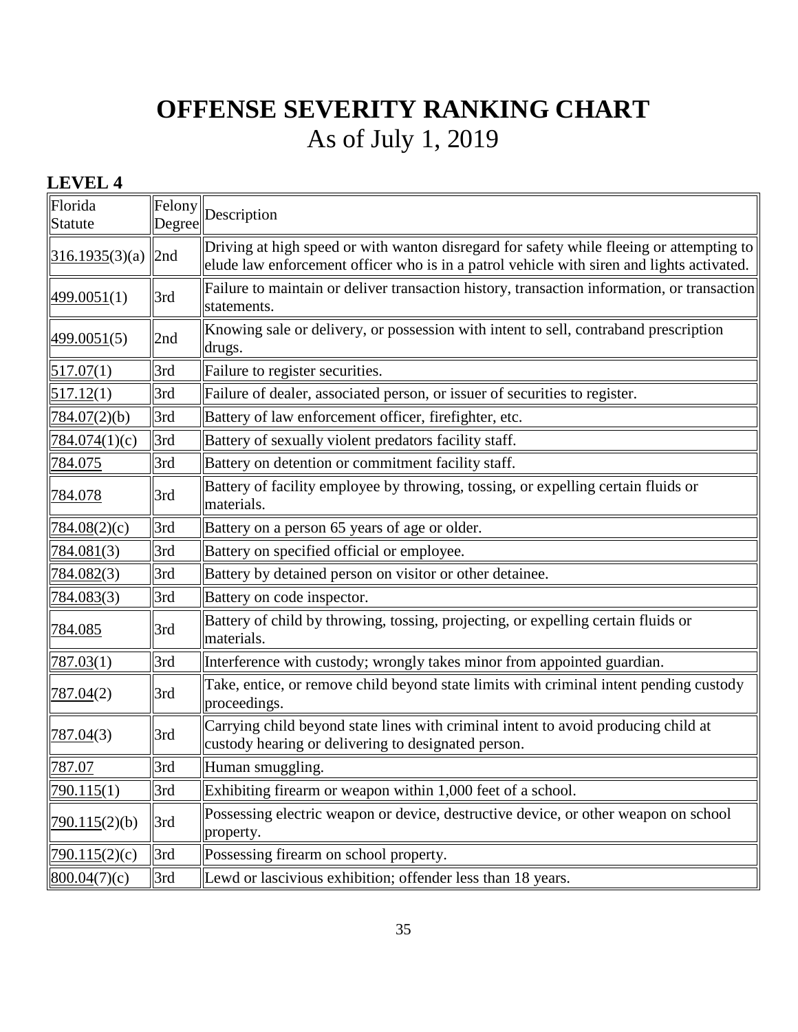# OFFENSE SEVERITY RANKING CHART
As of July 1, 2019

## LEVEL 4

| Florida Statute | Felony Degree | Description |
|---|---|---|
| 316.1935(3)(a) | 2nd | Driving at high speed or with wanton disregard for safety while fleeing or attempting to elude law enforcement officer who is in a patrol vehicle with siren and lights activated. |
| 499.0051(1) | 3rd | Failure to maintain or deliver transaction history, transaction information, or transaction statements. |
| 499.0051(5) | 2nd | Knowing sale or delivery, or possession with intent to sell, contraband prescription drugs. |
| 517.07(1) | 3rd | Failure to register securities. |
| 517.12(1) | 3rd | Failure of dealer, associated person, or issuer of securities to register. |
| 784.07(2)(b) | 3rd | Battery of law enforcement officer, firefighter, etc. |
| 784.074(1)(c) | 3rd | Battery of sexually violent predators facility staff. |
| 784.075 | 3rd | Battery on detention or commitment facility staff. |
| 784.078 | 3rd | Battery of facility employee by throwing, tossing, or expelling certain fluids or materials. |
| 784.08(2)(c) | 3rd | Battery on a person 65 years of age or older. |
| 784.081(3) | 3rd | Battery on specified official or employee. |
| 784.082(3) | 3rd | Battery by detained person on visitor or other detainee. |
| 784.083(3) | 3rd | Battery on code inspector. |
| 784.085 | 3rd | Battery of child by throwing, tossing, projecting, or expelling certain fluids or materials. |
| 787.03(1) | 3rd | Interference with custody; wrongly takes minor from appointed guardian. |
| 787.04(2) | 3rd | Take, entice, or remove child beyond state limits with criminal intent pending custody proceedings. |
| 787.04(3) | 3rd | Carrying child beyond state lines with criminal intent to avoid producing child at custody hearing or delivering to designated person. |
| 787.07 | 3rd | Human smuggling. |
| 790.115(1) | 3rd | Exhibiting firearm or weapon within 1,000 feet of a school. |
| 790.115(2)(b) | 3rd | Possessing electric weapon or device, destructive device, or other weapon on school property. |
| 790.115(2)(c) | 3rd | Possessing firearm on school property. |
| 800.04(7)(c) | 3rd | Lewd or lascivious exhibition; offender less than 18 years. |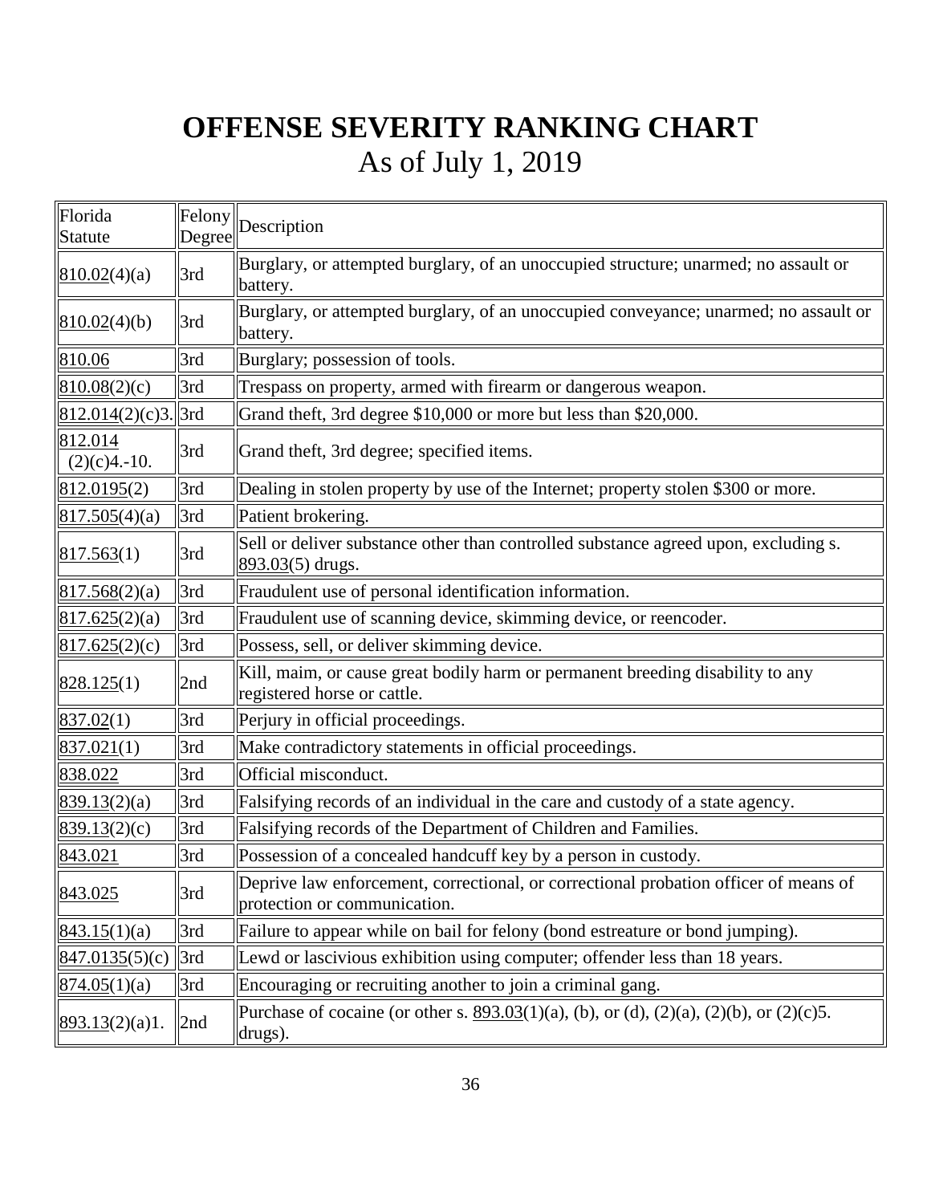# OFFENSE SEVERITY RANKING CHART
As of July 1, 2019

| Florida Statute | Felony Degree | Description |
|---|---|---|
| 810.02(4)(a) | 3rd | Burglary, or attempted burglary, of an unoccupied structure; unarmed; no assault or battery. |
| 810.02(4)(b) | 3rd | Burglary, or attempted burglary, of an unoccupied conveyance; unarmed; no assault or battery. |
| 810.06 | 3rd | Burglary; possession of tools. |
| 810.08(2)(c) | 3rd | Trespass on property, armed with firearm or dangerous weapon. |
| 812.014(2)(c)3. | 3rd | Grand theft, 3rd degree $10,000 or more but less than $20,000. |
| 812.014 (2)(c)4.-10. | 3rd | Grand theft, 3rd degree; specified items. |
| 812.0195(2) | 3rd | Dealing in stolen property by use of the Internet; property stolen $300 or more. |
| 817.505(4)(a) | 3rd | Patient brokering. |
| 817.563(1) | 3rd | Sell or deliver substance other than controlled substance agreed upon, excluding s. 893.03(5) drugs. |
| 817.568(2)(a) | 3rd | Fraudulent use of personal identification information. |
| 817.625(2)(a) | 3rd | Fraudulent use of scanning device, skimming device, or reencoder. |
| 817.625(2)(c) | 3rd | Possess, sell, or deliver skimming device. |
| 828.125(1) | 2nd | Kill, maim, or cause great bodily harm or permanent breeding disability to any registered horse or cattle. |
| 837.02(1) | 3rd | Perjury in official proceedings. |
| 837.021(1) | 3rd | Make contradictory statements in official proceedings. |
| 838.022 | 3rd | Official misconduct. |
| 839.13(2)(a) | 3rd | Falsifying records of an individual in the care and custody of a state agency. |
| 839.13(2)(c) | 3rd | Falsifying records of the Department of Children and Families. |
| 843.021 | 3rd | Possession of a concealed handcuff key by a person in custody. |
| 843.025 | 3rd | Deprive law enforcement, correctional, or correctional probation officer of means of protection or communication. |
| 843.15(1)(a) | 3rd | Failure to appear while on bail for felony (bond estreature or bond jumping). |
| 847.0135(5)(c) | 3rd | Lewd or lascivious exhibition using computer; offender less than 18 years. |
| 874.05(1)(a) | 3rd | Encouraging or recruiting another to join a criminal gang. |
| 893.13(2)(a)1. | 2nd | Purchase of cocaine (or other s. 893.03(1)(a), (b), or (d), (2)(a), (2)(b), or (2)(c)5. drugs). |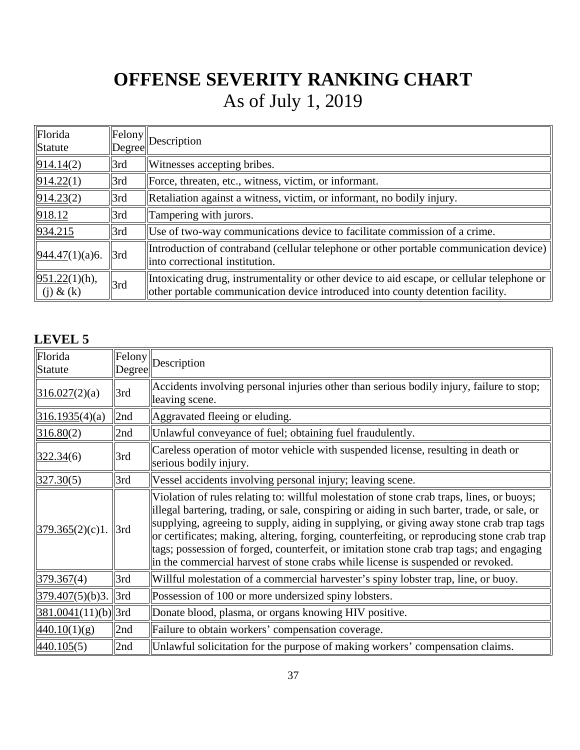# OFFENSE SEVERITY RANKING CHART
As of July 1, 2019

| Florida Statute | Felony Degree | Description |
|---|---|---|
| 914.14(2) | 3rd | Witnesses accepting bribes. |
| 914.22(1) | 3rd | Force, threaten, etc., witness, victim, or informant. |
| 914.23(2) | 3rd | Retaliation against a witness, victim, or informant, no bodily injury. |
| 918.12 | 3rd | Tampering with jurors. |
| 934.215 | 3rd | Use of two-way communications device to facilitate commission of a crime. |
| 944.47(1)(a)6. | 3rd | Introduction of contraband (cellular telephone or other portable communication device) into correctional institution. |
| 951.22(1)(h), (j) & (k) | 3rd | Intoxicating drug, instrumentality or other device to aid escape, or cellular telephone or other portable communication device introduced into county detention facility. |

### LEVEL 5

| Florida Statute | Felony Degree | Description |
|---|---|---|
| 316.027(2)(a) | 3rd | Accidents involving personal injuries other than serious bodily injury, failure to stop; leaving scene. |
| 316.1935(4)(a) | 2nd | Aggravated fleeing or eluding. |
| 316.80(2) | 2nd | Unlawful conveyance of fuel; obtaining fuel fraudulently. |
| 322.34(6) | 3rd | Careless operation of motor vehicle with suspended license, resulting in death or serious bodily injury. |
| 327.30(5) | 3rd | Vessel accidents involving personal injury; leaving scene. |
| 379.365(2)(c)1. | 3rd | Violation of rules relating to: willful molestation of stone crab traps, lines, or buoys; illegal bartering, trading, or sale, conspiring or aiding in such barter, trade, or sale, or supplying, agreeing to supply, aiding in supplying, or giving away stone crab trap tags or certificates; making, altering, forging, counterfeiting, or reproducing stone crab trap tags; possession of forged, counterfeit, or imitation stone crab trap tags; and engaging in the commercial harvest of stone crabs while license is suspended or revoked. |
| 379.367(4) | 3rd | Willful molestation of a commercial harvester's spiny lobster trap, line, or buoy. |
| 379.407(5)(b)3. | 3rd | Possession of 100 or more undersized spiny lobsters. |
| 381.0041(11)(b) | 3rd | Donate blood, plasma, or organs knowing HIV positive. |
| 440.10(1)(g) | 2nd | Failure to obtain workers' compensation coverage. |
| 440.105(5) | 2nd | Unlawful solicitation for the purpose of making workers' compensation claims. |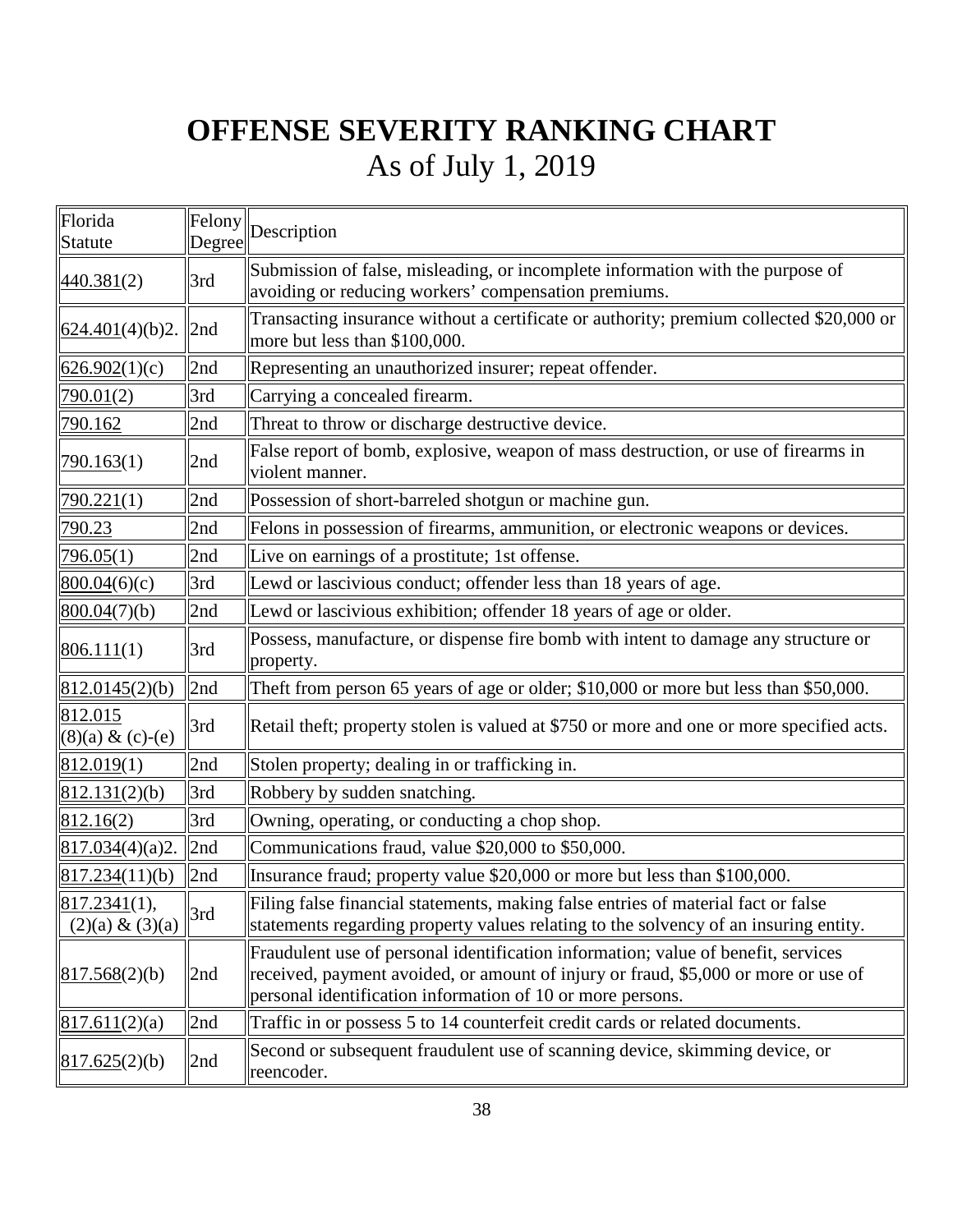# OFFENSE SEVERITY RANKING CHART

As of July 1, 2019

| Florida Statute | Felony Degree | Description |
|---|---|---|
| 440.381(2) | 3rd | Submission of false, misleading, or incomplete information with the purpose of avoiding or reducing workers' compensation premiums. |
| 624.401(4)(b)2. | 2nd | Transacting insurance without a certificate or authority; premium collected $20,000 or more but less than $100,000. |
| 626.902(1)(c) | 2nd | Representing an unauthorized insurer; repeat offender. |
| 790.01(2) | 3rd | Carrying a concealed firearm. |
| 790.162 | 2nd | Threat to throw or discharge destructive device. |
| 790.163(1) | 2nd | False report of bomb, explosive, weapon of mass destruction, or use of firearms in violent manner. |
| 790.221(1) | 2nd | Possession of short-barreled shotgun or machine gun. |
| 790.23 | 2nd | Felons in possession of firearms, ammunition, or electronic weapons or devices. |
| 796.05(1) | 2nd | Live on earnings of a prostitute; 1st offense. |
| 800.04(6)(c) | 3rd | Lewd or lascivious conduct; offender less than 18 years of age. |
| 800.04(7)(b) | 2nd | Lewd or lascivious exhibition; offender 18 years of age or older. |
| 806.111(1) | 3rd | Possess, manufacture, or dispense fire bomb with intent to damage any structure or property. |
| 812.0145(2)(b) | 2nd | Theft from person 65 years of age or older; $10,000 or more but less than $50,000. |
| 812.015 (8)(a) & (c)-(e) | 3rd | Retail theft; property stolen is valued at $750 or more and one or more specified acts. |
| 812.019(1) | 2nd | Stolen property; dealing in or trafficking in. |
| 812.131(2)(b) | 3rd | Robbery by sudden snatching. |
| 812.16(2) | 3rd | Owning, operating, or conducting a chop shop. |
| 817.034(4)(a)2. | 2nd | Communications fraud, value $20,000 to $50,000. |
| 817.234(11)(b) | 2nd | Insurance fraud; property value $20,000 or more but less than $100,000. |
| 817.2341(1), (2)(a) & (3)(a) | 3rd | Filing false financial statements, making false entries of material fact or false statements regarding property values relating to the solvency of an insuring entity. |
| 817.568(2)(b) | 2nd | Fraudulent use of personal identification information; value of benefit, services received, payment avoided, or amount of injury or fraud, $5,000 or more or use of personal identification information of 10 or more persons. |
| 817.611(2)(a) | 2nd | Traffic in or possess 5 to 14 counterfeit credit cards or related documents. |
| 817.625(2)(b) | 2nd | Second or subsequent fraudulent use of scanning device, skimming device, or reencoder. |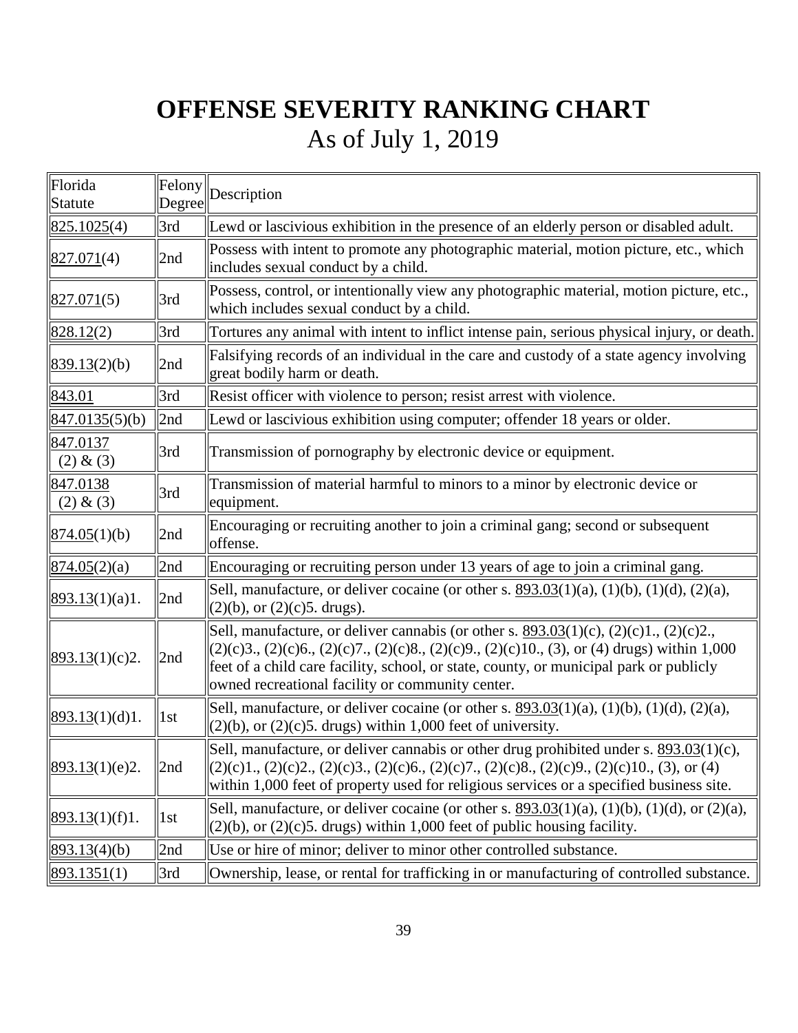# OFFENSE SEVERITY RANKING CHART
As of July 1, 2019

| Florida Statute | Felony Degree | Description |
|---|---|---|
| 825.1025(4) | 3rd | Lewd or lascivious exhibition in the presence of an elderly person or disabled adult. |
| 827.071(4) | 2nd | Possess with intent to promote any photographic material, motion picture, etc., which includes sexual conduct by a child. |
| 827.071(5) | 3rd | Possess, control, or intentionally view any photographic material, motion picture, etc., which includes sexual conduct by a child. |
| 828.12(2) | 3rd | Tortures any animal with intent to inflict intense pain, serious physical injury, or death. |
| 839.13(2)(b) | 2nd | Falsifying records of an individual in the care and custody of a state agency involving great bodily harm or death. |
| 843.01 | 3rd | Resist officer with violence to person; resist arrest with violence. |
| 847.0135(5)(b) | 2nd | Lewd or lascivious exhibition using computer; offender 18 years or older. |
| 847.0137 (2) & (3) | 3rd | Transmission of pornography by electronic device or equipment. |
| 847.0138 (2) & (3) | 3rd | Transmission of material harmful to minors to a minor by electronic device or equipment. |
| 874.05(1)(b) | 2nd | Encouraging or recruiting another to join a criminal gang; second or subsequent offense. |
| 874.05(2)(a) | 2nd | Encouraging or recruiting person under 13 years of age to join a criminal gang. |
| 893.13(1)(a)1. | 2nd | Sell, manufacture, or deliver cocaine (or other s. 893.03(1)(a), (1)(b), (1)(d), (2)(a), (2)(b), or (2)(c)5. drugs). |
| 893.13(1)(c)2. | 2nd | Sell, manufacture, or deliver cannabis (or other s. 893.03(1)(c), (2)(c)1., (2)(c)2., (2)(c)3., (2)(c)6., (2)(c)7., (2)(c)8., (2)(c)9., (2)(c)10., (3), or (4) drugs) within 1,000 feet of a child care facility, school, or state, county, or municipal park or publicly owned recreational facility or community center. |
| 893.13(1)(d)1. | 1st | Sell, manufacture, or deliver cocaine (or other s. 893.03(1)(a), (1)(b), (1)(d), (2)(a), (2)(b), or (2)(c)5. drugs) within 1,000 feet of university. |
| 893.13(1)(e)2. | 2nd | Sell, manufacture, or deliver cannabis or other drug prohibited under s. 893.03(1)(c), (2)(c)1., (2)(c)2., (2)(c)3., (2)(c)6., (2)(c)7., (2)(c)8., (2)(c)9., (2)(c)10., (3), or (4) within 1,000 feet of property used for religious services or a specified business site. |
| 893.13(1)(f)1. | 1st | Sell, manufacture, or deliver cocaine (or other s. 893.03(1)(a), (1)(b), (1)(d), or (2)(a), (2)(b), or (2)(c)5. drugs) within 1,000 feet of public housing facility. |
| 893.13(4)(b) | 2nd | Use or hire of minor; deliver to minor other controlled substance. |
| 893.1351(1) | 3rd | Ownership, lease, or rental for trafficking in or manufacturing of controlled substance. |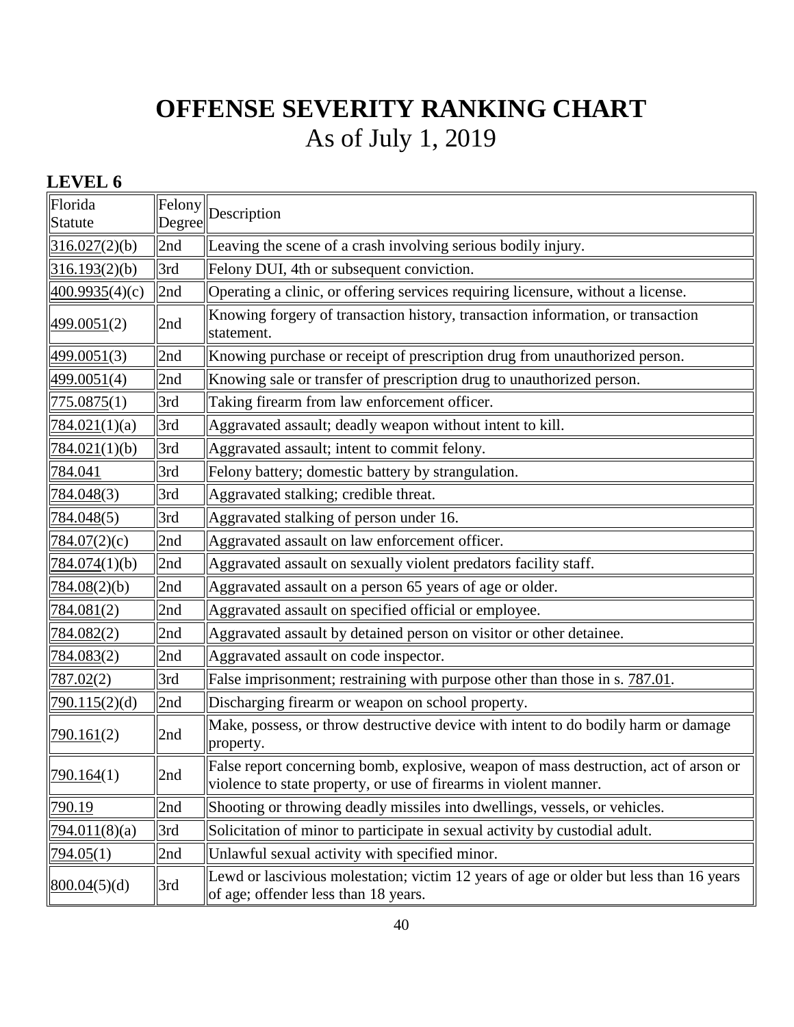# OFFENSE SEVERITY RANKING CHART

As of July 1, 2019

## LEVEL 6

| Florida Statute | Felony Degree | Description |
|---|---|---|
| 316.027(2)(b) | 2nd | Leaving the scene of a crash involving serious bodily injury. |
| 316.193(2)(b) | 3rd | Felony DUI, 4th or subsequent conviction. |
| 400.9935(4)(c) | 2nd | Operating a clinic, or offering services requiring licensure, without a license. |
| 499.0051(2) | 2nd | Knowing forgery of transaction history, transaction information, or transaction statement. |
| 499.0051(3) | 2nd | Knowing purchase or receipt of prescription drug from unauthorized person. |
| 499.0051(4) | 2nd | Knowing sale or transfer of prescription drug to unauthorized person. |
| 775.0875(1) | 3rd | Taking firearm from law enforcement officer. |
| 784.021(1)(a) | 3rd | Aggravated assault; deadly weapon without intent to kill. |
| 784.021(1)(b) | 3rd | Aggravated assault; intent to commit felony. |
| 784.041 | 3rd | Felony battery; domestic battery by strangulation. |
| 784.048(3) | 3rd | Aggravated stalking; credible threat. |
| 784.048(5) | 3rd | Aggravated stalking of person under 16. |
| 784.07(2)(c) | 2nd | Aggravated assault on law enforcement officer. |
| 784.074(1)(b) | 2nd | Aggravated assault on sexually violent predators facility staff. |
| 784.08(2)(b) | 2nd | Aggravated assault on a person 65 years of age or older. |
| 784.081(2) | 2nd | Aggravated assault on specified official or employee. |
| 784.082(2) | 2nd | Aggravated assault by detained person on visitor or other detainee. |
| 784.083(2) | 2nd | Aggravated assault on code inspector. |
| 787.02(2) | 3rd | False imprisonment; restraining with purpose other than those in s. 787.01. |
| 790.115(2)(d) | 2nd | Discharging firearm or weapon on school property. |
| 790.161(2) | 2nd | Make, possess, or throw destructive device with intent to do bodily harm or damage property. |
| 790.164(1) | 2nd | False report concerning bomb, explosive, weapon of mass destruction, act of arson or violence to state property, or use of firearms in violent manner. |
| 790.19 | 2nd | Shooting or throwing deadly missiles into dwellings, vessels, or vehicles. |
| 794.011(8)(a) | 3rd | Solicitation of minor to participate in sexual activity by custodial adult. |
| 794.05(1) | 2nd | Unlawful sexual activity with specified minor. |
| 800.04(5)(d) | 3rd | Lewd or lascivious molestation; victim 12 years of age or older but less than 16 years of age; offender less than 18 years. |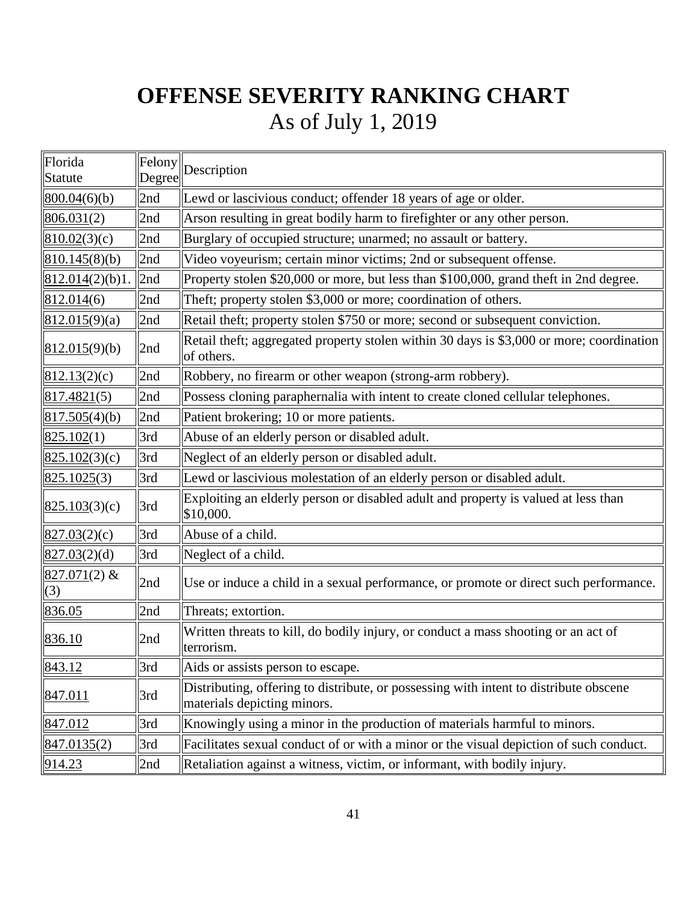# OFFENSE SEVERITY RANKING CHART

As of July 1, 2019

| Florida Statute | Felony Degree | Description |
|---|---|---|
| 800.04(6)(b) | 2nd | Lewd or lascivious conduct; offender 18 years of age or older. |
| 806.031(2) | 2nd | Arson resulting in great bodily harm to firefighter or any other person. |
| 810.02(3)(c) | 2nd | Burglary of occupied structure; unarmed; no assault or battery. |
| 810.145(8)(b) | 2nd | Video voyeurism; certain minor victims; 2nd or subsequent offense. |
| 812.014(2)(b)1. | 2nd | Property stolen $20,000 or more, but less than $100,000, grand theft in 2nd degree. |
| 812.014(6) | 2nd | Theft; property stolen $3,000 or more; coordination of others. |
| 812.015(9)(a) | 2nd | Retail theft; property stolen $750 or more; second or subsequent conviction. |
| 812.015(9)(b) | 2nd | Retail theft; aggregated property stolen within 30 days is $3,000 or more; coordination of others. |
| 812.13(2)(c) | 2nd | Robbery, no firearm or other weapon (strong-arm robbery). |
| 817.4821(5) | 2nd | Possess cloning paraphernalia with intent to create cloned cellular telephones. |
| 817.505(4)(b) | 2nd | Patient brokering; 10 or more patients. |
| 825.102(1) | 3rd | Abuse of an elderly person or disabled adult. |
| 825.102(3)(c) | 3rd | Neglect of an elderly person or disabled adult. |
| 825.1025(3) | 3rd | Lewd or lascivious molestation of an elderly person or disabled adult. |
| 825.103(3)(c) | 3rd | Exploiting an elderly person or disabled adult and property is valued at less than $10,000. |
| 827.03(2)(c) | 3rd | Abuse of a child. |
| 827.03(2)(d) | 3rd | Neglect of a child. |
| 827.071(2) & (3) | 2nd | Use or induce a child in a sexual performance, or promote or direct such performance. |
| 836.05 | 2nd | Threats; extortion. |
| 836.10 | 2nd | Written threats to kill, do bodily injury, or conduct a mass shooting or an act of terrorism. |
| 843.12 | 3rd | Aids or assists person to escape. |
| 847.011 | 3rd | Distributing, offering to distribute, or possessing with intent to distribute obscene materials depicting minors. |
| 847.012 | 3rd | Knowingly using a minor in the production of materials harmful to minors. |
| 847.0135(2) | 3rd | Facilitates sexual conduct of or with a minor or the visual depiction of such conduct. |
| 914.23 | 2nd | Retaliation against a witness, victim, or informant, with bodily injury. |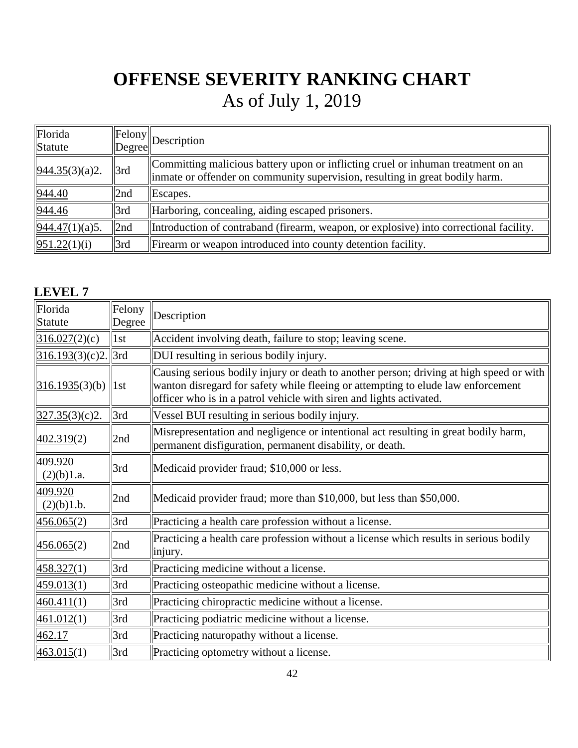# OFFENSE SEVERITY RANKING CHART
As of July 1, 2019

| Florida Statute | Felony Degree | Description |
|---|---|---|
| 944.35(3)(a)2. | 3rd | Committing malicious battery upon or inflicting cruel or inhuman treatment on an inmate or offender on community supervision, resulting in great bodily harm. |
| 944.40 | 2nd | Escapes. |
| 944.46 | 3rd | Harboring, concealing, aiding escaped prisoners. |
| 944.47(1)(a)5. | 2nd | Introduction of contraband (firearm, weapon, or explosive) into correctional facility. |
| 951.22(1)(i) | 3rd | Firearm or weapon introduced into county detention facility. |

### LEVEL 7

| Florida Statute | Felony Degree | Description |
|---|---|---|
| 316.027(2)(c) | 1st | Accident involving death, failure to stop; leaving scene. |
| 316.193(3)(c)2. | 3rd | DUI resulting in serious bodily injury. |
| 316.1935(3)(b) | 1st | Causing serious bodily injury or death to another person; driving at high speed or with wanton disregard for safety while fleeing or attempting to elude law enforcement officer who is in a patrol vehicle with siren and lights activated. |
| 327.35(3)(c)2. | 3rd | Vessel BUI resulting in serious bodily injury. |
| 402.319(2) | 2nd | Misrepresentation and negligence or intentional act resulting in great bodily harm, permanent disfiguration, permanent disability, or death. |
| 409.920 (2)(b)1.a. | 3rd | Medicaid provider fraud; $10,000 or less. |
| 409.920 (2)(b)1.b. | 2nd | Medicaid provider fraud; more than $10,000, but less than $50,000. |
| 456.065(2) | 3rd | Practicing a health care profession without a license. |
| 456.065(2) | 2nd | Practicing a health care profession without a license which results in serious bodily injury. |
| 458.327(1) | 3rd | Practicing medicine without a license. |
| 459.013(1) | 3rd | Practicing osteopathic medicine without a license. |
| 460.411(1) | 3rd | Practicing chiropractic medicine without a license. |
| 461.012(1) | 3rd | Practicing podiatric medicine without a license. |
| 462.17 | 3rd | Practicing naturopathy without a license. |
| 463.015(1) | 3rd | Practicing optometry without a license. |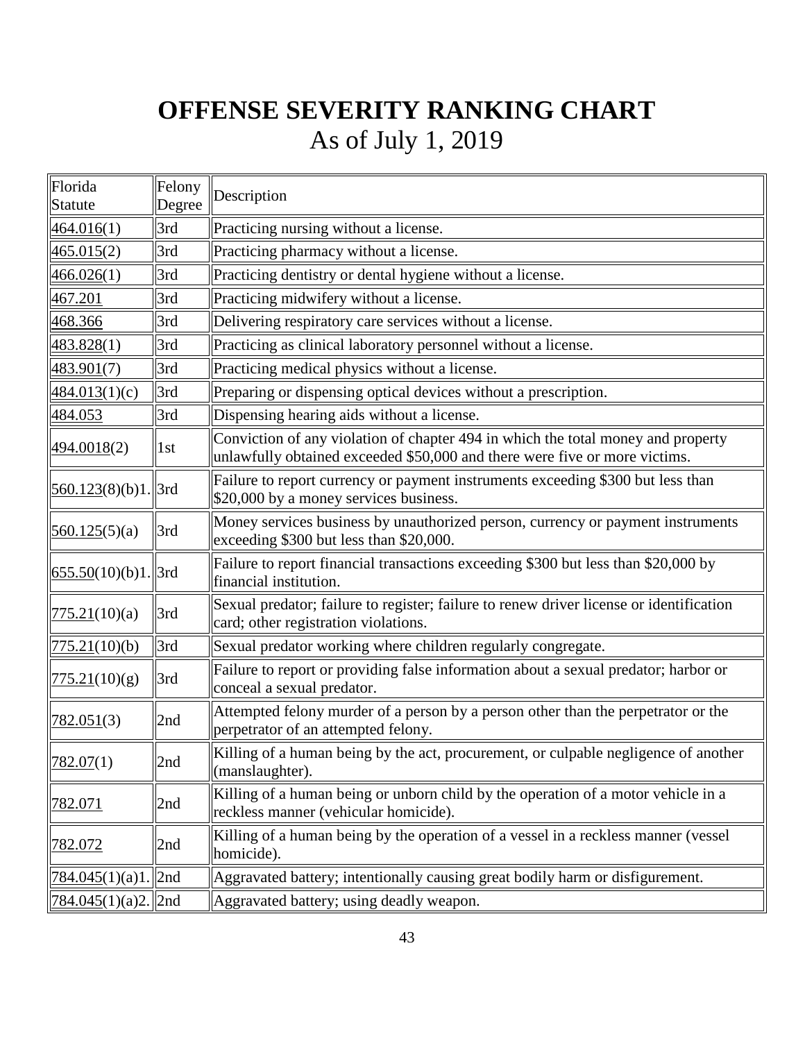# OFFENSE SEVERITY RANKING CHART

As of July 1, 2019

| Florida Statute | Felony Degree | Description |
|---|---|---|
| 464.016(1) | 3rd | Practicing nursing without a license. |
| 465.015(2) | 3rd | Practicing pharmacy without a license. |
| 466.026(1) | 3rd | Practicing dentistry or dental hygiene without a license. |
| 467.201 | 3rd | Practicing midwifery without a license. |
| 468.366 | 3rd | Delivering respiratory care services without a license. |
| 483.828(1) | 3rd | Practicing as clinical laboratory personnel without a license. |
| 483.901(7) | 3rd | Practicing medical physics without a license. |
| 484.013(1)(c) | 3rd | Preparing or dispensing optical devices without a prescription. |
| 484.053 | 3rd | Dispensing hearing aids without a license. |
| 494.0018(2) | 1st | Conviction of any violation of chapter 494 in which the total money and property unlawfully obtained exceeded $50,000 and there were five or more victims. |
| 560.123(8)(b)1. | 3rd | Failure to report currency or payment instruments exceeding $300 but less than $20,000 by a money services business. |
| 560.125(5)(a) | 3rd | Money services business by unauthorized person, currency or payment instruments exceeding $300 but less than $20,000. |
| 655.50(10)(b)1. | 3rd | Failure to report financial transactions exceeding $300 but less than $20,000 by financial institution. |
| 775.21(10)(a) | 3rd | Sexual predator; failure to register; failure to renew driver license or identification card; other registration violations. |
| 775.21(10)(b) | 3rd | Sexual predator working where children regularly congregate. |
| 775.21(10)(g) | 3rd | Failure to report or providing false information about a sexual predator; harbor or conceal a sexual predator. |
| 782.051(3) | 2nd | Attempted felony murder of a person by a person other than the perpetrator or the perpetrator of an attempted felony. |
| 782.07(1) | 2nd | Killing of a human being by the act, procurement, or culpable negligence of another (manslaughter). |
| 782.071 | 2nd | Killing of a human being or unborn child by the operation of a motor vehicle in a reckless manner (vehicular homicide). |
| 782.072 | 2nd | Killing of a human being by the operation of a vessel in a reckless manner (vessel homicide). |
| 784.045(1)(a)1. | 2nd | Aggravated battery; intentionally causing great bodily harm or disfigurement. |
| 784.045(1)(a)2. | 2nd | Aggravated battery; using deadly weapon. |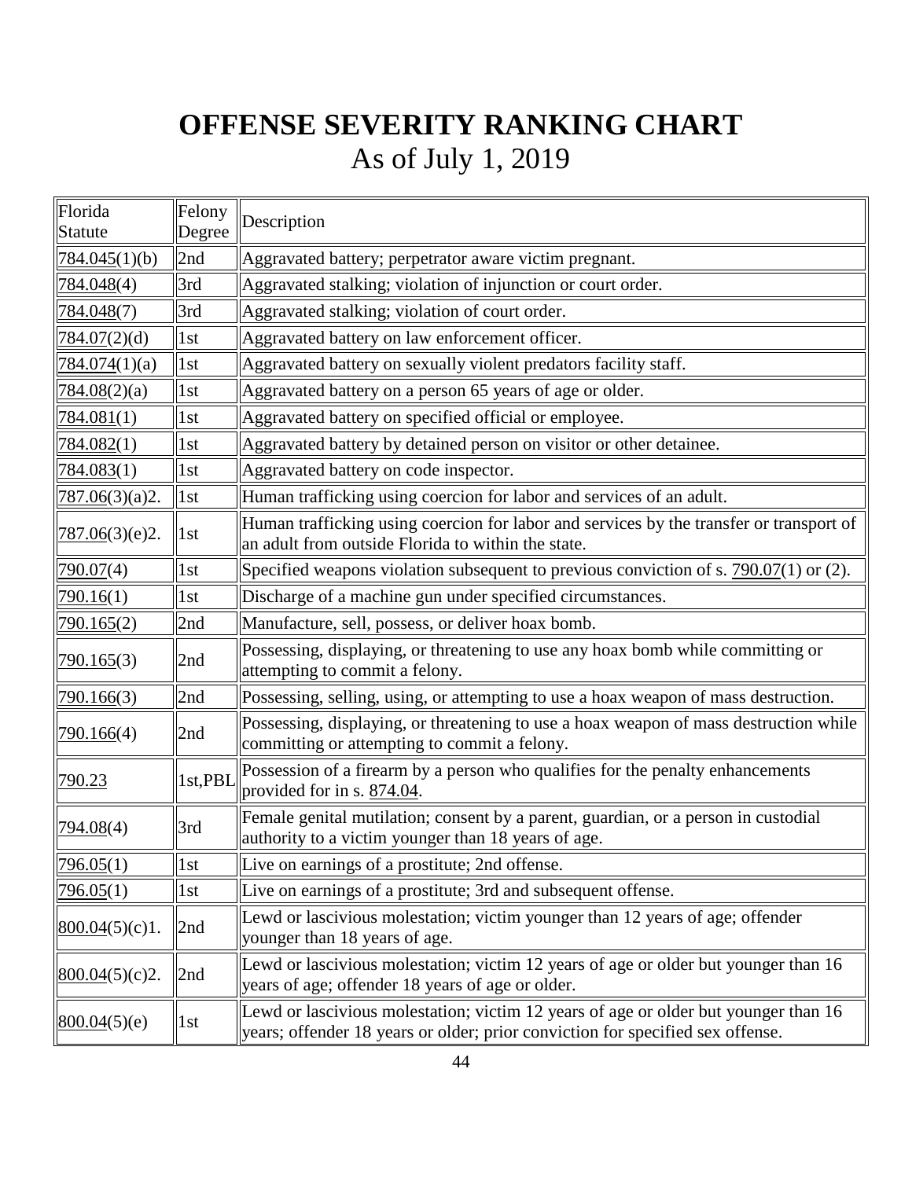# OFFENSE SEVERITY RANKING CHART

As of July 1, 2019

| Florida Statute | Felony Degree | Description |
|---|---|---|
| 784.045(1)(b) | 2nd | Aggravated battery; perpetrator aware victim pregnant. |
| 784.048(4) | 3rd | Aggravated stalking; violation of injunction or court order. |
| 784.048(7) | 3rd | Aggravated stalking; violation of court order. |
| 784.07(2)(d) | 1st | Aggravated battery on law enforcement officer. |
| 784.074(1)(a) | 1st | Aggravated battery on sexually violent predators facility staff. |
| 784.08(2)(a) | 1st | Aggravated battery on a person 65 years of age or older. |
| 784.081(1) | 1st | Aggravated battery on specified official or employee. |
| 784.082(1) | 1st | Aggravated battery by detained person on visitor or other detainee. |
| 784.083(1) | 1st | Aggravated battery on code inspector. |
| 787.06(3)(a)2. | 1st | Human trafficking using coercion for labor and services of an adult. |
| 787.06(3)(e)2. | 1st | Human trafficking using coercion for labor and services by the transfer or transport of an adult from outside Florida to within the state. |
| 790.07(4) | 1st | Specified weapons violation subsequent to previous conviction of s. 790.07(1) or (2). |
| 790.16(1) | 1st | Discharge of a machine gun under specified circumstances. |
| 790.165(2) | 2nd | Manufacture, sell, possess, or deliver hoax bomb. |
| 790.165(3) | 2nd | Possessing, displaying, or threatening to use any hoax bomb while committing or attempting to commit a felony. |
| 790.166(3) | 2nd | Possessing, selling, using, or attempting to use a hoax weapon of mass destruction. |
| 790.166(4) | 2nd | Possessing, displaying, or threatening to use a hoax weapon of mass destruction while committing or attempting to commit a felony. |
| 790.23 | 1st,PBL | Possession of a firearm by a person who qualifies for the penalty enhancements provided for in s. 874.04. |
| 794.08(4) | 3rd | Female genital mutilation; consent by a parent, guardian, or a person in custodial authority to a victim younger than 18 years of age. |
| 796.05(1) | 1st | Live on earnings of a prostitute; 2nd offense. |
| 796.05(1) | 1st | Live on earnings of a prostitute; 3rd and subsequent offense. |
| 800.04(5)(c)1. | 2nd | Lewd or lascivious molestation; victim younger than 12 years of age; offender younger than 18 years of age. |
| 800.04(5)(c)2. | 2nd | Lewd or lascivious molestation; victim 12 years of age or older but younger than 16 years of age; offender 18 years of age or older. |
| 800.04(5)(e) | 1st | Lewd or lascivious molestation; victim 12 years of age or older but younger than 16 years; offender 18 years or older; prior conviction for specified sex offense. |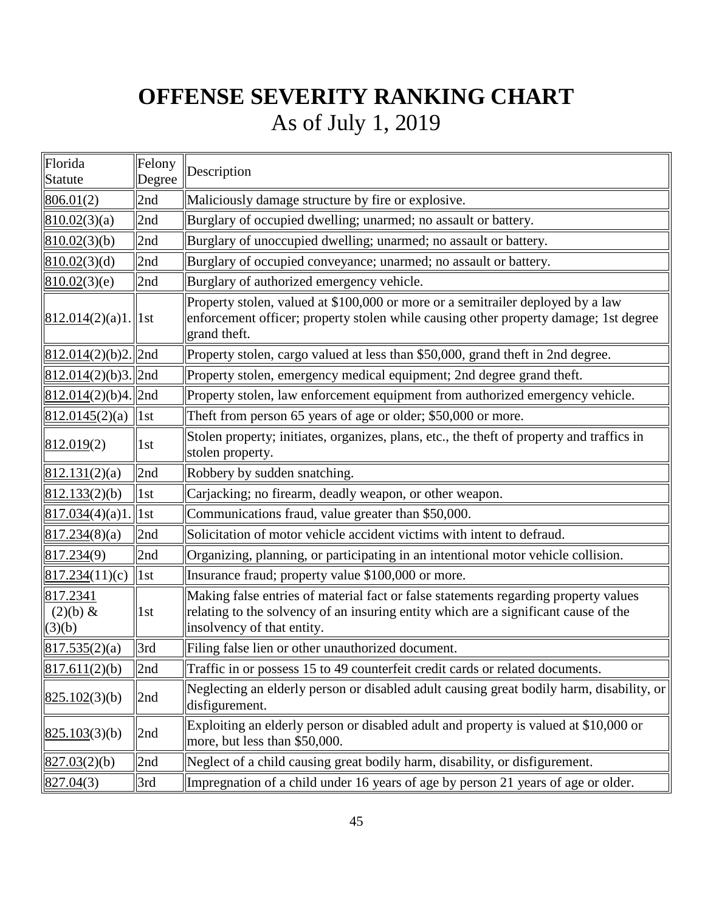# OFFENSE SEVERITY RANKING CHART

As of July 1, 2019

| Florida Statute | Felony Degree | Description |
|---|---|---|
| 806.01(2) | 2nd | Maliciously damage structure by fire or explosive. |
| 810.02(3)(a) | 2nd | Burglary of occupied dwelling; unarmed; no assault or battery. |
| 810.02(3)(b) | 2nd | Burglary of unoccupied dwelling; unarmed; no assault or battery. |
| 810.02(3)(d) | 2nd | Burglary of occupied conveyance; unarmed; no assault or battery. |
| 810.02(3)(e) | 2nd | Burglary of authorized emergency vehicle. |
| 812.014(2)(a)1. | 1st | Property stolen, valued at $100,000 or more or a semitrailer deployed by a law enforcement officer; property stolen while causing other property damage; 1st degree grand theft. |
| 812.014(2)(b)2. | 2nd | Property stolen, cargo valued at less than $50,000, grand theft in 2nd degree. |
| 812.014(2)(b)3. | 2nd | Property stolen, emergency medical equipment; 2nd degree grand theft. |
| 812.014(2)(b)4. | 2nd | Property stolen, law enforcement equipment from authorized emergency vehicle. |
| 812.0145(2)(a) | 1st | Theft from person 65 years of age or older; $50,000 or more. |
| 812.019(2) | 1st | Stolen property; initiates, organizes, plans, etc., the theft of property and traffics in stolen property. |
| 812.131(2)(a) | 2nd | Robbery by sudden snatching. |
| 812.133(2)(b) | 1st | Carjacking; no firearm, deadly weapon, or other weapon. |
| 817.034(4)(a)1. | 1st | Communications fraud, value greater than $50,000. |
| 817.234(8)(a) | 2nd | Solicitation of motor vehicle accident victims with intent to defraud. |
| 817.234(9) | 2nd | Organizing, planning, or participating in an intentional motor vehicle collision. |
| 817.234(11)(c) | 1st | Insurance fraud; property value $100,000 or more. |
| 817.2341 (2)(b) & (3)(b) | 1st | Making false entries of material fact or false statements regarding property values relating to the solvency of an insuring entity which are a significant cause of the insolvency of that entity. |
| 817.535(2)(a) | 3rd | Filing false lien or other unauthorized document. |
| 817.611(2)(b) | 2nd | Traffic in or possess 15 to 49 counterfeit credit cards or related documents. |
| 825.102(3)(b) | 2nd | Neglecting an elderly person or disabled adult causing great bodily harm, disability, or disfigurement. |
| 825.103(3)(b) | 2nd | Exploiting an elderly person or disabled adult and property is valued at $10,000 or more, but less than $50,000. |
| 827.03(2)(b) | 2nd | Neglect of a child causing great bodily harm, disability, or disfigurement. |
| 827.04(3) | 3rd | Impregnation of a child under 16 years of age by person 21 years of age or older. |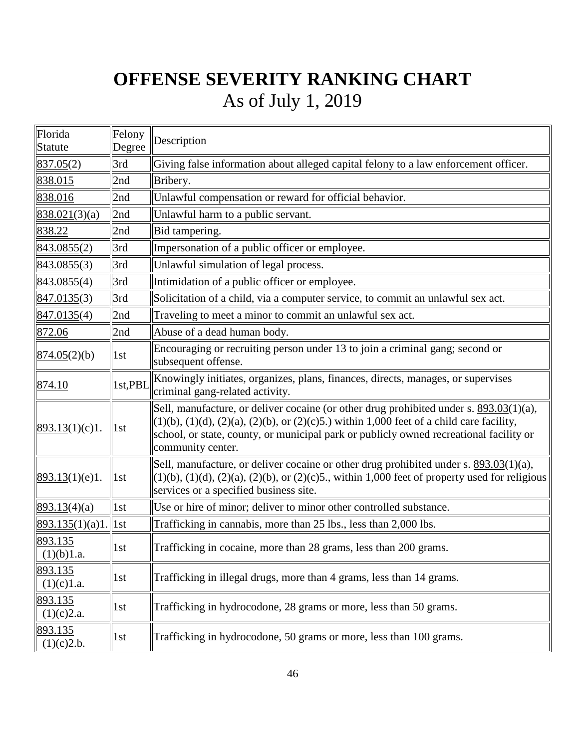# OFFENSE SEVERITY RANKING CHART

As of July 1, 2019

| Florida Statute | Felony Degree | Description |
|---|---|---|
| 837.05(2) | 3rd | Giving false information about alleged capital felony to a law enforcement officer. |
| 838.015 | 2nd | Bribery. |
| 838.016 | 2nd | Unlawful compensation or reward for official behavior. |
| 838.021(3)(a) | 2nd | Unlawful harm to a public servant. |
| 838.22 | 2nd | Bid tampering. |
| 843.0855(2) | 3rd | Impersonation of a public officer or employee. |
| 843.0855(3) | 3rd | Unlawful simulation of legal process. |
| 843.0855(4) | 3rd | Intimidation of a public officer or employee. |
| 847.0135(3) | 3rd | Solicitation of a child, via a computer service, to commit an unlawful sex act. |
| 847.0135(4) | 2nd | Traveling to meet a minor to commit an unlawful sex act. |
| 872.06 | 2nd | Abuse of a dead human body. |
| 874.05(2)(b) | 1st | Encouraging or recruiting person under 13 to join a criminal gang; second or subsequent offense. |
| 874.10 | 1st,PBL | Knowingly initiates, organizes, plans, finances, directs, manages, or supervises criminal gang-related activity. |
| 893.13(1)(c)1. | 1st | Sell, manufacture, or deliver cocaine (or other drug prohibited under s. 893.03(1)(a), (1)(b), (1)(d), (2)(a), (2)(b), or (2)(c)5.) within 1,000 feet of a child care facility, school, or state, county, or municipal park or publicly owned recreational facility or community center. |
| 893.13(1)(e)1. | 1st | Sell, manufacture, or deliver cocaine or other drug prohibited under s. 893.03(1)(a), (1)(b), (1)(d), (2)(a), (2)(b), or (2)(c)5., within 1,000 feet of property used for religious services or a specified business site. |
| 893.13(4)(a) | 1st | Use or hire of minor; deliver to minor other controlled substance. |
| 893.135(1)(a)1. | 1st | Trafficking in cannabis, more than 25 lbs., less than 2,000 lbs. |
| 893.135 (1)(b)1.a. | 1st | Trafficking in cocaine, more than 28 grams, less than 200 grams. |
| 893.135 (1)(c)1.a. | 1st | Trafficking in illegal drugs, more than 4 grams, less than 14 grams. |
| 893.135 (1)(c)2.a. | 1st | Trafficking in hydrocodone, 28 grams or more, less than 50 grams. |
| 893.135 (1)(c)2.b. | 1st | Trafficking in hydrocodone, 50 grams or more, less than 100 grams. |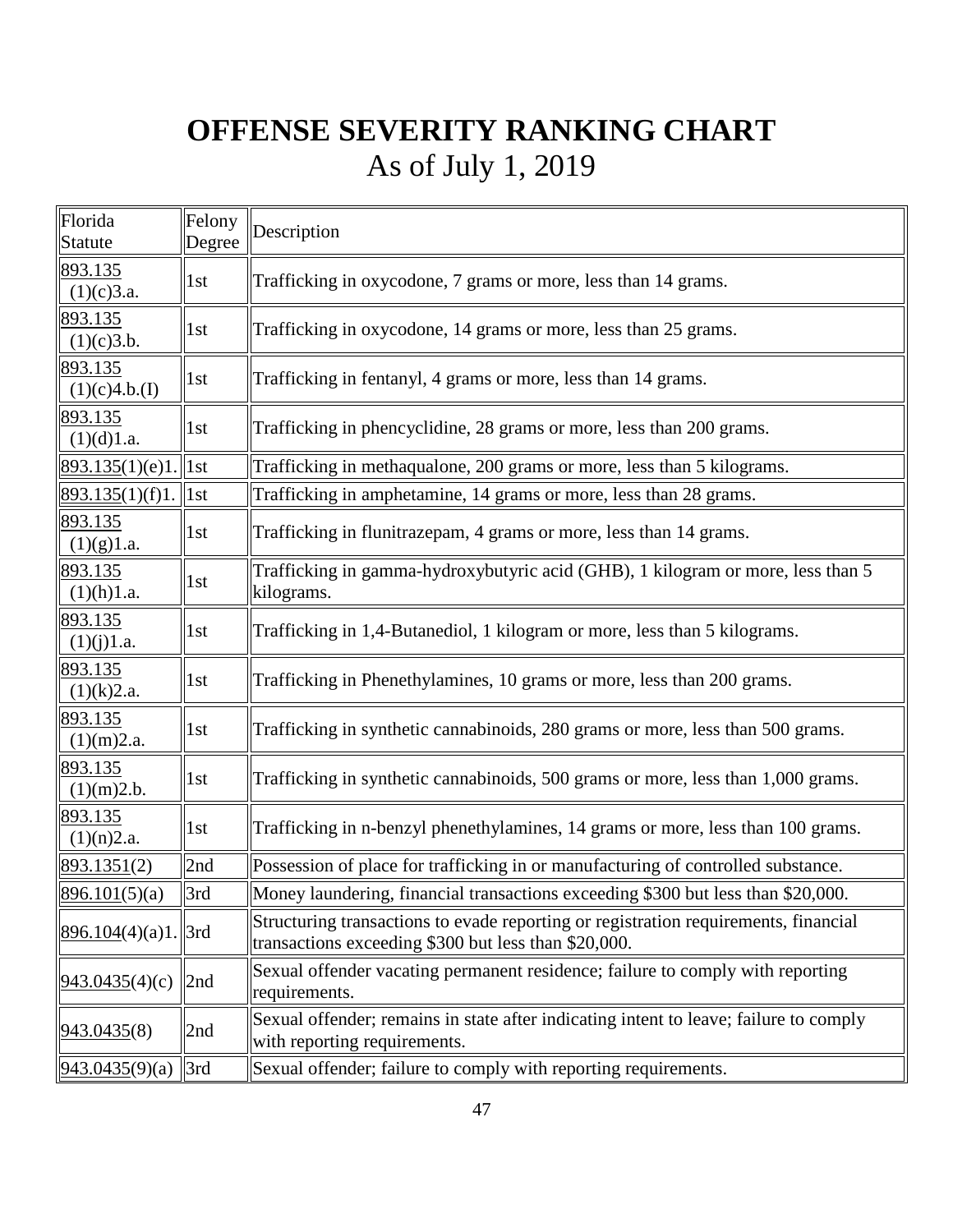# OFFENSE SEVERITY RANKING CHART

As of July 1, 2019

| Florida Statute | Felony Degree | Description |
|---|---|---|
| 893.135 (1)(c)3.a. | 1st | Trafficking in oxycodone, 7 grams or more, less than 14 grams. |
| 893.135 (1)(c)3.b. | 1st | Trafficking in oxycodone, 14 grams or more, less than 25 grams. |
| 893.135 (1)(c)4.b.(I) | 1st | Trafficking in fentanyl, 4 grams or more, less than 14 grams. |
| 893.135 (1)(d)1.a. | 1st | Trafficking in phencyclidine, 28 grams or more, less than 200 grams. |
| 893.135(1)(e)1. | 1st | Trafficking in methaqualone, 200 grams or more, less than 5 kilograms. |
| 893.135(1)(f)1. | 1st | Trafficking in amphetamine, 14 grams or more, less than 28 grams. |
| 893.135 (1)(g)1.a. | 1st | Trafficking in flunitrazepam, 4 grams or more, less than 14 grams. |
| 893.135 (1)(h)1.a. | 1st | Trafficking in gamma-hydroxybutyric acid (GHB), 1 kilogram or more, less than 5 kilograms. |
| 893.135 (1)(j)1.a. | 1st | Trafficking in 1,4-Butanediol, 1 kilogram or more, less than 5 kilograms. |
| 893.135 (1)(k)2.a. | 1st | Trafficking in Phenethylamines, 10 grams or more, less than 200 grams. |
| 893.135 (1)(m)2.a. | 1st | Trafficking in synthetic cannabinoids, 280 grams or more, less than 500 grams. |
| 893.135 (1)(m)2.b. | 1st | Trafficking in synthetic cannabinoids, 500 grams or more, less than 1,000 grams. |
| 893.135 (1)(n)2.a. | 1st | Trafficking in n-benzyl phenethylamines, 14 grams or more, less than 100 grams. |
| 893.1351(2) | 2nd | Possession of place for trafficking in or manufacturing of controlled substance. |
| 896.101(5)(a) | 3rd | Money laundering, financial transactions exceeding $300 but less than $20,000. |
| 896.104(4)(a)1. | 3rd | Structuring transactions to evade reporting or registration requirements, financial transactions exceeding $300 but less than $20,000. |
| 943.0435(4)(c) | 2nd | Sexual offender vacating permanent residence; failure to comply with reporting requirements. |
| 943.0435(8) | 2nd | Sexual offender; remains in state after indicating intent to leave; failure to comply with reporting requirements. |
| 943.0435(9)(a) | 3rd | Sexual offender; failure to comply with reporting requirements. |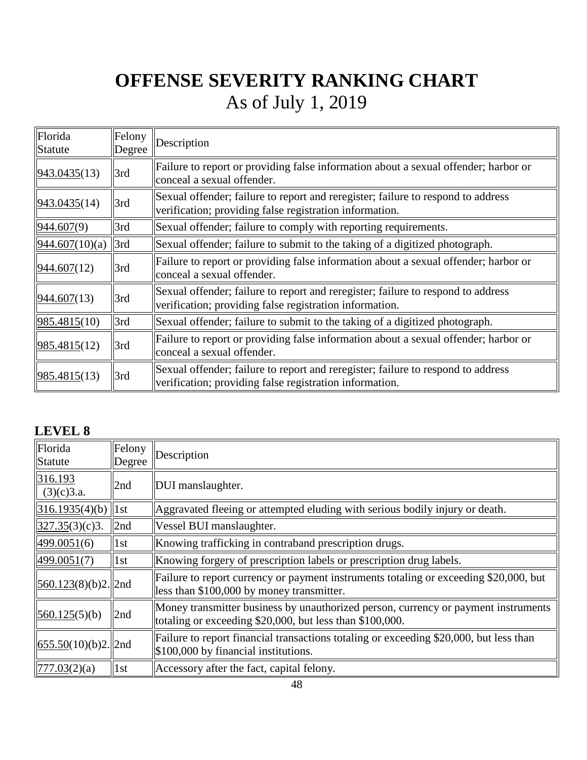# OFFENSE SEVERITY RANKING CHART
As of July 1, 2019

| Florida Statute | Felony Degree | Description |
|---|---|---|
| 943.0435(13) | 3rd | Failure to report or providing false information about a sexual offender; harbor or conceal a sexual offender. |
| 943.0435(14) | 3rd | Sexual offender; failure to report and reregister; failure to respond to address verification; providing false registration information. |
| 944.607(9) | 3rd | Sexual offender; failure to comply with reporting requirements. |
| 944.607(10)(a) | 3rd | Sexual offender; failure to submit to the taking of a digitized photograph. |
| 944.607(12) | 3rd | Failure to report or providing false information about a sexual offender; harbor or conceal a sexual offender. |
| 944.607(13) | 3rd | Sexual offender; failure to report and reregister; failure to respond to address verification; providing false registration information. |
| 985.4815(10) | 3rd | Sexual offender; failure to submit to the taking of a digitized photograph. |
| 985.4815(12) | 3rd | Failure to report or providing false information about a sexual offender; harbor or conceal a sexual offender. |
| 985.4815(13) | 3rd | Sexual offender; failure to report and reregister; failure to respond to address verification; providing false registration information. |

### LEVEL 8

| Florida Statute | Felony Degree | Description |
|---|---|---|
| 316.193 (3)(c)3.a. | 2nd | DUI manslaughter. |
| 316.1935(4)(b) | 1st | Aggravated fleeing or attempted eluding with serious bodily injury or death. |
| 327.35(3)(c)3. | 2nd | Vessel BUI manslaughter. |
| 499.0051(6) | 1st | Knowing trafficking in contraband prescription drugs. |
| 499.0051(7) | 1st | Knowing forgery of prescription labels or prescription drug labels. |
| 560.123(8)(b)2. | 2nd | Failure to report currency or payment instruments totaling or exceeding $20,000, but less than $100,000 by money transmitter. |
| 560.125(5)(b) | 2nd | Money transmitter business by unauthorized person, currency or payment instruments totaling or exceeding $20,000, but less than $100,000. |
| 655.50(10)(b)2. | 2nd | Failure to report financial transactions totaling or exceeding $20,000, but less than $100,000 by financial institutions. |
| 777.03(2)(a) | 1st | Accessory after the fact, capital felony. |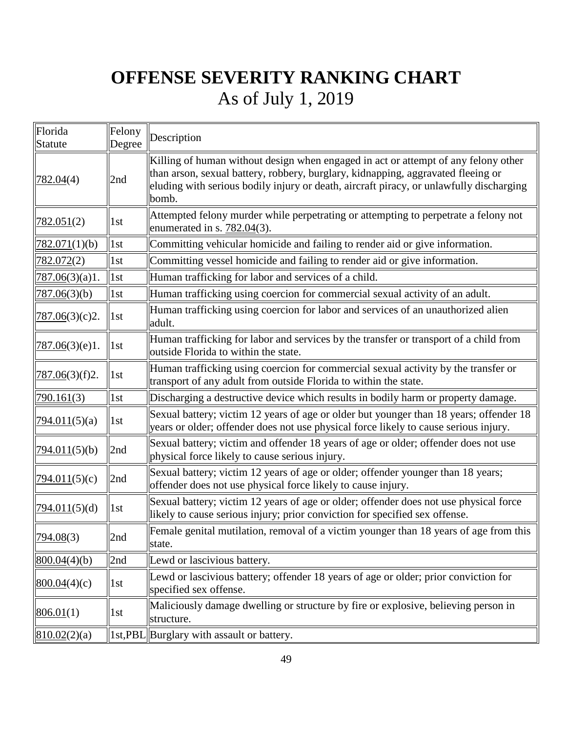# OFFENSE SEVERITY RANKING CHART

As of July 1, 2019

| Florida Statute | Felony Degree | Description |
|---|---|---|
| 782.04(4) | 2nd | Killing of human without design when engaged in act or attempt of any felony other than arson, sexual battery, robbery, burglary, kidnapping, aggravated fleeing or eluding with serious bodily injury or death, aircraft piracy, or unlawfully discharging bomb. |
| 782.051(2) | 1st | Attempted felony murder while perpetrating or attempting to perpetrate a felony not enumerated in s. 782.04(3). |
| 782.071(1)(b) | 1st | Committing vehicular homicide and failing to render aid or give information. |
| 782.072(2) | 1st | Committing vessel homicide and failing to render aid or give information. |
| 787.06(3)(a)1. | 1st | Human trafficking for labor and services of a child. |
| 787.06(3)(b) | 1st | Human trafficking using coercion for commercial sexual activity of an adult. |
| 787.06(3)(c)2. | 1st | Human trafficking using coercion for labor and services of an unauthorized alien adult. |
| 787.06(3)(e)1. | 1st | Human trafficking for labor and services by the transfer or transport of a child from outside Florida to within the state. |
| 787.06(3)(f)2. | 1st | Human trafficking using coercion for commercial sexual activity by the transfer or transport of any adult from outside Florida to within the state. |
| 790.161(3) | 1st | Discharging a destructive device which results in bodily harm or property damage. |
| 794.011(5)(a) | 1st | Sexual battery; victim 12 years of age or older but younger than 18 years; offender 18 years or older; offender does not use physical force likely to cause serious injury. |
| 794.011(5)(b) | 2nd | Sexual battery; victim and offender 18 years of age or older; offender does not use physical force likely to cause serious injury. |
| 794.011(5)(c) | 2nd | Sexual battery; victim 12 years of age or older; offender younger than 18 years; offender does not use physical force likely to cause injury. |
| 794.011(5)(d) | 1st | Sexual battery; victim 12 years of age or older; offender does not use physical force likely to cause serious injury; prior conviction for specified sex offense. |
| 794.08(3) | 2nd | Female genital mutilation, removal of a victim younger than 18 years of age from this state. |
| 800.04(4)(b) | 2nd | Lewd or lascivious battery. |
| 800.04(4)(c) | 1st | Lewd or lascivious battery; offender 18 years of age or older; prior conviction for specified sex offense. |
| 806.01(1) | 1st | Maliciously damage dwelling or structure by fire or explosive, believing person in structure. |
| 810.02(2)(a) | 1st,PBL | Burglary with assault or battery. |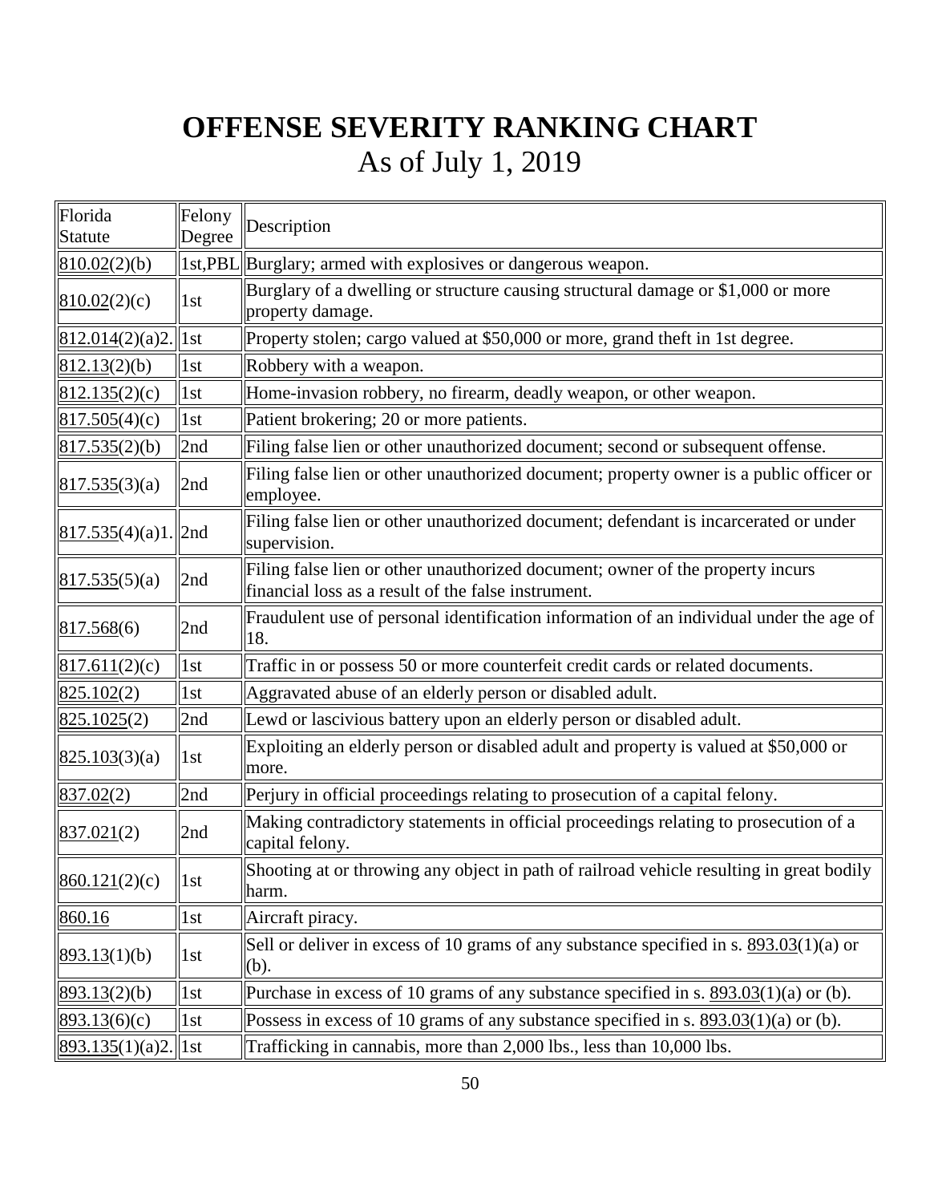# OFFENSE SEVERITY RANKING CHART

As of July 1, 2019

| Florida Statute | Felony Degree | Description |
|---|---|---|
| 810.02(2)(b) | 1st,PBL | Burglary; armed with explosives or dangerous weapon. |
| 810.02(2)(c) | 1st | Burglary of a dwelling or structure causing structural damage or $1,000 or more property damage. |
| 812.014(2)(a)2. | 1st | Property stolen; cargo valued at $50,000 or more, grand theft in 1st degree. |
| 812.13(2)(b) | 1st | Robbery with a weapon. |
| 812.135(2)(c) | 1st | Home-invasion robbery, no firearm, deadly weapon, or other weapon. |
| 817.505(4)(c) | 1st | Patient brokering; 20 or more patients. |
| 817.535(2)(b) | 2nd | Filing false lien or other unauthorized document; second or subsequent offense. |
| 817.535(3)(a) | 2nd | Filing false lien or other unauthorized document; property owner is a public officer or employee. |
| 817.535(4)(a)1. | 2nd | Filing false lien or other unauthorized document; defendant is incarcerated or under supervision. |
| 817.535(5)(a) | 2nd | Filing false lien or other unauthorized document; owner of the property incurs financial loss as a result of the false instrument. |
| 817.568(6) | 2nd | Fraudulent use of personal identification information of an individual under the age of 18. |
| 817.611(2)(c) | 1st | Traffic in or possess 50 or more counterfeit credit cards or related documents. |
| 825.102(2) | 1st | Aggravated abuse of an elderly person or disabled adult. |
| 825.1025(2) | 2nd | Lewd or lascivious battery upon an elderly person or disabled adult. |
| 825.103(3)(a) | 1st | Exploiting an elderly person or disabled adult and property is valued at $50,000 or more. |
| 837.02(2) | 2nd | Perjury in official proceedings relating to prosecution of a capital felony. |
| 837.021(2) | 2nd | Making contradictory statements in official proceedings relating to prosecution of a capital felony. |
| 860.121(2)(c) | 1st | Shooting at or throwing any object in path of railroad vehicle resulting in great bodily harm. |
| 860.16 | 1st | Aircraft piracy. |
| 893.13(1)(b) | 1st | Sell or deliver in excess of 10 grams of any substance specified in s. 893.03(1)(a) or (b). |
| 893.13(2)(b) | 1st | Purchase in excess of 10 grams of any substance specified in s. 893.03(1)(a) or (b). |
| 893.13(6)(c) | 1st | Possess in excess of 10 grams of any substance specified in s. 893.03(1)(a) or (b). |
| 893.135(1)(a)2. | 1st | Trafficking in cannabis, more than 2,000 lbs., less than 10,000 lbs. |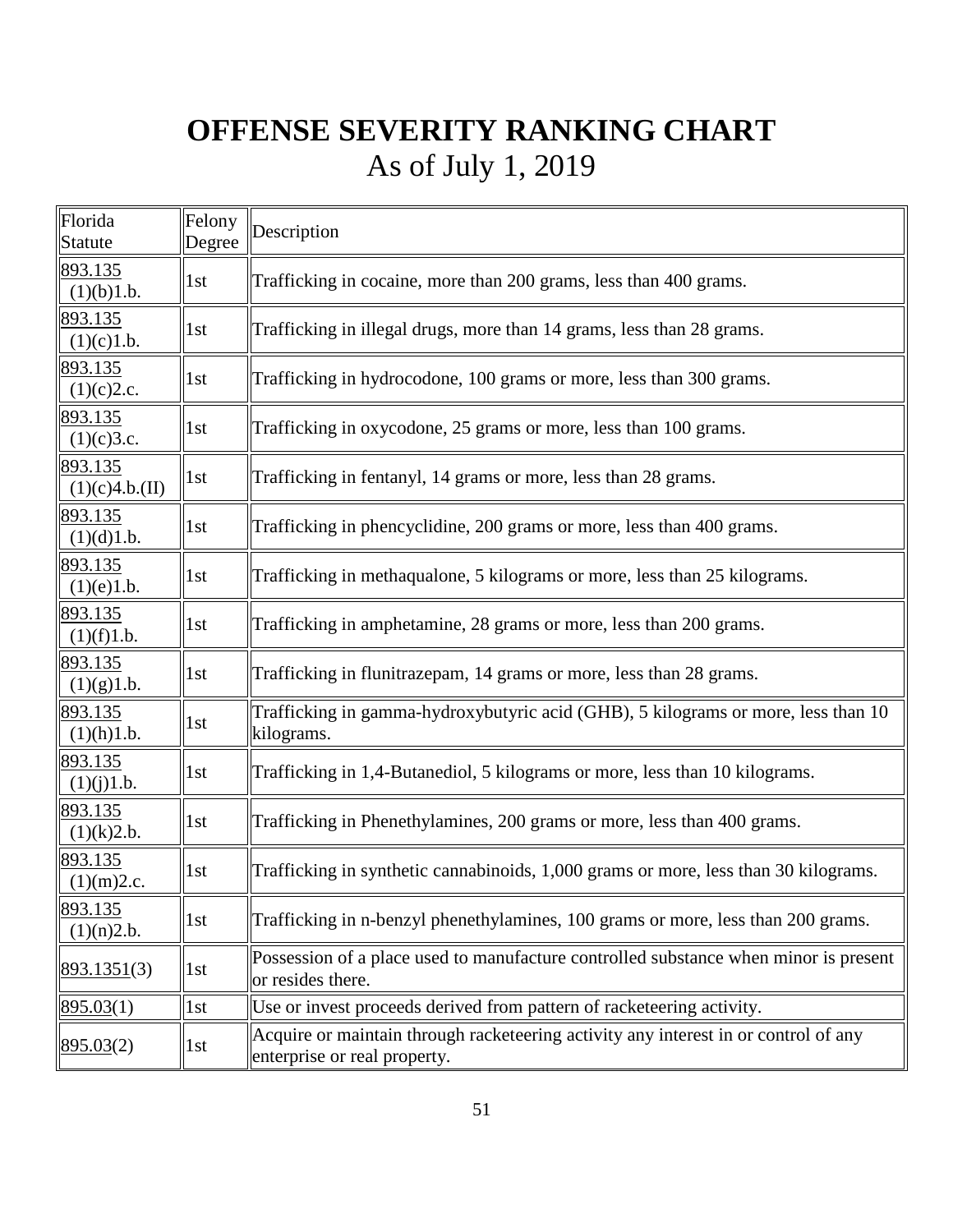# OFFENSE SEVERITY RANKING CHART

As of July 1, 2019

| Florida Statute | Felony Degree | Description |
|---|---|---|
| 893.135 (1)(b)1.b. | 1st | Trafficking in cocaine, more than 200 grams, less than 400 grams. |
| 893.135 (1)(c)1.b. | 1st | Trafficking in illegal drugs, more than 14 grams, less than 28 grams. |
| 893.135 (1)(c)2.c. | 1st | Trafficking in hydrocodone, 100 grams or more, less than 300 grams. |
| 893.135 (1)(c)3.c. | 1st | Trafficking in oxycodone, 25 grams or more, less than 100 grams. |
| 893.135 (1)(c)4.b.(II) | 1st | Trafficking in fentanyl, 14 grams or more, less than 28 grams. |
| 893.135 (1)(d)1.b. | 1st | Trafficking in phencyclidine, 200 grams or more, less than 400 grams. |
| 893.135 (1)(e)1.b. | 1st | Trafficking in methaqualone, 5 kilograms or more, less than 25 kilograms. |
| 893.135 (1)(f)1.b. | 1st | Trafficking in amphetamine, 28 grams or more, less than 200 grams. |
| 893.135 (1)(g)1.b. | 1st | Trafficking in flunitrazepam, 14 grams or more, less than 28 grams. |
| 893.135 (1)(h)1.b. | 1st | Trafficking in gamma-hydroxybutyric acid (GHB), 5 kilograms or more, less than 10 kilograms. |
| 893.135 (1)(j)1.b. | 1st | Trafficking in 1,4-Butanediol, 5 kilograms or more, less than 10 kilograms. |
| 893.135 (1)(k)2.b. | 1st | Trafficking in Phenethylamines, 200 grams or more, less than 400 grams. |
| 893.135 (1)(m)2.c. | 1st | Trafficking in synthetic cannabinoids, 1,000 grams or more, less than 30 kilograms. |
| 893.135 (1)(n)2.b. | 1st | Trafficking in n-benzyl phenethylamines, 100 grams or more, less than 200 grams. |
| 893.1351(3) | 1st | Possession of a place used to manufacture controlled substance when minor is present or resides there. |
| 895.03(1) | 1st | Use or invest proceeds derived from pattern of racketeering activity. |
| 895.03(2) | 1st | Acquire or maintain through racketeering activity any interest in or control of any enterprise or real property. |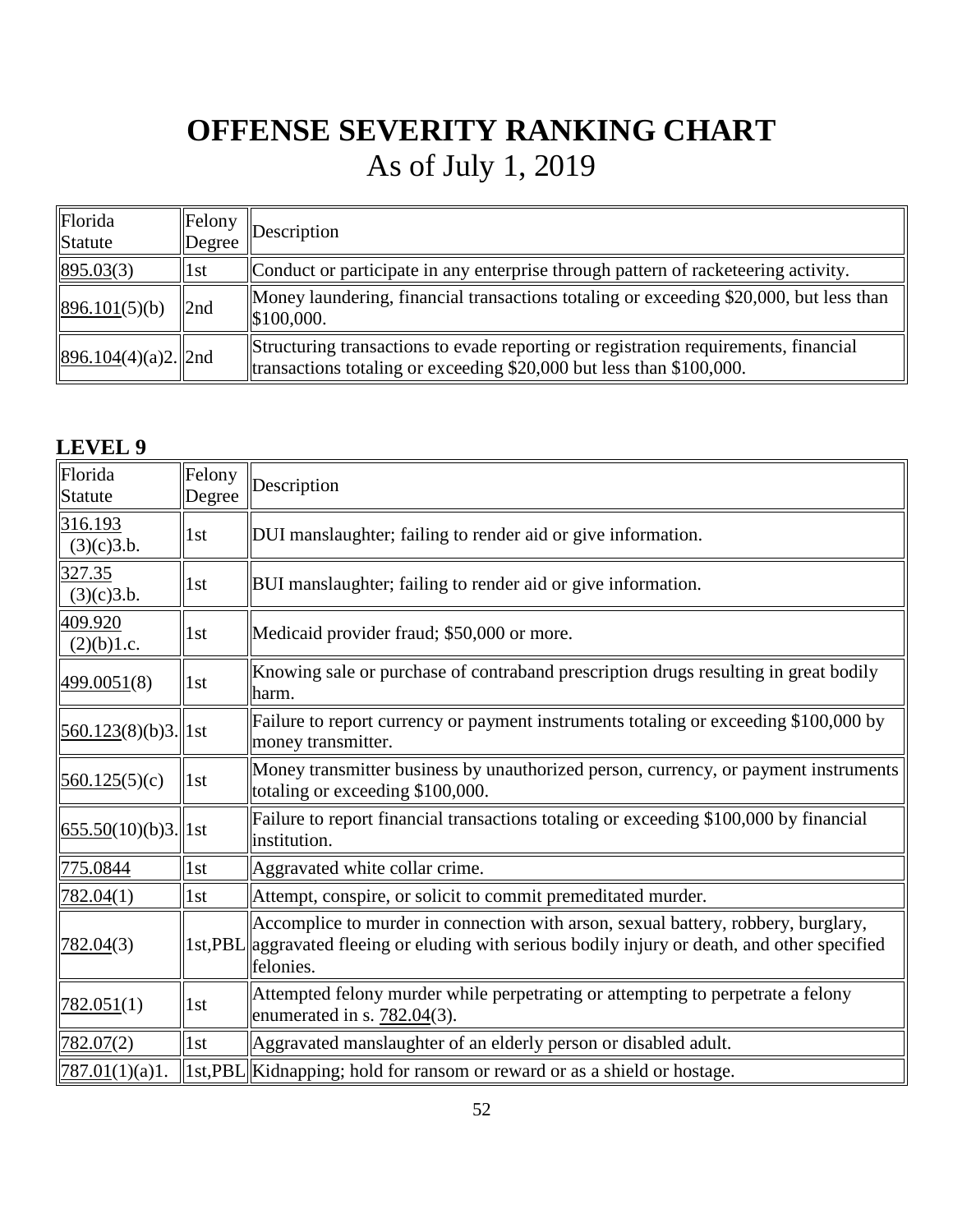# OFFENSE SEVERITY RANKING CHART
As of July 1, 2019

| Florida Statute | Felony Degree | Description |
|---|---|---|
| 895.03(3) | 1st | Conduct or participate in any enterprise through pattern of racketeering activity. |
| 896.101(5)(b) | 2nd | Money laundering, financial transactions totaling or exceeding $20,000, but less than $100,000. |
| 896.104(4)(a)2. | 2nd | Structuring transactions to evade reporting or registration requirements, financial transactions totaling or exceeding $20,000 but less than $100,000. |

### LEVEL 9

| Florida Statute | Felony Degree | Description |
|---|---|---|
| 316.193 (3)(c)3.b. | 1st | DUI manslaughter; failing to render aid or give information. |
| 327.35 (3)(c)3.b. | 1st | BUI manslaughter; failing to render aid or give information. |
| 409.920 (2)(b)1.c. | 1st | Medicaid provider fraud; $50,000 or more. |
| 499.0051(8) | 1st | Knowing sale or purchase of contraband prescription drugs resulting in great bodily harm. |
| 560.123(8)(b)3. | 1st | Failure to report currency or payment instruments totaling or exceeding $100,000 by money transmitter. |
| 560.125(5)(c) | 1st | Money transmitter business by unauthorized person, currency, or payment instruments totaling or exceeding $100,000. |
| 655.50(10)(b)3. | 1st | Failure to report financial transactions totaling or exceeding $100,000 by financial institution. |
| 775.0844 | 1st | Aggravated white collar crime. |
| 782.04(1) | 1st | Attempt, conspire, or solicit to commit premeditated murder. |
| 782.04(3) | 1st,PBL | Accomplice to murder in connection with arson, sexual battery, robbery, burglary, aggravated fleeing or eluding with serious bodily injury or death, and other specified felonies. |
| 782.051(1) | 1st | Attempted felony murder while perpetrating or attempting to perpetrate a felony enumerated in s. 782.04(3). |
| 782.07(2) | 1st | Aggravated manslaughter of an elderly person or disabled adult. |
| 787.01(1)(a)1. | 1st,PBL | Kidnapping; hold for ransom or reward or as a shield or hostage. |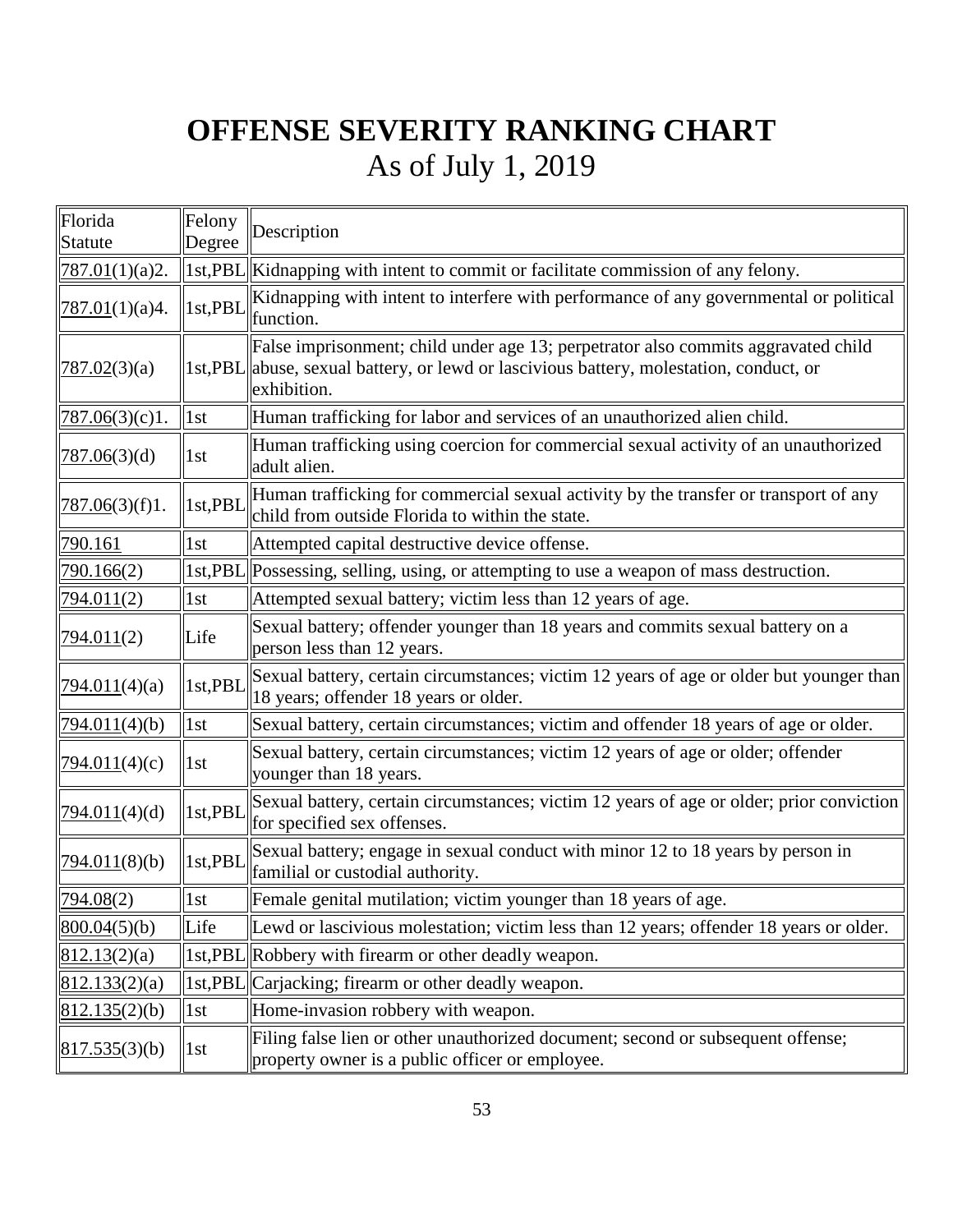# OFFENSE SEVERITY RANKING CHART

As of July 1, 2019

| Florida Statute | Felony Degree | Description |
|---|---|---|
| 787.01(1)(a)2. | 1st,PBL | Kidnapping with intent to commit or facilitate commission of any felony. |
| 787.01(1)(a)4. | 1st,PBL | Kidnapping with intent to interfere with performance of any governmental or political function. |
| 787.02(3)(a) | 1st,PBL | False imprisonment; child under age 13; perpetrator also commits aggravated child abuse, sexual battery, or lewd or lascivious battery, molestation, conduct, or exhibition. |
| 787.06(3)(c)1. | 1st | Human trafficking for labor and services of an unauthorized alien child. |
| 787.06(3)(d) | 1st | Human trafficking using coercion for commercial sexual activity of an unauthorized adult alien. |
| 787.06(3)(f)1. | 1st,PBL | Human trafficking for commercial sexual activity by the transfer or transport of any child from outside Florida to within the state. |
| 790.161 | 1st | Attempted capital destructive device offense. |
| 790.166(2) | 1st,PBL | Possessing, selling, using, or attempting to use a weapon of mass destruction. |
| 794.011(2) | 1st | Attempted sexual battery; victim less than 12 years of age. |
| 794.011(2) | Life | Sexual battery; offender younger than 18 years and commits sexual battery on a person less than 12 years. |
| 794.011(4)(a) | 1st,PBL | Sexual battery, certain circumstances; victim 12 years of age or older but younger than 18 years; offender 18 years or older. |
| 794.011(4)(b) | 1st | Sexual battery, certain circumstances; victim and offender 18 years of age or older. |
| 794.011(4)(c) | 1st | Sexual battery, certain circumstances; victim 12 years of age or older; offender younger than 18 years. |
| 794.011(4)(d) | 1st,PBL | Sexual battery, certain circumstances; victim 12 years of age or older; prior conviction for specified sex offenses. |
| 794.011(8)(b) | 1st,PBL | Sexual battery; engage in sexual conduct with minor 12 to 18 years by person in familial or custodial authority. |
| 794.08(2) | 1st | Female genital mutilation; victim younger than 18 years of age. |
| 800.04(5)(b) | Life | Lewd or lascivious molestation; victim less than 12 years; offender 18 years or older. |
| 812.13(2)(a) | 1st,PBL | Robbery with firearm or other deadly weapon. |
| 812.133(2)(a) | 1st,PBL | Carjacking; firearm or other deadly weapon. |
| 812.135(2)(b) | 1st | Home-invasion robbery with weapon. |
| 817.535(3)(b) | 1st | Filing false lien or other unauthorized document; second or subsequent offense; property owner is a public officer or employee. |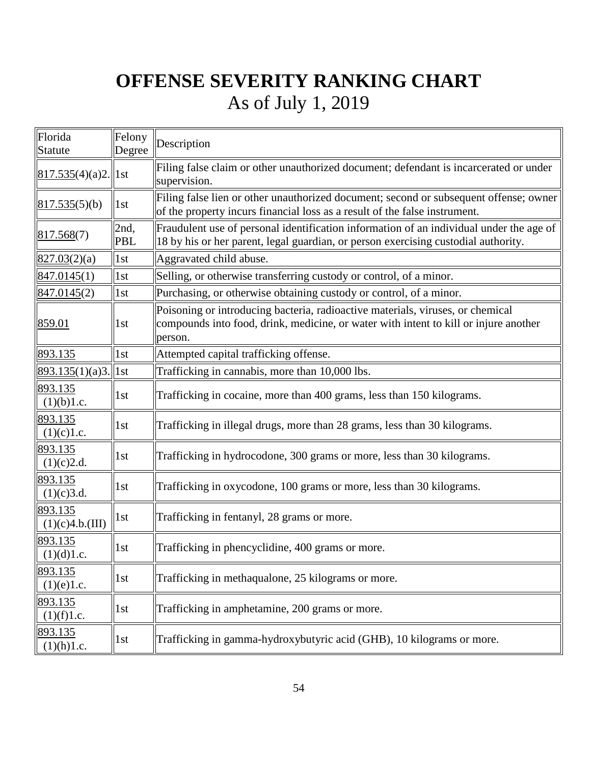# OFFENSE SEVERITY RANKING CHART

As of July 1, 2019

| Florida Statute | Felony Degree | Description |
|---|---|---|
| 817.535(4)(a)2. | 1st | Filing false claim or other unauthorized document; defendant is incarcerated or under supervision. |
| 817.535(5)(b) | 1st | Filing false lien or other unauthorized document; second or subsequent offense; owner of the property incurs financial loss as a result of the false instrument. |
| 817.568(7) | 2nd, PBL | Fraudulent use of personal identification information of an individual under the age of 18 by his or her parent, legal guardian, or person exercising custodial authority. |
| 827.03(2)(a) | 1st | Aggravated child abuse. |
| 847.0145(1) | 1st | Selling, or otherwise transferring custody or control, of a minor. |
| 847.0145(2) | 1st | Purchasing, or otherwise obtaining custody or control, of a minor. |
| 859.01 | 1st | Poisoning or introducing bacteria, radioactive materials, viruses, or chemical compounds into food, drink, medicine, or water with intent to kill or injure another person. |
| 893.135 | 1st | Attempted capital trafficking offense. |
| 893.135(1)(a)3. | 1st | Trafficking in cannabis, more than 10,000 lbs. |
| 893.135 (1)(b)1.c. | 1st | Trafficking in cocaine, more than 400 grams, less than 150 kilograms. |
| 893.135 (1)(c)1.c. | 1st | Trafficking in illegal drugs, more than 28 grams, less than 30 kilograms. |
| 893.135 (1)(c)2.d. | 1st | Trafficking in hydrocodone, 300 grams or more, less than 30 kilograms. |
| 893.135 (1)(c)3.d. | 1st | Trafficking in oxycodone, 100 grams or more, less than 30 kilograms. |
| 893.135 (1)(c)4.b.(III) | 1st | Trafficking in fentanyl, 28 grams or more. |
| 893.135 (1)(d)1.c. | 1st | Trafficking in phencyclidine, 400 grams or more. |
| 893.135 (1)(e)1.c. | 1st | Trafficking in methaqualone, 25 kilograms or more. |
| 893.135 (1)(f)1.c. | 1st | Trafficking in amphetamine, 200 grams or more. |
| 893.135 (1)(h)1.c. | 1st | Trafficking in gamma-hydroxybutyric acid (GHB), 10 kilograms or more. |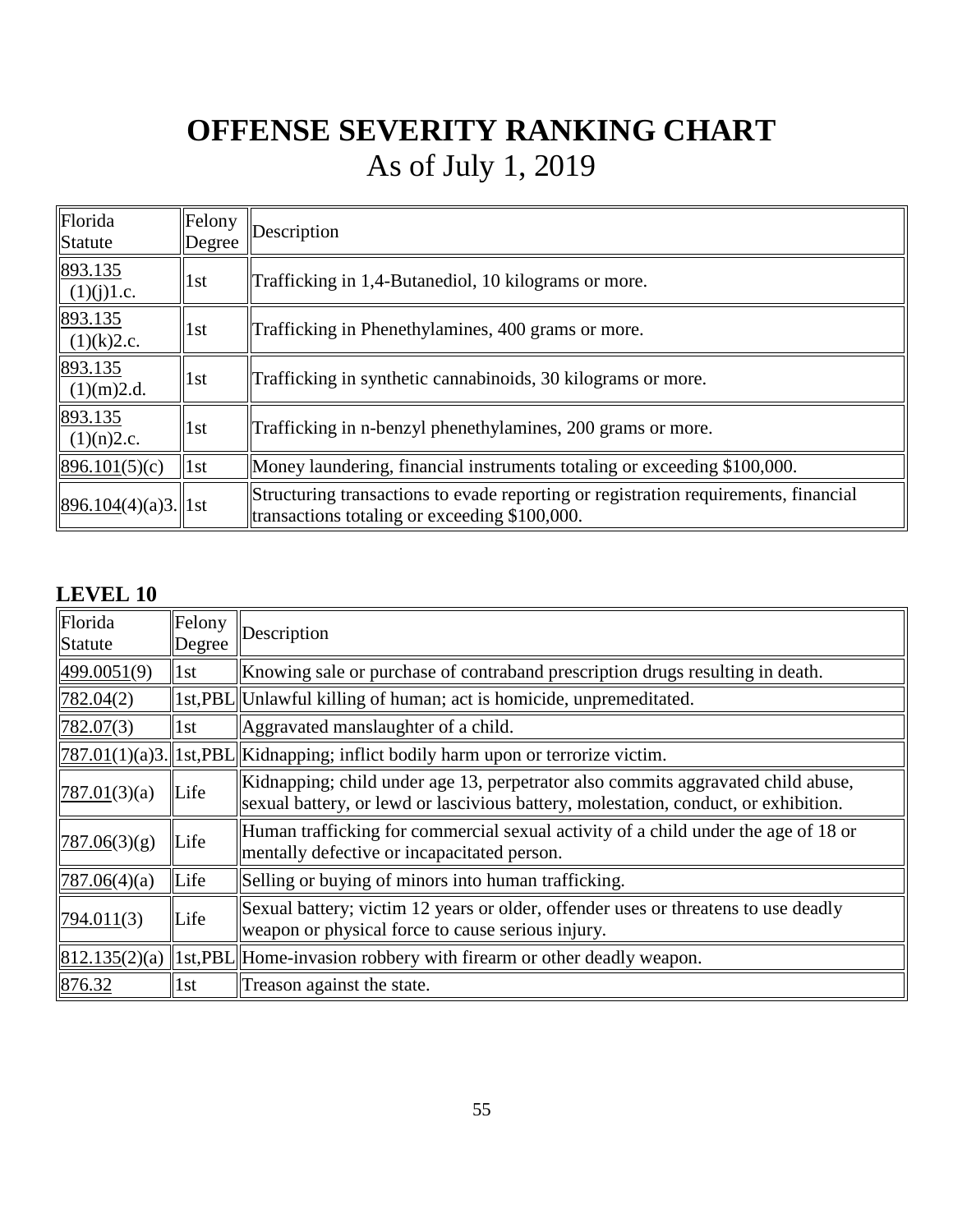# OFFENSE SEVERITY RANKING CHART
As of July 1, 2019

| Florida Statute | Felony Degree | Description |
|---|---|---|
| 893.135 (1)(j)1.c. | 1st | Trafficking in 1,4-Butanediol, 10 kilograms or more. |
| 893.135 (1)(k)2.c. | 1st | Trafficking in Phenethylamines, 400 grams or more. |
| 893.135 (1)(m)2.d. | 1st | Trafficking in synthetic cannabinoids, 30 kilograms or more. |
| 893.135 (1)(n)2.c. | 1st | Trafficking in n-benzyl phenethylamines, 200 grams or more. |
| 896.101(5)(c) | 1st | Money laundering, financial instruments totaling or exceeding $100,000. |
| 896.104(4)(a)3. | 1st | Structuring transactions to evade reporting or registration requirements, financial transactions totaling or exceeding $100,000. |

### LEVEL 10

| Florida Statute | Felony Degree | Description |
|---|---|---|
| 499.0051(9) | 1st | Knowing sale or purchase of contraband prescription drugs resulting in death. |
| 782.04(2) | 1st,PBL | Unlawful killing of human; act is homicide, unpremeditated. |
| 782.07(3) | 1st | Aggravated manslaughter of a child. |
| 787.01(1)(a)3. | 1st,PBL | Kidnapping; inflict bodily harm upon or terrorize victim. |
| 787.01(3)(a) | Life | Kidnapping; child under age 13, perpetrator also commits aggravated child abuse, sexual battery, or lewd or lascivious battery, molestation, conduct, or exhibition. |
| 787.06(3)(g) | Life | Human trafficking for commercial sexual activity of a child under the age of 18 or mentally defective or incapacitated person. |
| 787.06(4)(a) | Life | Selling or buying of minors into human trafficking. |
| 794.011(3) | Life | Sexual battery; victim 12 years or older, offender uses or threatens to use deadly weapon or physical force to cause serious injury. |
| 812.135(2)(a) | 1st,PBL | Home-invasion robbery with firearm or other deadly weapon. |
| 876.32 | 1st | Treason against the state. |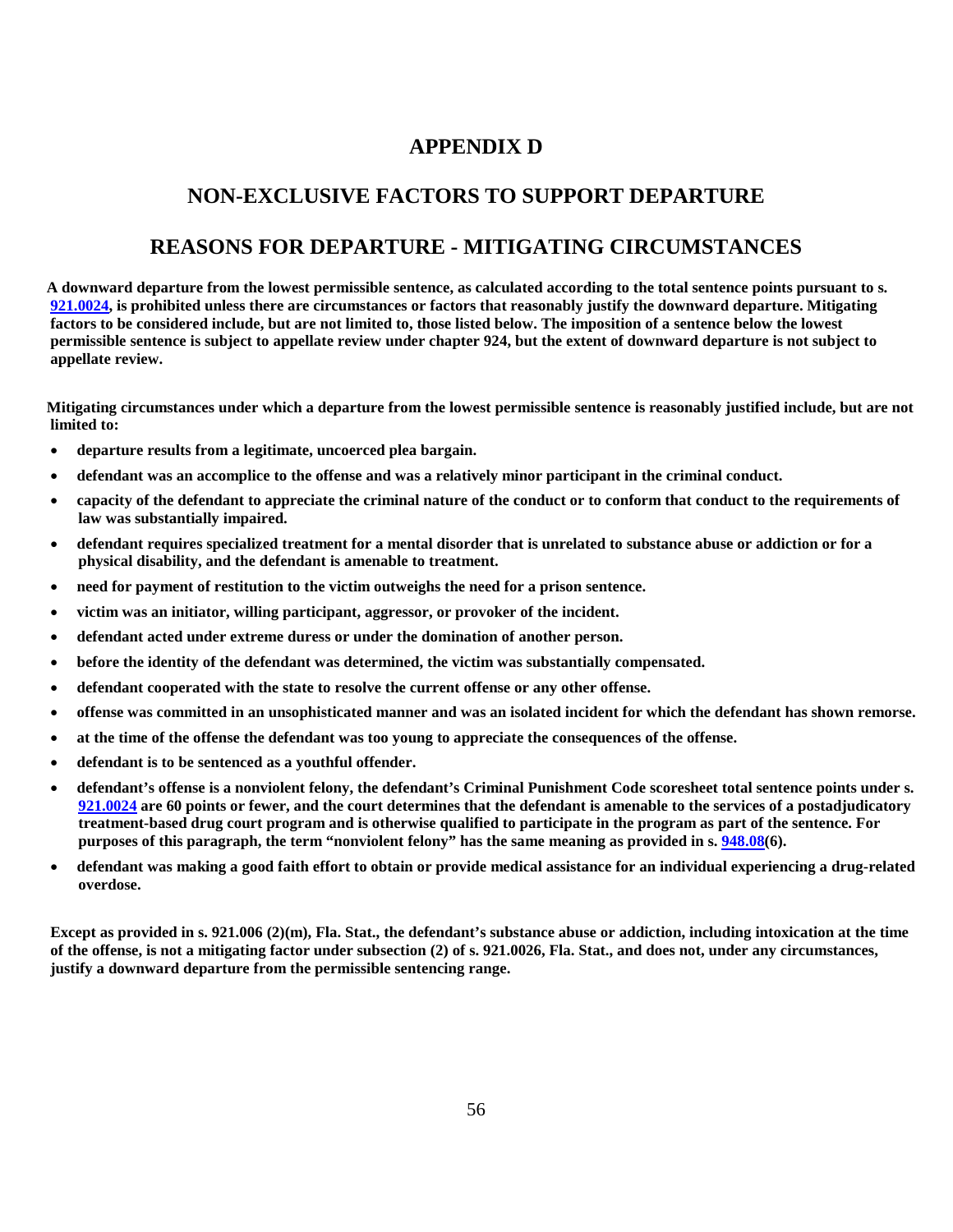# APPENDIX D

## NON-EXCLUSIVE FACTORS TO SUPPORT DEPARTURE

## REASONS FOR DEPARTURE - MITIGATING CIRCUMSTANCES

**A downward departure from the lowest permissible sentence, as calculated according to the total sentence points pursuant to s. 921.0024, is prohibited unless there are circumstances or factors that reasonably justify the downward departure. Mitigating factors to be considered include, but are not limited to, those listed below. The imposition of a sentence below the lowest permissible sentence is subject to appellate review under chapter 924, but the extent of downward departure is not subject to appellate review.**

**Mitigating circumstances under which a departure from the lowest permissible sentence is reasonably justified include, but are not limited to:**

- **departure results from a legitimate, uncoerced plea bargain.**
- **defendant was an accomplice to the offense and was a relatively minor participant in the criminal conduct.**
- **capacity of the defendant to appreciate the criminal nature of the conduct or to conform that conduct to the requirements of law was substantially impaired.**
- **defendant requires specialized treatment for a mental disorder that is unrelated to substance abuse or addiction or for a physical disability, and the defendant is amenable to treatment.**
- **need for payment of restitution to the victim outweighs the need for a prison sentence.**
- **victim was an initiator, willing participant, aggressor, or provoker of the incident.**
- **defendant acted under extreme duress or under the domination of another person.**
- **before the identity of the defendant was determined, the victim was substantially compensated.**
- **defendant cooperated with the state to resolve the current offense or any other offense.**
- **offense was committed in an unsophisticated manner and was an isolated incident for which the defendant has shown remorse.**
- **at the time of the offense the defendant was too young to appreciate the consequences of the offense.**
- **defendant is to be sentenced as a youthful offender.**
- **defendant's offense is a nonviolent felony, the defendant's Criminal Punishment Code scoresheet total sentence points under s. 921.0024 are 60 points or fewer, and the court determines that the defendant is amenable to the services of a postadjudicatory treatment-based drug court program and is otherwise qualified to participate in the program as part of the sentence. For purposes of this paragraph, the term "nonviolent felony" has the same meaning as provided in s. 948.08(6).**
- **defendant was making a good faith effort to obtain or provide medical assistance for an individual experiencing a drug-related overdose.**

**Except as provided in s. 921.006 (2)(m), Fla. Stat., the defendant's substance abuse or addiction, including intoxication at the time of the offense, is not a mitigating factor under subsection (2) of s. 921.0026, Fla. Stat., and does not, under any circumstances, justify a downward departure from the permissible sentencing range.**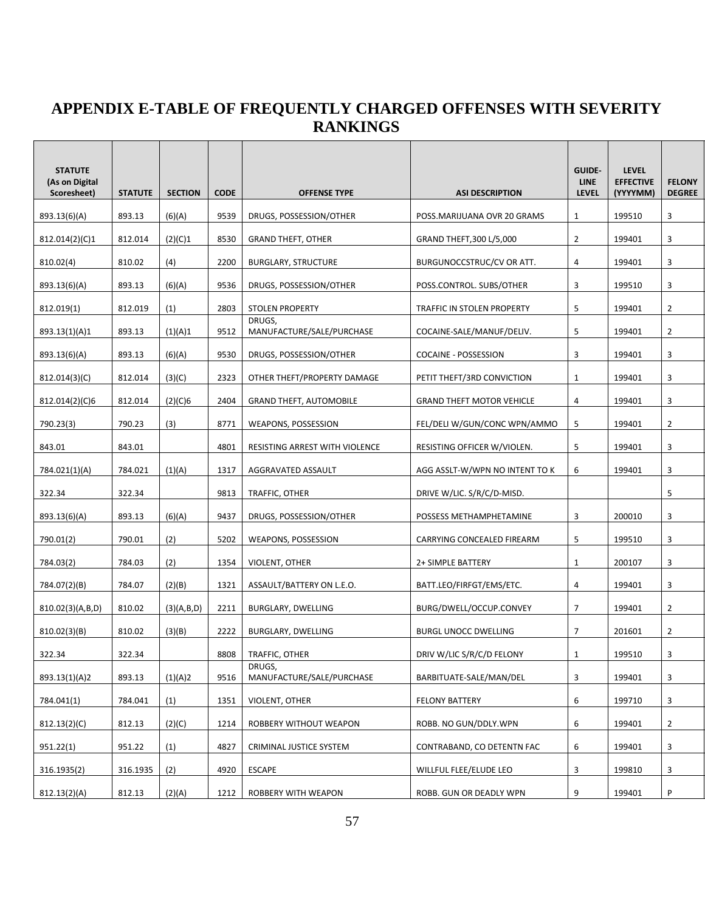# APPENDIX E-TABLE OF FREQUENTLY CHARGED OFFENSES WITH SEVERITY RANKINGS

| STATUTE (As on Digital Scoresheet) | STATUTE | SECTION | CODE | OFFENSE TYPE | ASI DESCRIPTION | GUIDE-LINE LEVEL | LEVEL EFFECTIVE (YYYYMM) | FELONY DEGREE |
|---|---|---|---|---|---|---|---|---|
| 893.13(6)(A) | 893.13 | (6)(A) | 9539 | DRUGS, POSSESSION/OTHER | POSS.MARIJUANA OVR 20 GRAMS | 1 | 199510 | 3 |
| 812.014(2)(C)1 | 812.014 | (2)(C)1 | 8530 | GRAND THEFT, OTHER | GRAND THEFT,300 L/5,000 | 2 | 199401 | 3 |
| 810.02(4) | 810.02 | (4) | 2200 | BURGLARY, STRUCTURE | BURGUNOCCSTRUC/CV OR ATT. | 4 | 199401 | 3 |
| 893.13(6)(A) | 893.13 | (6)(A) | 9536 | DRUGS, POSSESSION/OTHER | POSS.CONTROL. SUBS/OTHER | 3 | 199510 | 3 |
| 812.019(1) | 812.019 | (1) | 2803 | STOLEN PROPERTY | TRAFFIC IN STOLEN PROPERTY | 5 | 199401 | 2 |
| 893.13(1)(A)1 | 893.13 | (1)(A)1 | 9512 | DRUGS, MANUFACTURE/SALE/PURCHASE | COCAINE-SALE/MANUF/DELIV. | 5 | 199401 | 2 |
| 893.13(6)(A) | 893.13 | (6)(A) | 9530 | DRUGS, POSSESSION/OTHER | COCAINE - POSSESSION | 3 | 199401 | 3 |
| 812.014(3)(C) | 812.014 | (3)(C) | 2323 | OTHER THEFT/PROPERTY DAMAGE | PETIT THEFT/3RD CONVICTION | 1 | 199401 | 3 |
| 812.014(2)(C)6 | 812.014 | (2)(C)6 | 2404 | GRAND THEFT, AUTOMOBILE | GRAND THEFT MOTOR VEHICLE | 4 | 199401 | 3 |
| 790.23(3) | 790.23 | (3) | 8771 | WEAPONS, POSSESSION | FEL/DELI W/GUN/CONC WPN/AMMO | 5 | 199401 | 2 |
| 843.01 | 843.01 | | 4801 | RESISTING ARREST WITH VIOLENCE | RESISTING OFFICER W/VIOLEN. | 5 | 199401 | 3 |
| 784.021(1)(A) | 784.021 | (1)(A) | 1317 | AGGRAVATED ASSAULT | AGG ASSLT-W/WPN NO INTENT TO K | 6 | 199401 | 3 |
| 322.34 | 322.34 | | 9813 | TRAFFIC, OTHER | DRIVE W/LIC. S/R/C/D-MISD. | | | 5 |
| 893.13(6)(A) | 893.13 | (6)(A) | 9437 | DRUGS, POSSESSION/OTHER | POSSESS METHAMPHETAMINE | 3 | 200010 | 3 |
| 790.01(2) | 790.01 | (2) | 5202 | WEAPONS, POSSESSION | CARRYING CONCEALED FIREARM | 5 | 199510 | 3 |
| 784.03(2) | 784.03 | (2) | 1354 | VIOLENT, OTHER | 2+ SIMPLE BATTERY | 1 | 200107 | 3 |
| 784.07(2)(B) | 784.07 | (2)(B) | 1321 | ASSAULT/BATTERY ON L.E.O. | BATT.LEO/FIRFGT/EMS/ETC. | 4 | 199401 | 3 |
| 810.02(3)(A,B,D) | 810.02 | (3)(A,B,D) | 2211 | BURGLARY, DWELLING | BURG/DWELL/OCCUP.CONVEY | 7 | 199401 | 2 |
| 810.02(3)(B) | 810.02 | (3)(B) | 2222 | BURGLARY, DWELLING | BURGL UNOCC DWELLING | 7 | 201601 | 2 |
| 322.34 | 322.34 | | 8808 | TRAFFIC, OTHER | DRIV W/LIC S/R/C/D FELONY | 1 | 199510 | 3 |
| 893.13(1)(A)2 | 893.13 | (1)(A)2 | 9516 | DRUGS, MANUFACTURE/SALE/PURCHASE | BARBITUATE-SALE/MAN/DEL | 3 | 199401 | 3 |
| 784.041(1) | 784.041 | (1) | 1351 | VIOLENT, OTHER | FELONY BATTERY | 6 | 199710 | 3 |
| 812.13(2)(C) | 812.13 | (2)(C) | 1214 | ROBBERY WITHOUT WEAPON | ROBB. NO GUN/DDLY.WPN | 6 | 199401 | 2 |
| 951.22(1) | 951.22 | (1) | 4827 | CRIMINAL JUSTICE SYSTEM | CONTRABAND, CO DETENTN FAC | 6 | 199401 | 3 |
| 316.1935(2) | 316.1935 | (2) | 4920 | ESCAPE | WILLFUL FLEE/ELUDE LEO | 3 | 199810 | 3 |
| 812.13(2)(A) | 812.13 | (2)(A) | 1212 | ROBBERY WITH WEAPON | ROBB. GUN OR DEADLY WPN | 9 | 199401 | P |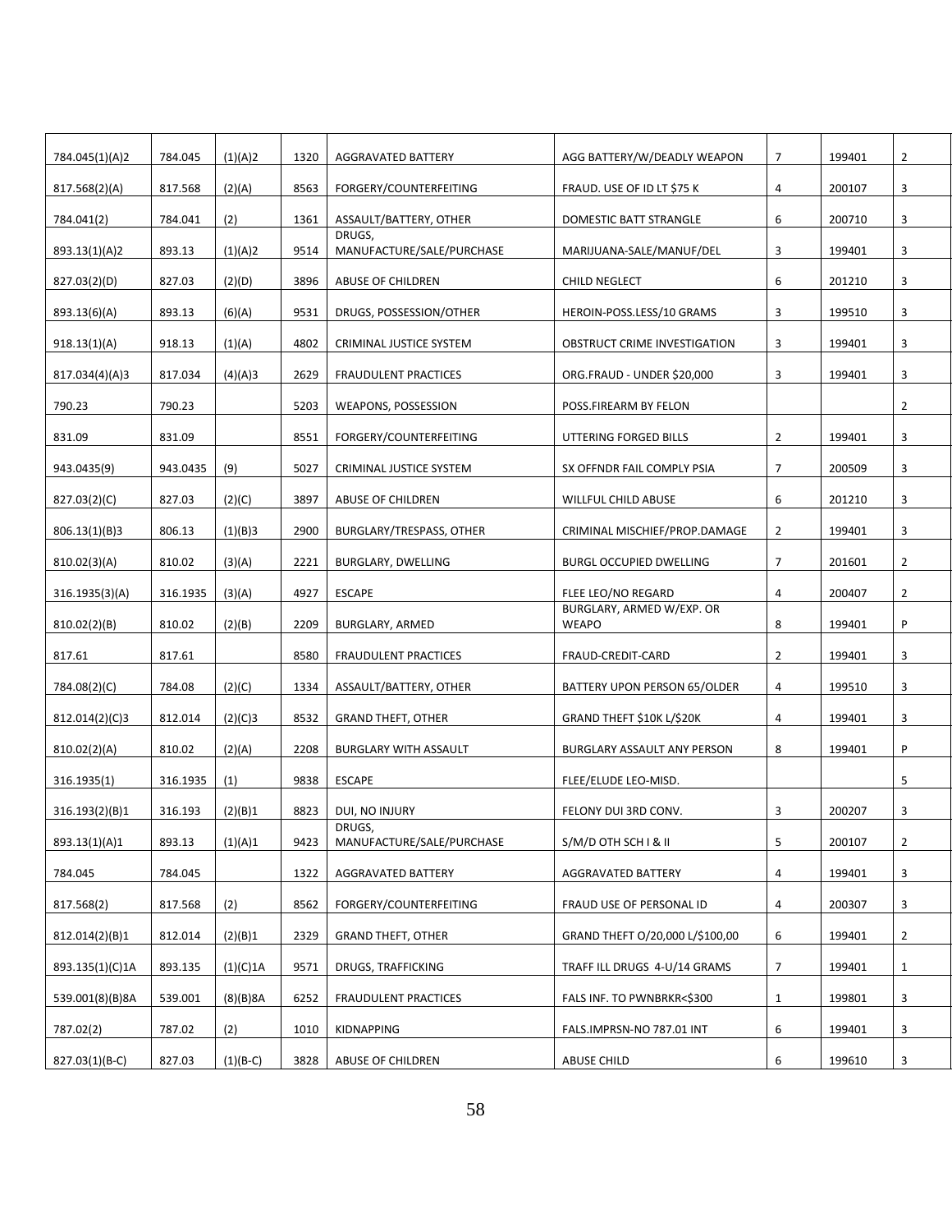| | | | | | | | | |
|---|---|---|---|---|---|---|---|---|
| 784.045(1)(A)2 | 784.045 | (1)(A)2 | 1320 | AGGRAVATED BATTERY | AGG BATTERY/W/DEADLY WEAPON | 7 | 199401 | 2 |
| 817.568(2)(A) | 817.568 | (2)(A) | 8563 | FORGERY/COUNTERFEITING | FRAUD. USE OF ID LT $75 K | 4 | 200107 | 3 |
| 784.041(2) | 784.041 | (2) | 1361 | ASSAULT/BATTERY, OTHER | DOMESTIC BATT STRANGLE | 6 | 200710 | 3 |
| 893.13(1)(A)2 | 893.13 | (1)(A)2 | 9514 | DRUGS, MANUFACTURE/SALE/PURCHASE | MARIJUANA-SALE/MANUF/DEL | 3 | 199401 | 3 |
| 827.03(2)(D) | 827.03 | (2)(D) | 3896 | ABUSE OF CHILDREN | CHILD NEGLECT | 6 | 201210 | 3 |
| 893.13(6)(A) | 893.13 | (6)(A) | 9531 | DRUGS, POSSESSION/OTHER | HEROIN-POSS.LESS/10 GRAMS | 3 | 199510 | 3 |
| 918.13(1)(A) | 918.13 | (1)(A) | 4802 | CRIMINAL JUSTICE SYSTEM | OBSTRUCT CRIME INVESTIGATION | 3 | 199401 | 3 |
| 817.034(4)(A)3 | 817.034 | (4)(A)3 | 2629 | FRAUDULENT PRACTICES | ORG.FRAUD - UNDER $20,000 | 3 | 199401 | 3 |
| 790.23 | 790.23 | | 5203 | WEAPONS, POSSESSION | POSS.FIREARM BY FELON | | | 2 |
| 831.09 | 831.09 | | 8551 | FORGERY/COUNTERFEITING | UTTERING FORGED BILLS | 2 | 199401 | 3 |
| 943.0435(9) | 943.0435 | (9) | 5027 | CRIMINAL JUSTICE SYSTEM | SX OFFNDR FAIL COMPLY PSIA | 7 | 200509 | 3 |
| 827.03(2)(C) | 827.03 | (2)(C) | 3897 | ABUSE OF CHILDREN | WILLFUL CHILD ABUSE | 6 | 201210 | 3 |
| 806.13(1)(B)3 | 806.13 | (1)(B)3 | 2900 | BURGLARY/TRESPASS, OTHER | CRIMINAL MISCHIEF/PROP.DAMAGE | 2 | 199401 | 3 |
| 810.02(3)(A) | 810.02 | (3)(A) | 2221 | BURGLARY, DWELLING | BURGL OCCUPIED DWELLING | 7 | 201601 | 2 |
| 316.1935(3)(A) | 316.1935 | (3)(A) | 4927 | ESCAPE | FLEE LEO/NO REGARD | 4 | 200407 | 2 |
| 810.02(2)(B) | 810.02 | (2)(B) | 2209 | BURGLARY, ARMED | BURGLARY, ARMED W/EXP. OR WEAPO | 8 | 199401 | P |
| 817.61 | 817.61 | | 8580 | FRAUDULENT PRACTICES | FRAUD-CREDIT-CARD | 2 | 199401 | 3 |
| 784.08(2)(C) | 784.08 | (2)(C) | 1334 | ASSAULT/BATTERY, OTHER | BATTERY UPON PERSON 65/OLDER | 4 | 199510 | 3 |
| 812.014(2)(C)3 | 812.014 | (2)(C)3 | 8532 | GRAND THEFT, OTHER | GRAND THEFT $10K L/$20K | 4 | 199401 | 3 |
| 810.02(2)(A) | 810.02 | (2)(A) | 2208 | BURGLARY WITH ASSAULT | BURGLARY ASSAULT ANY PERSON | 8 | 199401 | P |
| 316.1935(1) | 316.1935 | (1) | 9838 | ESCAPE | FLEE/ELUDE LEO-MISD. | | | 5 |
| 316.193(2)(B)1 | 316.193 | (2)(B)1 | 8823 | DUI, NO INJURY | FELONY DUI 3RD CONV. | 3 | 200207 | 3 |
| 893.13(1)(A)1 | 893.13 | (1)(A)1 | 9423 | DRUGS, MANUFACTURE/SALE/PURCHASE | S/M/D OTH SCH I & II | 5 | 200107 | 2 |
| 784.045 | 784.045 | | 1322 | AGGRAVATED BATTERY | AGGRAVATED BATTERY | 4 | 199401 | 3 |
| 817.568(2) | 817.568 | (2) | 8562 | FORGERY/COUNTERFEITING | FRAUD USE OF PERSONAL ID | 4 | 200307 | 3 |
| 812.014(2)(B)1 | 812.014 | (2)(B)1 | 2329 | GRAND THEFT, OTHER | GRAND THEFT O/20,000 L/$100,00 | 6 | 199401 | 2 |
| 893.135(1)(C)1A | 893.135 | (1)(C)1A | 9571 | DRUGS, TRAFFICKING | TRAFF ILL DRUGS 4-U/14 GRAMS | 7 | 199401 | 1 |
| 539.001(8)(B)8A | 539.001 | (8)(B)8A | 6252 | FRAUDULENT PRACTICES | FALS INF. TO PWNBRKR<$300 | 1 | 199801 | 3 |
| 787.02(2) | 787.02 | (2) | 1010 | KIDNAPPING | FALS.IMPRSN-NO 787.01 INT | 6 | 199401 | 3 |
| 827.03(1)(B-C) | 827.03 | (1)(B-C) | 3828 | ABUSE OF CHILDREN | ABUSE CHILD | 6 | 199610 | 3 |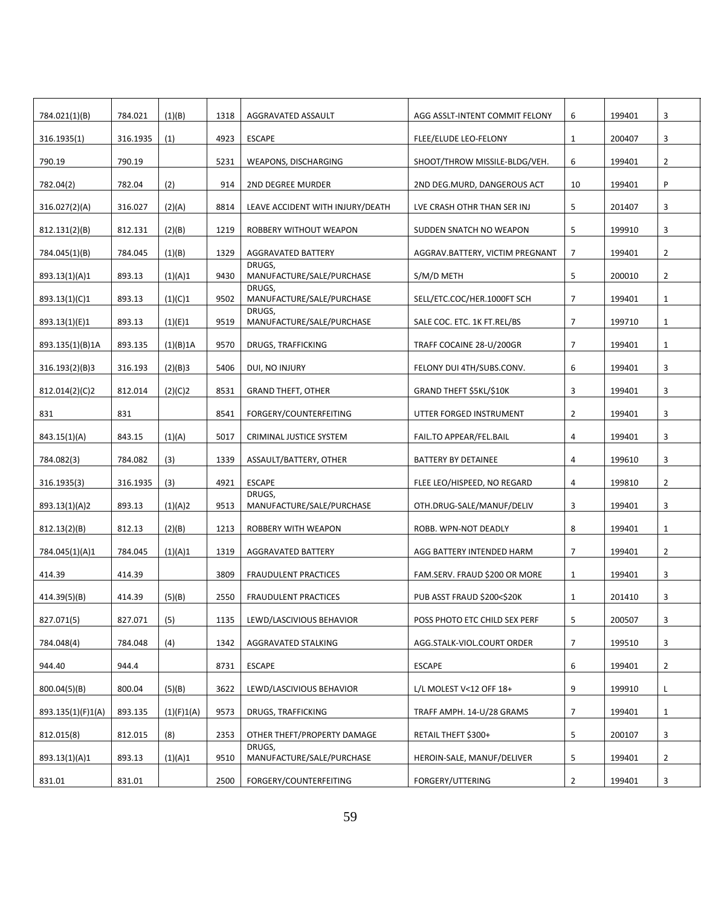| | | | | | | | | |
|---|---|---|---|---|---|---|---|---|
| 784.021(1)(B) | 784.021 | (1)(B) | 1318 | AGGRAVATED ASSAULT | AGG ASSLT-INTENT COMMIT FELONY | 6 | 199401 | 3 |
| 316.1935(1) | 316.1935 | (1) | 4923 | ESCAPE | FLEE/ELUDE LEO-FELONY | 1 | 200407 | 3 |
| 790.19 | 790.19 | | 5231 | WEAPONS, DISCHARGING | SHOOT/THROW MISSILE-BLDG/VEH. | 6 | 199401 | 2 |
| 782.04(2) | 782.04 | (2) | 914 | 2ND DEGREE MURDER | 2ND DEG.MURD, DANGEROUS ACT | 10 | 199401 | P |
| 316.027(2)(A) | 316.027 | (2)(A) | 8814 | LEAVE ACCIDENT WITH INJURY/DEATH | LVE CRASH OTHR THAN SER INJ | 5 | 201407 | 3 |
| 812.131(2)(B) | 812.131 | (2)(B) | 1219 | ROBBERY WITHOUT WEAPON | SUDDEN SNATCH NO WEAPON | 5 | 199910 | 3 |
| 784.045(1)(B) | 784.045 | (1)(B) | 1329 | AGGRAVATED BATTERY | AGGRAV.BATTERY, VICTIM PREGNANT | 7 | 199401 | 2 |
| 893.13(1)(A)1 | 893.13 | (1)(A)1 | 9430 | DRUGS, MANUFACTURE/SALE/PURCHASE | S/M/D METH | 5 | 200010 | 2 |
| 893.13(1)(C)1 | 893.13 | (1)(C)1 | 9502 | DRUGS, MANUFACTURE/SALE/PURCHASE | SELL/ETC.COC/HER.1000FT SCH | 7 | 199401 | 1 |
| 893.13(1)(E)1 | 893.13 | (1)(E)1 | 9519 | DRUGS, MANUFACTURE/SALE/PURCHASE | SALE COC. ETC. 1K FT.REL/BS | 7 | 199710 | 1 |
| 893.135(1)(B)1A | 893.135 | (1)(B)1A | 9570 | DRUGS, TRAFFICKING | TRAFF COCAINE 28-U/200GR | 7 | 199401 | 1 |
| 316.193(2)(B)3 | 316.193 | (2)(B)3 | 5406 | DUI, NO INJURY | FELONY DUI 4TH/SUBS.CONV. | 6 | 199401 | 3 |
| 812.014(2)(C)2 | 812.014 | (2)(C)2 | 8531 | GRAND THEFT, OTHER | GRAND THEFT $5KL/$10K | 3 | 199401 | 3 |
| 831 | 831 | | 8541 | FORGERY/COUNTERFEITING | UTTER FORGED INSTRUMENT | 2 | 199401 | 3 |
| 843.15(1)(A) | 843.15 | (1)(A) | 5017 | CRIMINAL JUSTICE SYSTEM | FAIL.TO APPEAR/FEL.BAIL | 4 | 199401 | 3 |
| 784.082(3) | 784.082 | (3) | 1339 | ASSAULT/BATTERY, OTHER | BATTERY BY DETAINEE | 4 | 199610 | 3 |
| 316.1935(3) | 316.1935 | (3) | 4921 | ESCAPE | FLEE LEO/HISPEED, NO REGARD | 4 | 199810 | 2 |
| 893.13(1)(A)2 | 893.13 | (1)(A)2 | 9513 | DRUGS, MANUFACTURE/SALE/PURCHASE | OTH.DRUG-SALE/MANUF/DELIV | 3 | 199401 | 3 |
| 812.13(2)(B) | 812.13 | (2)(B) | 1213 | ROBBERY WITH WEAPON | ROBB. WPN-NOT DEADLY | 8 | 199401 | 1 |
| 784.045(1)(A)1 | 784.045 | (1)(A)1 | 1319 | AGGRAVATED BATTERY | AGG BATTERY INTENDED HARM | 7 | 199401 | 2 |
| 414.39 | 414.39 | | 3809 | FRAUDULENT PRACTICES | FAM.SERV. FRAUD $200 OR MORE | 1 | 199401 | 3 |
| 414.39(5)(B) | 414.39 | (5)(B) | 2550 | FRAUDULENT PRACTICES | PUB ASST FRAUD $200<$20K | 1 | 201410 | 3 |
| 827.071(5) | 827.071 | (5) | 1135 | LEWD/LASCIVIOUS BEHAVIOR | POSS PHOTO ETC CHILD SEX PERF | 5 | 200507 | 3 |
| 784.048(4) | 784.048 | (4) | 1342 | AGGRAVATED STALKING | AGG.STALK-VIOL.COURT ORDER | 7 | 199510 | 3 |
| 944.40 | 944.4 | | 8731 | ESCAPE | ESCAPE | 6 | 199401 | 2 |
| 800.04(5)(B) | 800.04 | (5)(B) | 3622 | LEWD/LASCIVIOUS BEHAVIOR | L/L MOLEST V<12 OFF 18+ | 9 | 199910 | L |
| 893.135(1)(F)1(A) | 893.135 | (1)(F)1(A) | 9573 | DRUGS, TRAFFICKING | TRAFF AMPH. 14-U/28 GRAMS | 7 | 199401 | 1 |
| 812.015(8) | 812.015 | (8) | 2353 | OTHER THEFT/PROPERTY DAMAGE | RETAIL THEFT $300+ | 5 | 200107 | 3 |
| 893.13(1)(A)1 | 893.13 | (1)(A)1 | 9510 | DRUGS, MANUFACTURE/SALE/PURCHASE | HEROIN-SALE, MANUF/DELIVER | 5 | 199401 | 2 |
| 831.01 | 831.01 | | 2500 | FORGERY/COUNTERFEITING | FORGERY/UTTERING | 2 | 199401 | 3 |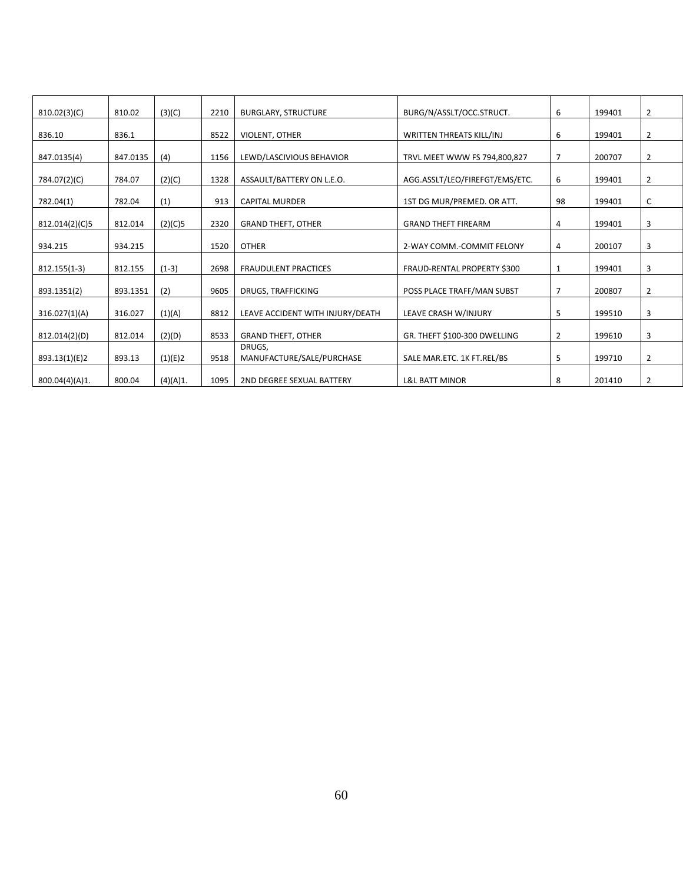| | | | | | | | | |
|---|---|---|---|---|---|---|---|---|
| 810.02(3)(C) | 810.02 | (3)(C) | 2210 | BURGLARY, STRUCTURE | BURG/N/ASSLT/OCC.STRUCT. | 6 | 199401 | 2 |
| 836.10 | 836.1 | | 8522 | VIOLENT, OTHER | WRITTEN THREATS KILL/INJ | 6 | 199401 | 2 |
| 847.0135(4) | 847.0135 | (4) | 1156 | LEWD/LASCIVIOUS BEHAVIOR | TRVL MEET WWW FS 794,800,827 | 7 | 200707 | 2 |
| 784.07(2)(C) | 784.07 | (2)(C) | 1328 | ASSAULT/BATTERY ON L.E.O. | AGG.ASSLT/LEO/FIREFGT/EMS/ETC. | 6 | 199401 | 2 |
| 782.04(1) | 782.04 | (1) | 913 | CAPITAL MURDER | 1ST DG MUR/PREMED. OR ATT. | 98 | 199401 | C |
| 812.014(2)(C)5 | 812.014 | (2)(C)5 | 2320 | GRAND THEFT, OTHER | GRAND THEFT FIREARM | 4 | 199401 | 3 |
| 934.215 | 934.215 | | 1520 | OTHER | 2-WAY COMM.-COMMIT FELONY | 4 | 200107 | 3 |
| 812.155(1-3) | 812.155 | (1-3) | 2698 | FRAUDULENT PRACTICES | FRAUD-RENTAL PROPERTY $300 | 1 | 199401 | 3 |
| 893.1351(2) | 893.1351 | (2) | 9605 | DRUGS, TRAFFICKING | POSS PLACE TRAFF/MAN SUBST | 7 | 200807 | 2 |
| 316.027(1)(A) | 316.027 | (1)(A) | 8812 | LEAVE ACCIDENT WITH INJURY/DEATH | LEAVE CRASH W/INJURY | 5 | 199510 | 3 |
| 812.014(2)(D) | 812.014 | (2)(D) | 8533 | GRAND THEFT, OTHER | GR. THEFT $100-300 DWELLING | 2 | 199610 | 3 |
| 893.13(1)(E)2 | 893.13 | (1)(E)2 | 9518 | DRUGS, MANUFACTURE/SALE/PURCHASE | SALE MAR.ETC. 1K FT.REL/BS | 5 | 199710 | 2 |
| 800.04(4)(A)1. | 800.04 | (4)(A)1. | 1095 | 2ND DEGREE SEXUAL BATTERY | L&L BATT MINOR | 8 | 201410 | 2 |